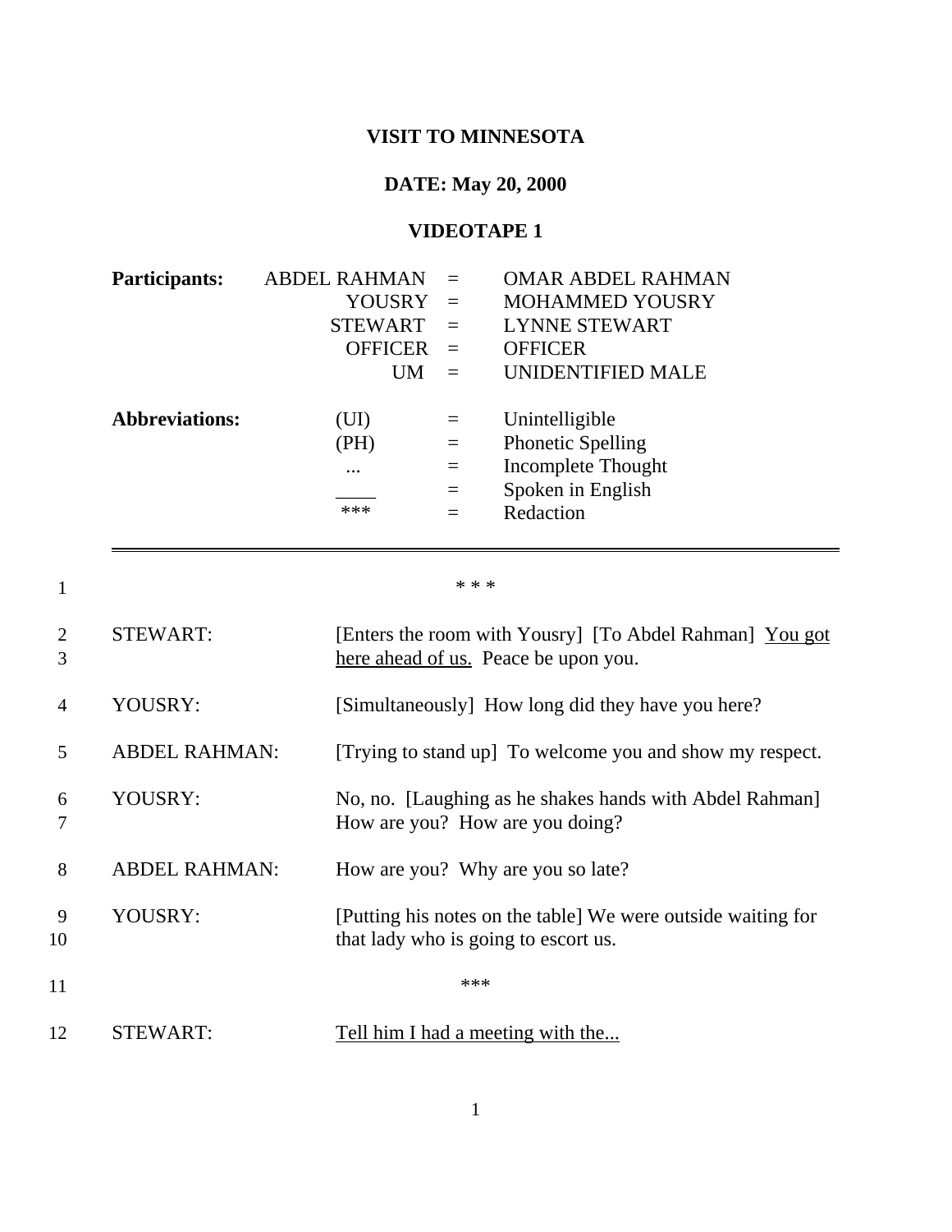# VISIT TO MINNESOTA

## DATE: May 20, 2000

## VIDEOTAPE 1

| **Participants:** | | | |
|---|---|---|---|
| | ABDEL RAHMAN | = | OMAR ABDEL RAHMAN |
| | YOUSRY | = | MOHAMMED YOUSRY |
| | STEWART | = | LYNNE STEWART |
| | OFFICER | = | OFFICER |
| | UM | = | UNIDENTIFIED MALE |

| **Abbreviations:** | | | |
|---|---|---|---|
| | (UI) | = | Unintelligible |
| | (PH) | = | Phonetic Spelling |
| | ... | = | Incomplete Thought |
| | ____ | = | Spoken in English |
| | *** | = | Redaction |

---

1 * * *

2-3 STEWART: [Enters the room with Yousry] [To Abdel Rahman] <u>You got here ahead of us.</u> Peace be upon you.

4 YOUSRY: [Simultaneously] How long did they have you here?

5 ABDEL RAHMAN: [Trying to stand up] To welcome you and show my respect.

6-7 YOUSRY: No, no. [Laughing as he shakes hands with Abdel Rahman] How are you? How are you doing?

8 ABDEL RAHMAN: How are you? Why are you so late?

9-10 YOUSRY: [Putting his notes on the table] We were outside waiting for that lady who is going to escort us.

11 ***

12 STEWART: <u>Tell him I had a meeting with the...</u>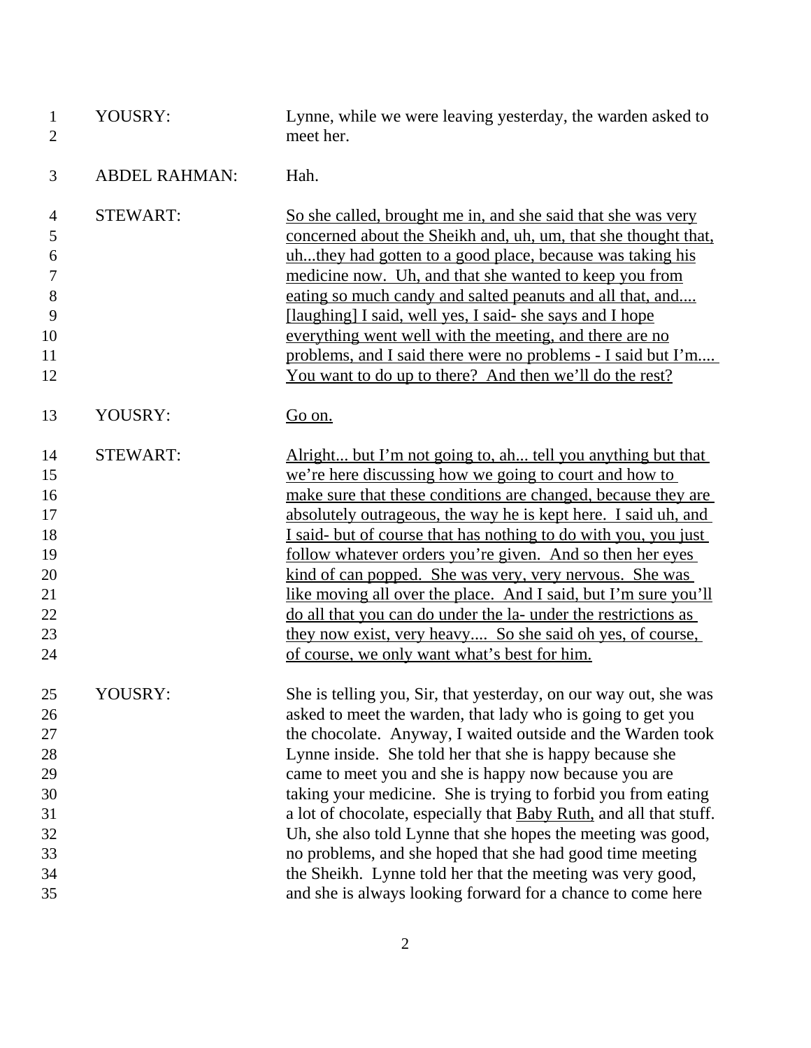| | Speaker | Text |
|---|---|---|
| 1-2 | YOUSRY: | Lynne, while we were leaving yesterday, the warden asked to meet her. |
| 3 | ABDEL RAHMAN: | Hah. |
| 4-12 | STEWART: | <u>So she called, brought me in, and she said that she was very concerned about the Sheikh and, uh, um, that she thought that, uh...they had gotten to a good place, because was taking his medicine now. Uh, and that she wanted to keep you from eating so much candy and salted peanuts and all that, and.... [laughing] I said, well yes, I said- she says and I hope everything went well with the meeting, and there are no problems, and I said there were no problems - I said but I'm.... You want to do up to there? And then we'll do the rest?</u> |
| 13 | YOUSRY: | <u>Go on.</u> |
| 14-24 | STEWART: | <u>Alright... but I'm not going to, ah... tell you anything but that we're here discussing how we going to court and how to make sure that these conditions are changed, because they are absolutely outrageous, the way he is kept here. I said uh, and I said- but of course that has nothing to do with you, you just follow whatever orders you're given. And so then her eyes kind of can popped. She was very, very nervous. She was like moving all over the place. And I said, but I'm sure you'll do all that you can do under the la- under the restrictions as they now exist, very heavy.... So she said oh yes, of course, of course, we only want what's best for him.</u> |
| 25-35 | YOUSRY: | She is telling you, Sir, that yesterday, on our way out, she was asked to meet the warden, that lady who is going to get you the chocolate. Anyway, I waited outside and the Warden took Lynne inside. She told her that she is happy because she came to meet you and she is happy now because you are taking your medicine. She is trying to forbid you from eating a lot of chocolate, especially that <u>Baby Ruth,</u> and all that stuff. Uh, she also told Lynne that she hopes the meeting was good, no problems, and she hoped that she had good time meeting the Sheikh. Lynne told her that the meeting was very good, and she is always looking forward for a chance to come here |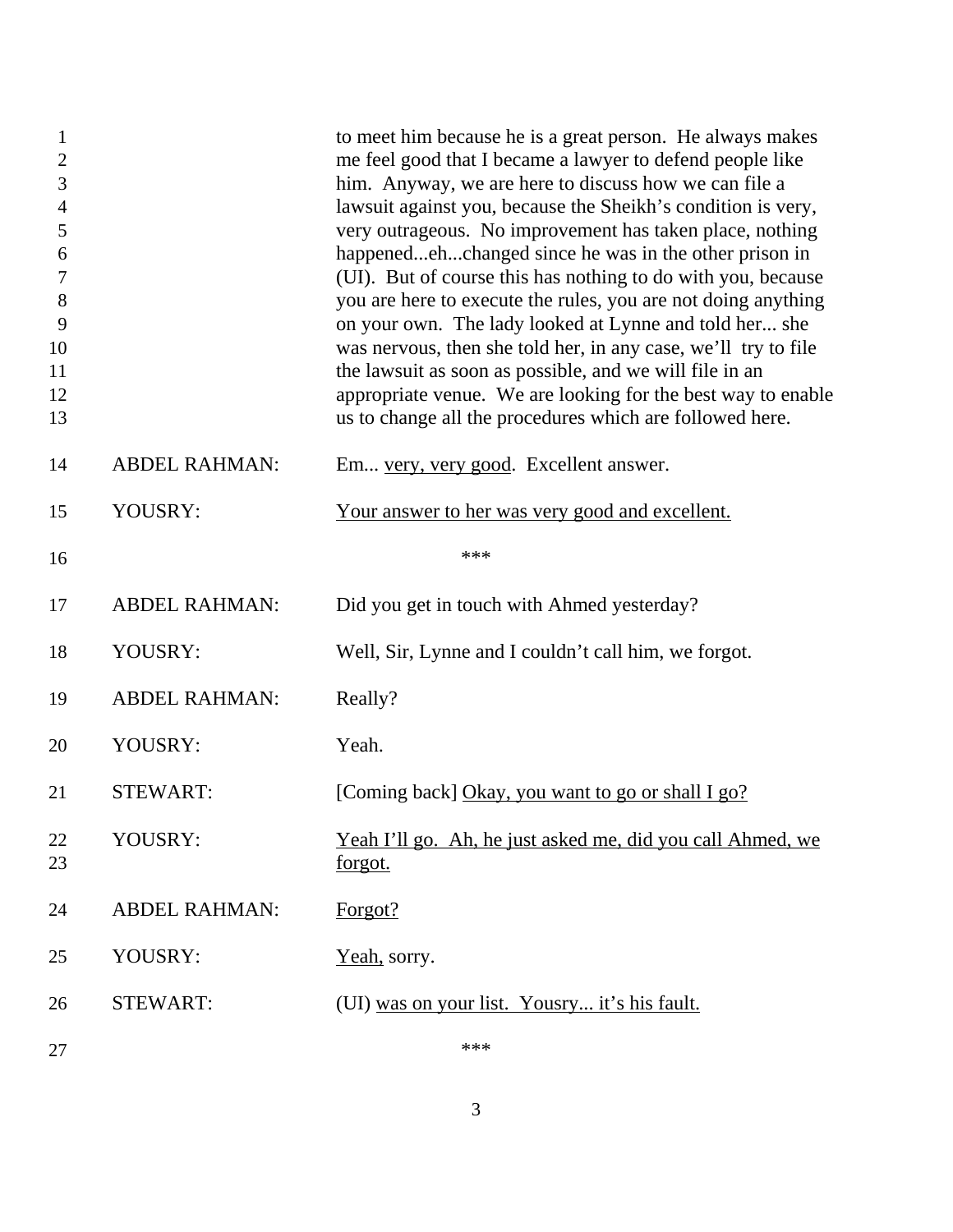to meet him because he is a great person. He always makes me feel good that I became a lawyer to defend people like him. Anyway, we are here to discuss how we can file a lawsuit against you, because the Sheikh's condition is very, very outrageous. No improvement has taken place, nothing happened...eh...changed since he was in the other prison in (UI). But of course this has nothing to do with you, because you are here to execute the rules, you are not doing anything on your own. The lady looked at Lynne and told her... she was nervous, then she told her, in any case, we'll try to file the lawsuit as soon as possible, and we will file in an appropriate venue. We are looking for the best way to enable us to change all the procedures which are followed here.

ABDEL RAHMAN: Em... <u>very, very good</u>. Excellent answer.

YOUSRY: <u>Your answer to her was very good and excellent.</u>

***

ABDEL RAHMAN: Did you get in touch with Ahmed yesterday?

YOUSRY: Well, Sir, Lynne and I couldn't call him, we forgot.

ABDEL RAHMAN: Really?

YOUSRY: Yeah.

STEWART: [Coming back] <u>Okay, you want to go or shall I go?</u>

YOUSRY: <u>Yeah I'll go. Ah, he just asked me, did you call Ahmed, we forgot.</u>

ABDEL RAHMAN: <u>Forgot?</u>

YOUSRY: <u>Yeah,</u> sorry.

STEWART: (UI) <u>was on your list. Yousry... it's his fault.</u>

***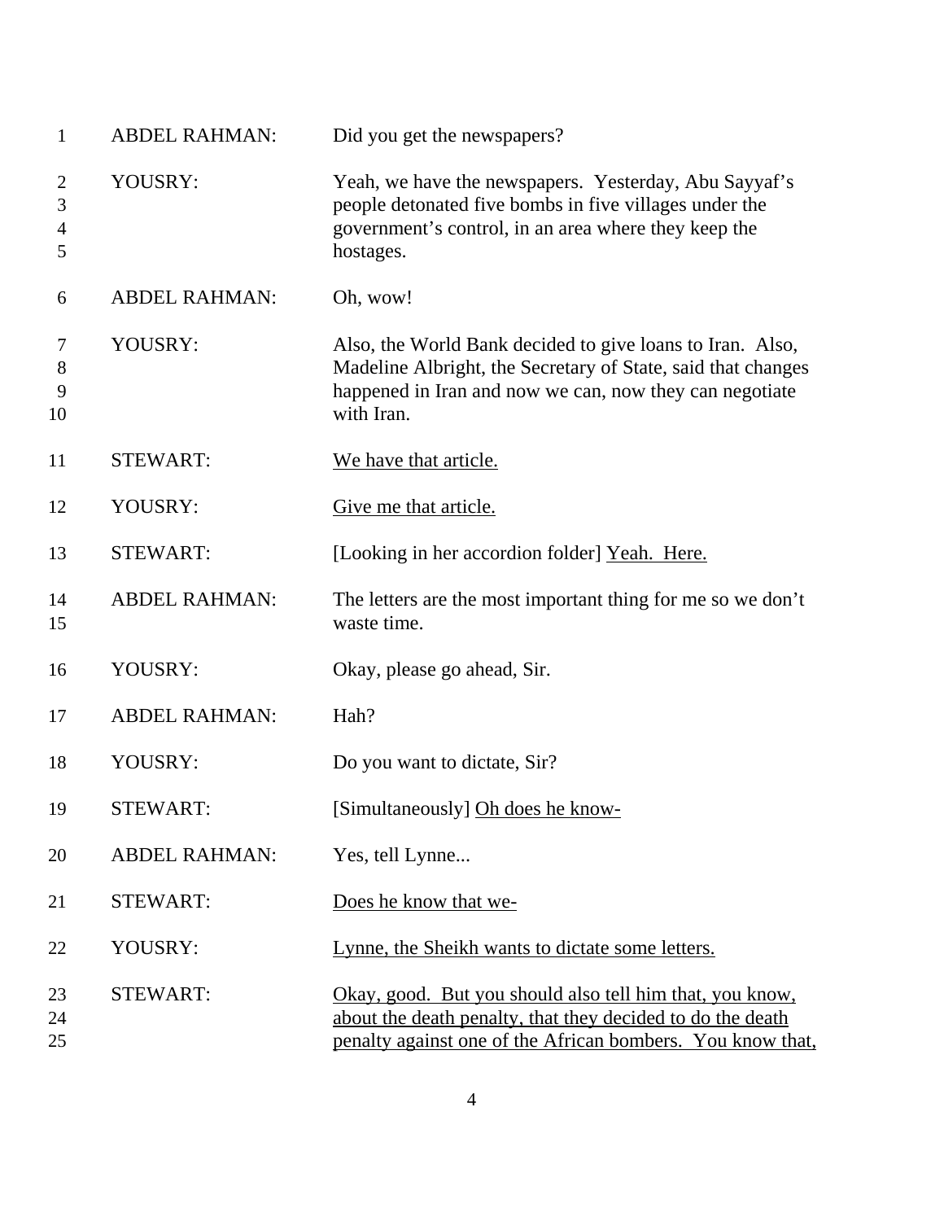| | | |
|---|---|---|
| 1 | ABDEL RAHMAN: | Did you get the newspapers? |
| 2<br>3<br>4<br>5 | YOUSRY: | Yeah, we have the newspapers. Yesterday, Abu Sayyaf's people detonated five bombs in five villages under the government's control, in an area where they keep the hostages. |
| 6 | ABDEL RAHMAN: | Oh, wow! |
| 7<br>8<br>9<br>10 | YOUSRY: | Also, the World Bank decided to give loans to Iran. Also, Madeline Albright, the Secretary of State, said that changes happened in Iran and now we can, now they can negotiate with Iran. |
| 11 | STEWART: | <u>We have that article.</u> |
| 12 | YOUSRY: | <u>Give me that article.</u> |
| 13 | STEWART: | [Looking in her accordion folder] <u>Yeah. Here.</u> |
| 14<br>15 | ABDEL RAHMAN: | The letters are the most important thing for me so we don't waste time. |
| 16 | YOUSRY: | Okay, please go ahead, Sir. |
| 17 | ABDEL RAHMAN: | Hah? |
| 18 | YOUSRY: | Do you want to dictate, Sir? |
| 19 | STEWART: | [Simultaneously] <u>Oh does he know-</u> |
| 20 | ABDEL RAHMAN: | Yes, tell Lynne... |
| 21 | STEWART: | <u>Does he know that we-</u> |
| 22 | YOUSRY: | <u>Lynne, the Sheikh wants to dictate some letters.</u> |
| 23<br>24<br>25 | STEWART: | <u>Okay, good. But you should also tell him that, you know, about the death penalty, that they decided to do the death penalty against one of the African bombers. You know that,</u> |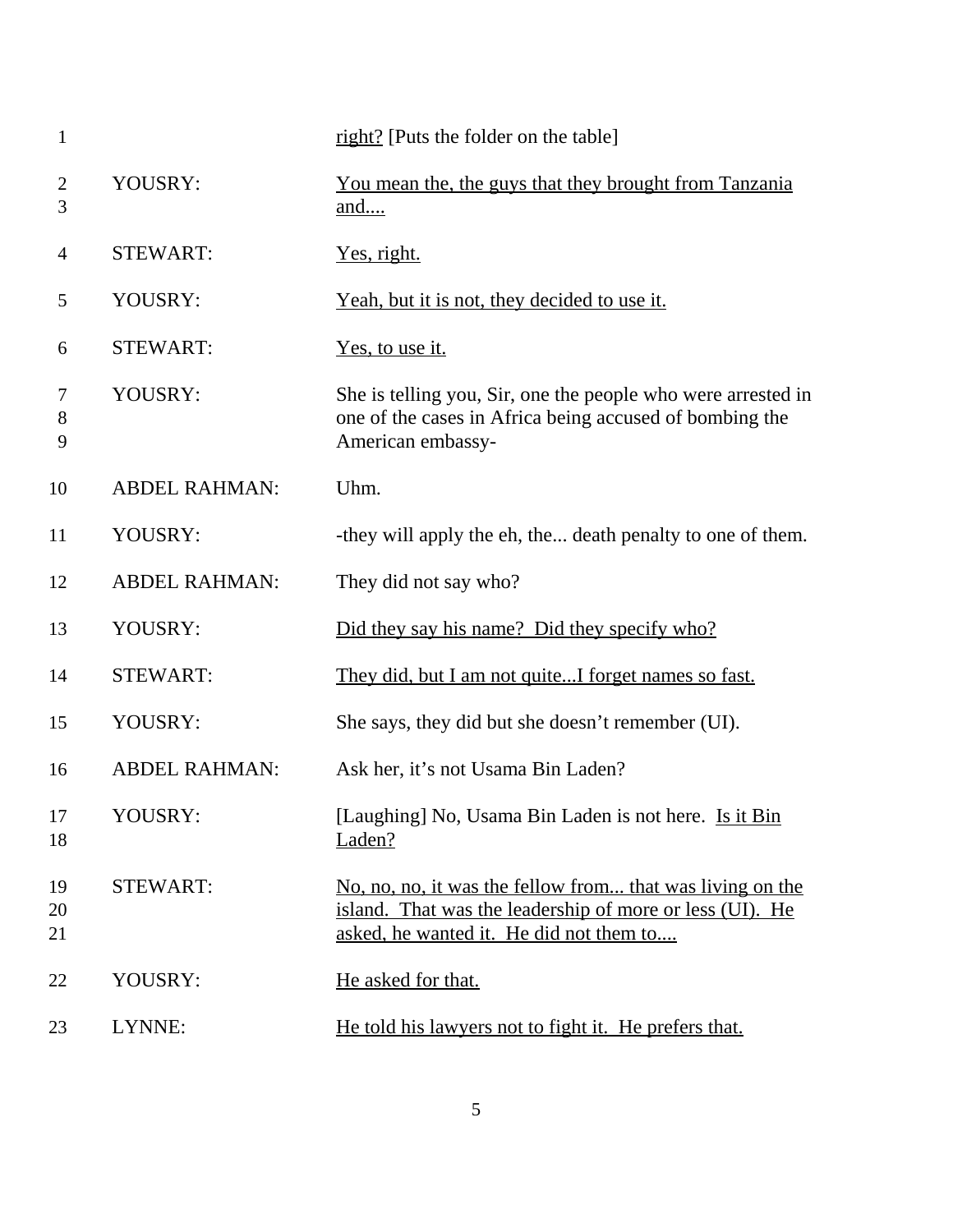| | | |
|---|---|---|
| 1 | | <u>right?</u> [Puts the folder on the table] |
| 2<br>3 | YOUSRY: | <u>You mean the, the guys that they brought from Tanzania and....</u> |
| 4 | STEWART: | <u>Yes, right.</u> |
| 5 | YOUSRY: | <u>Yeah, but it is not, they decided to use it.</u> |
| 6 | STEWART: | <u>Yes, to use it.</u> |
| 7<br>8<br>9 | YOUSRY: | She is telling you, Sir, one the people who were arrested in one of the cases in Africa being accused of bombing the American embassy- |
| 10 | ABDEL RAHMAN: | Uhm. |
| 11 | YOUSRY: | -they will apply the eh, the... death penalty to one of them. |
| 12 | ABDEL RAHMAN: | They did not say who? |
| 13 | YOUSRY: | <u>Did they say his name? Did they specify who?</u> |
| 14 | STEWART: | <u>They did, but I am not quite...I forget names so fast.</u> |
| 15 | YOUSRY: | She says, they did but she doesn't remember (UI). |
| 16 | ABDEL RAHMAN: | Ask her, it's not Usama Bin Laden? |
| 17<br>18 | YOUSRY: | [Laughing] No, Usama Bin Laden is not here. <u>Is it Bin Laden?</u> |
| 19<br>20<br>21 | STEWART: | <u>No, no, no, it was the fellow from... that was living on the island. That was the leadership of more or less (UI). He asked, he wanted it. He did not them to....</u> |
| 22 | YOUSRY: | <u>He asked for that.</u> |
| 23 | LYNNE: | <u>He told his lawyers not to fight it. He prefers that.</u> |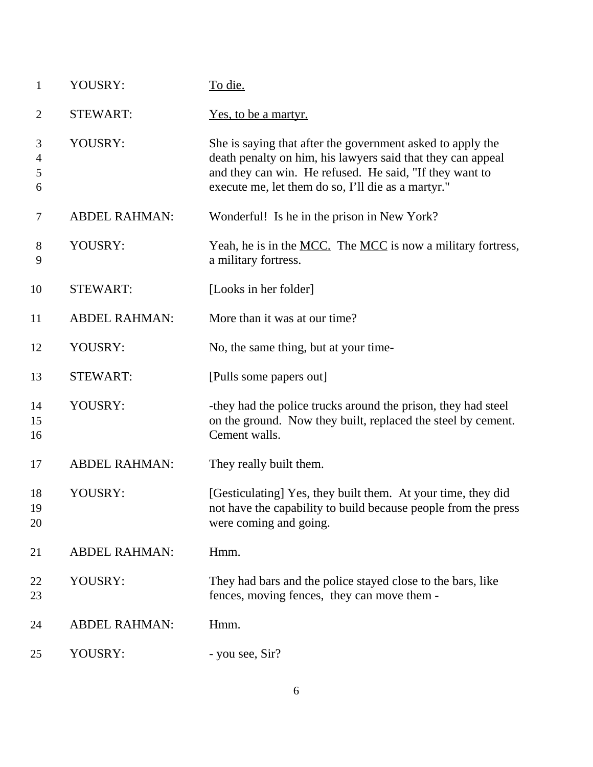| | | |
|---|---|---|
| 1 | YOUSRY: | <u>To die.</u> |
| 2 | STEWART: | <u>Yes, to be a martyr.</u> |
| 3 4 5 6 | YOUSRY: | She is saying that after the government asked to apply the death penalty on him, his lawyers said that they can appeal and they can win. He refused. He said, "If they want to execute me, let them do so, I'll die as a martyr." |
| 7 | ABDEL RAHMAN: | Wonderful! Is he in the prison in New York? |
| 8 9 | YOUSRY: | Yeah, he is in the <u>MCC.</u> The <u>MCC</u> is now a military fortress, a military fortress. |
| 10 | STEWART: | [Looks in her folder] |
| 11 | ABDEL RAHMAN: | More than it was at our time? |
| 12 | YOUSRY: | No, the same thing, but at your time- |
| 13 | STEWART: | [Pulls some papers out] |
| 14 15 16 | YOUSRY: | -they had the police trucks around the prison, they had steel on the ground. Now they built, replaced the steel by cement. Cement walls. |
| 17 | ABDEL RAHMAN: | They really built them. |
| 18 19 20 | YOUSRY: | [Gesticulating] Yes, they built them. At your time, they did not have the capability to build because people from the press were coming and going. |
| 21 | ABDEL RAHMAN: | Hmm. |
| 22 23 | YOUSRY: | They had bars and the police stayed close to the bars, like fences, moving fences, they can move them - |
| 24 | ABDEL RAHMAN: | Hmm. |
| 25 | YOUSRY: | - you see, Sir? |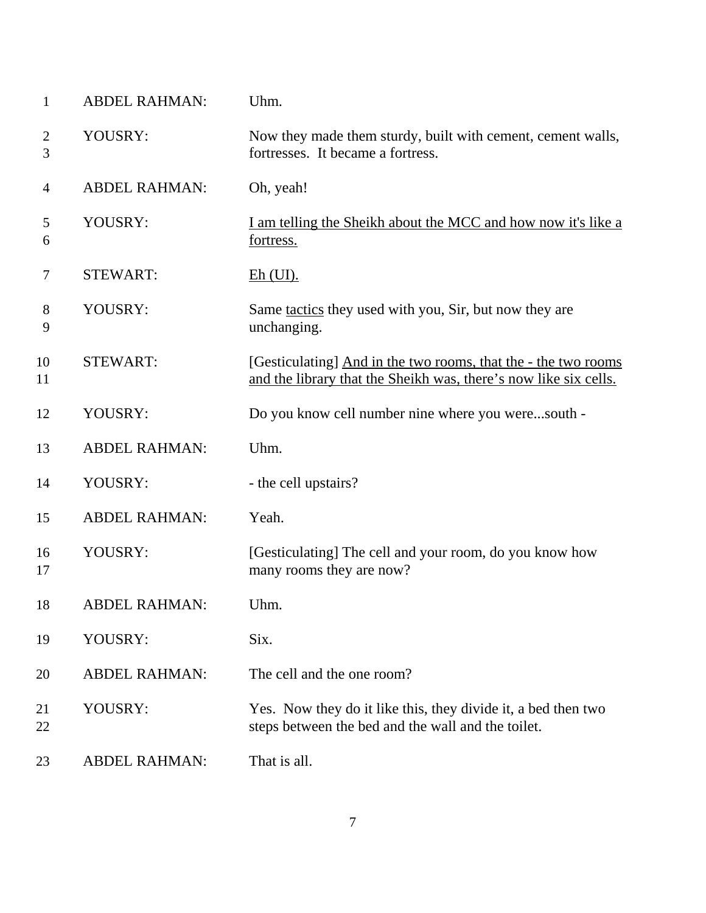| | | |
|---|---|---|
| 1 | ABDEL RAHMAN: | Uhm. |
| 2<br>3 | YOUSRY: | Now they made them sturdy, built with cement, cement walls, fortresses. It became a fortress. |
| 4 | ABDEL RAHMAN: | Oh, yeah! |
| 5<br>6 | YOUSRY: | <u>I am telling the Sheikh about the MCC and how now it's like a fortress.</u> |
| 7 | STEWART: | <u>Eh (UI).</u> |
| 8<br>9 | YOUSRY: | Same <u>tactics</u> they used with you, Sir, but now they are unchanging. |
| 10<br>11 | STEWART: | [Gesticulating] <u>And in the two rooms, that the - the two rooms and the library that the Sheikh was, there's now like six cells.</u> |
| 12 | YOUSRY: | Do you know cell number nine where you were...south - |
| 13 | ABDEL RAHMAN: | Uhm. |
| 14 | YOUSRY: | - the cell upstairs? |
| 15 | ABDEL RAHMAN: | Yeah. |
| 16<br>17 | YOUSRY: | [Gesticulating] The cell and your room, do you know how many rooms they are now? |
| 18 | ABDEL RAHMAN: | Uhm. |
| 19 | YOUSRY: | Six. |
| 20 | ABDEL RAHMAN: | The cell and the one room? |
| 21<br>22 | YOUSRY: | Yes. Now they do it like this, they divide it, a bed then two steps between the bed and the wall and the toilet. |
| 23 | ABDEL RAHMAN: | That is all. |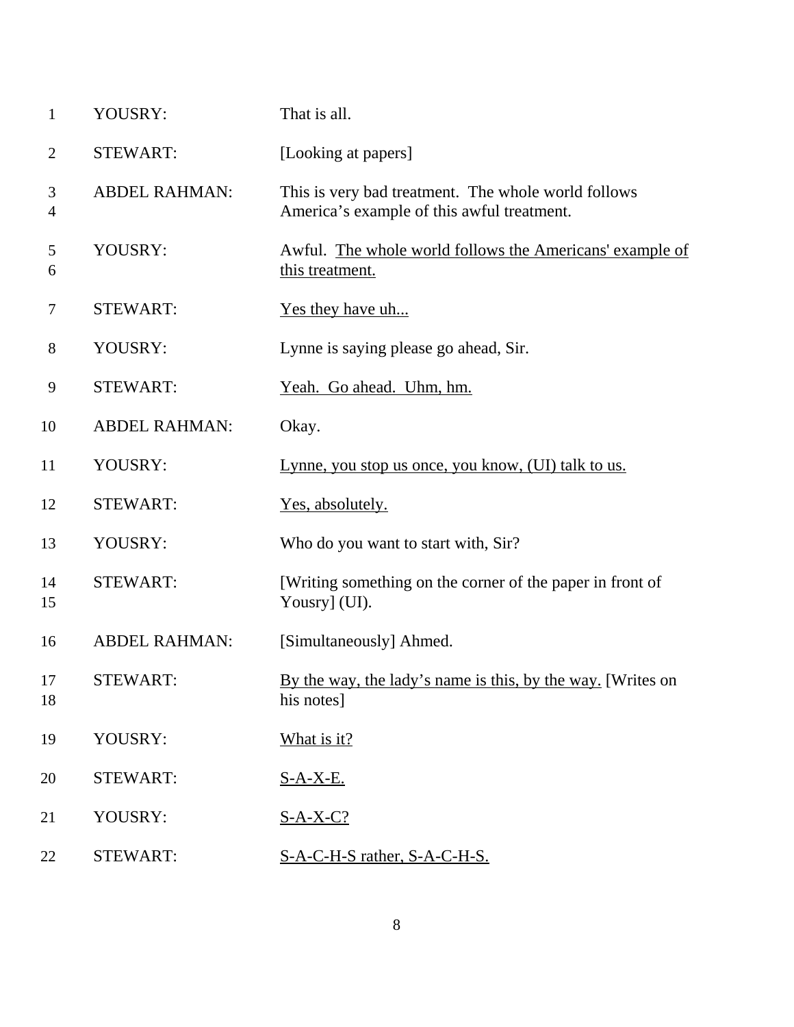| | | |
|---|---|---|
| 1 | YOUSRY: | That is all. |
| 2 | STEWART: | [Looking at papers] |
| 3<br>4 | ABDEL RAHMAN: | This is very bad treatment. The whole world follows America's example of this awful treatment. |
| 5<br>6 | YOUSRY: | Awful. <u>The whole world follows the Americans' example of this treatment.</u> |
| 7 | STEWART: | <u>Yes they have uh...</u> |
| 8 | YOUSRY: | Lynne is saying please go ahead, Sir. |
| 9 | STEWART: | <u>Yeah. Go ahead. Uhm, hm.</u> |
| 10 | ABDEL RAHMAN: | Okay. |
| 11 | YOUSRY: | <u>Lynne, you stop us once, you know, (UI) talk to us.</u> |
| 12 | STEWART: | <u>Yes, absolutely.</u> |
| 13 | YOUSRY: | Who do you want to start with, Sir? |
| 14<br>15 | STEWART: | [Writing something on the corner of the paper in front of Yousry] (UI). |
| 16 | ABDEL RAHMAN: | [Simultaneously] Ahmed. |
| 17<br>18 | STEWART: | <u>By the way, the lady's name is this, by the way.</u> [Writes on his notes] |
| 19 | YOUSRY: | <u>What is it?</u> |
| 20 | STEWART: | <u>S-A-X-E.</u> |
| 21 | YOUSRY: | <u>S-A-X-C?</u> |
| 22 | STEWART: | <u>S-A-C-H-S rather, S-A-C-H-S.</u> |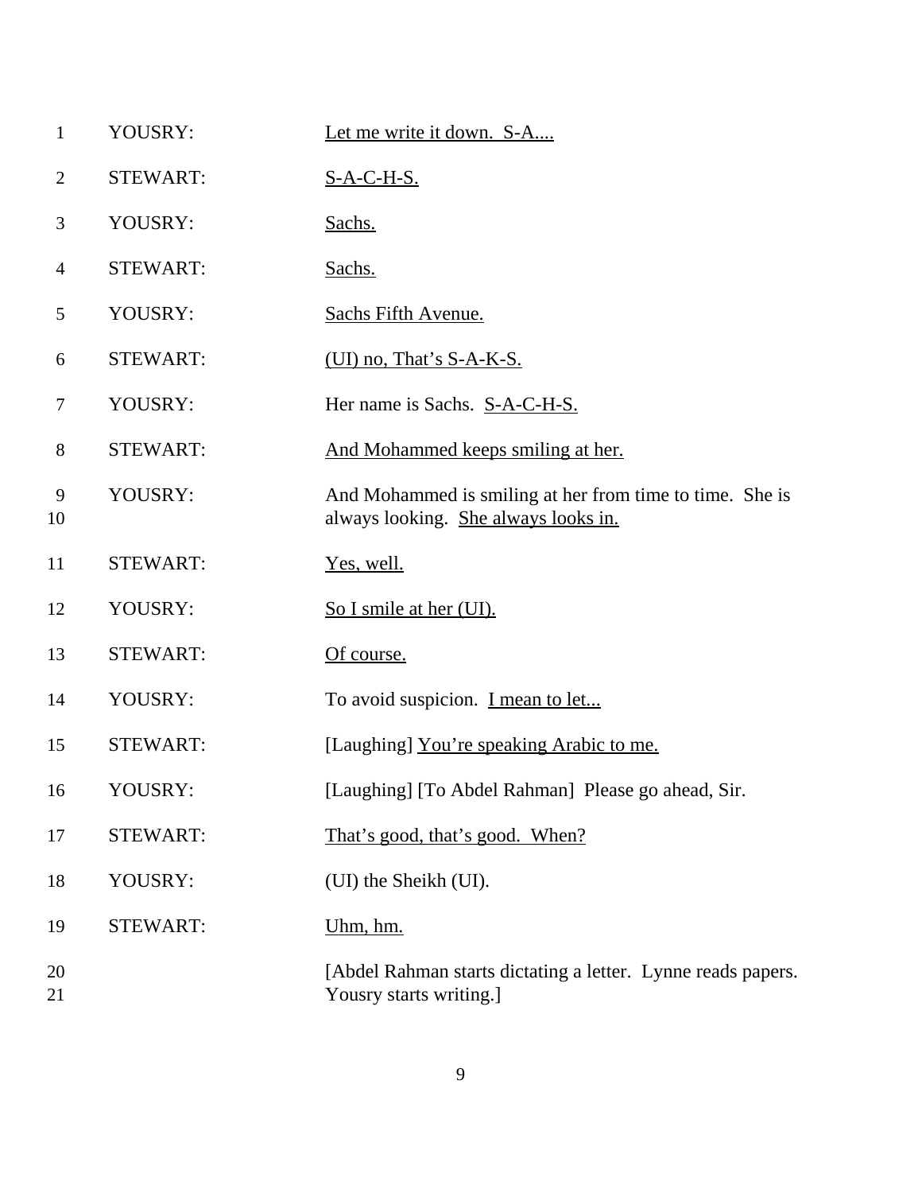1 YOUSRY: <u>Let me write it down. S-A....</u>

2 STEWART: <u>S-A-C-H-S.</u>

3 YOUSRY: <u>Sachs.</u>

4 STEWART: <u>Sachs.</u>

5 YOUSRY: <u>Sachs Fifth Avenue.</u>

6 STEWART: <u>(UI) no, That's S-A-K-S.</u>

7 YOUSRY: Her name is Sachs. <u>S-A-C-H-S.</u>

8 STEWART: <u>And Mohammed keeps smiling at her.</u>

9 YOUSRY: And Mohammed is smiling at her from time to time. She is
10 always looking. <u>She always looks in.</u>

11 STEWART: <u>Yes, well.</u>

12 YOUSRY: <u>So I smile at her (UI).</u>

13 STEWART: <u>Of course.</u>

14 YOUSRY: To avoid suspicion. <u>I mean to let...</u>

15 STEWART: [Laughing] <u>You're speaking Arabic to me.</u>

16 YOUSRY: [Laughing] [To Abdel Rahman] Please go ahead, Sir.

17 STEWART: <u>That's good, that's good. When?</u>

18 YOUSRY: (UI) the Sheikh (UI).

19 STEWART: <u>Uhm, hm.</u>

20 [Abdel Rahman starts dictating a letter. Lynne reads papers.
21 Yousry starts writing.]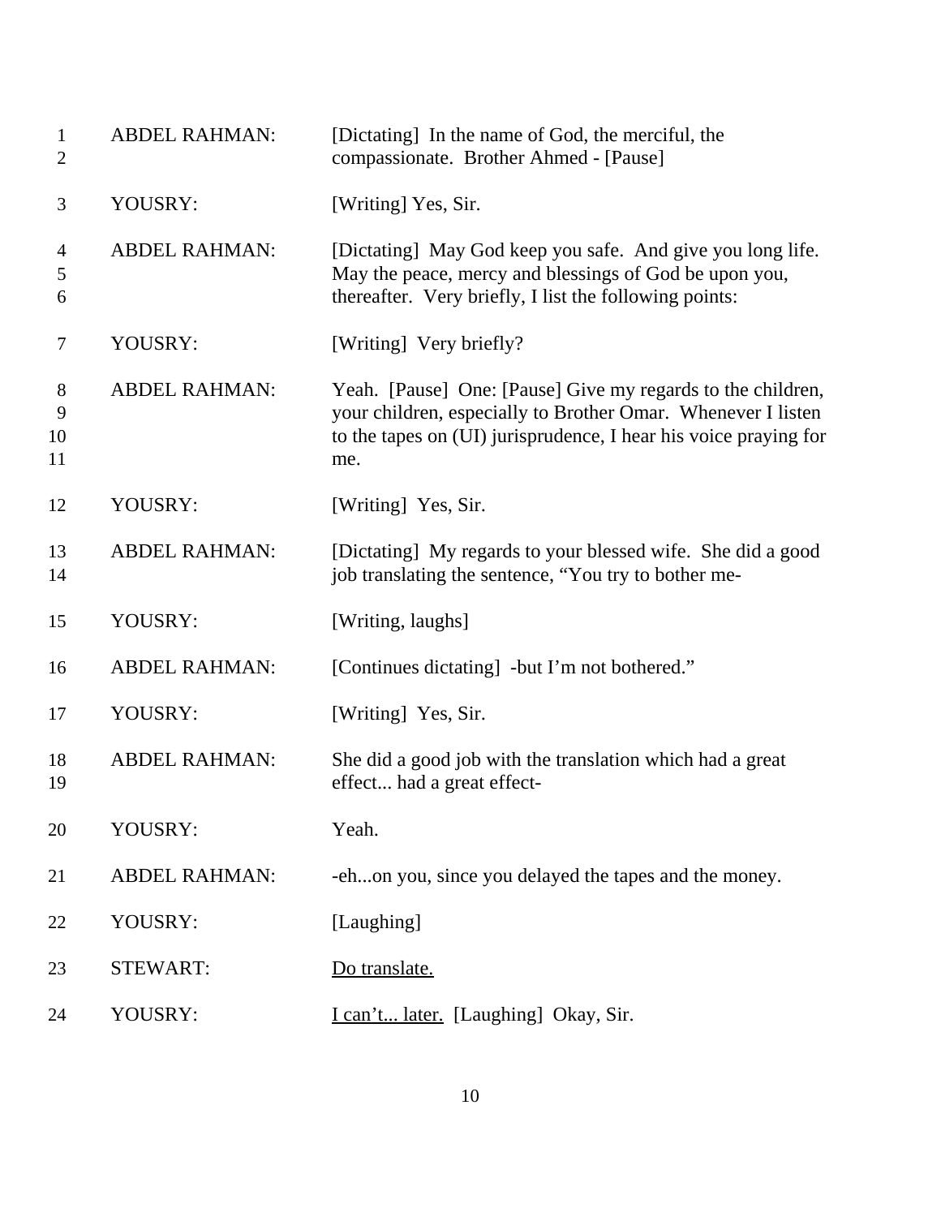| | | |
|---|---|---|
| 1<br>2 | ABDEL RAHMAN: | [Dictating] In the name of God, the merciful, the compassionate. Brother Ahmed - [Pause] |
| 3 | YOUSRY: | [Writing] Yes, Sir. |
| 4<br>5<br>6 | ABDEL RAHMAN: | [Dictating] May God keep you safe. And give you long life. May the peace, mercy and blessings of God be upon you, thereafter. Very briefly, I list the following points: |
| 7 | YOUSRY: | [Writing] Very briefly? |
| 8<br>9<br>10<br>11 | ABDEL RAHMAN: | Yeah. [Pause] One: [Pause] Give my regards to the children, your children, especially to Brother Omar. Whenever I listen to the tapes on (UI) jurisprudence, I hear his voice praying for me. |
| 12 | YOUSRY: | [Writing] Yes, Sir. |
| 13<br>14 | ABDEL RAHMAN: | [Dictating] My regards to your blessed wife. She did a good job translating the sentence, "You try to bother me- |
| 15 | YOUSRY: | [Writing, laughs] |
| 16 | ABDEL RAHMAN: | [Continues dictating] -but I'm not bothered." |
| 17 | YOUSRY: | [Writing] Yes, Sir. |
| 18<br>19 | ABDEL RAHMAN: | She did a good job with the translation which had a great effect... had a great effect- |
| 20 | YOUSRY: | Yeah. |
| 21 | ABDEL RAHMAN: | -eh...on you, since you delayed the tapes and the money. |
| 22 | YOUSRY: | [Laughing] |
| 23 | STEWART: | <u>Do translate.</u> |
| 24 | YOUSRY: | <u>I can't... later.</u> [Laughing] Okay, Sir. |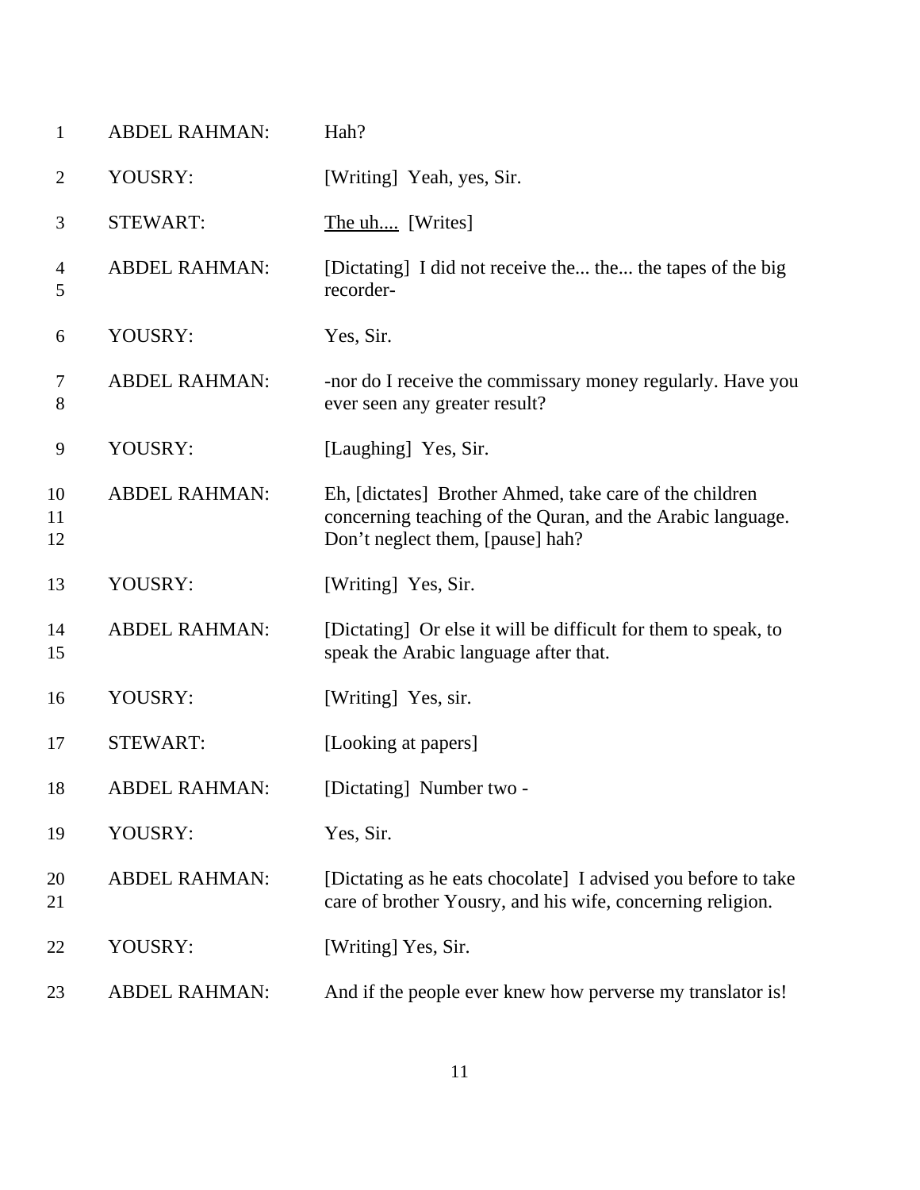1 ABDEL RAHMAN: Hah?

2 YOUSRY: [Writing] Yeah, yes, Sir.

3 STEWART: <u>The uh....</u> [Writes]

4 ABDEL RAHMAN: [Dictating] I did not receive the... the... the tapes of the big
5 recorder-

6 YOUSRY: Yes, Sir.

7 ABDEL RAHMAN: -nor do I receive the commissary money regularly. Have you
8 ever seen any greater result?

9 YOUSRY: [Laughing] Yes, Sir.

10 ABDEL RAHMAN: Eh, [dictates] Brother Ahmed, take care of the children
11 concerning teaching of the Quran, and the Arabic language.
12 Don't neglect them, [pause] hah?

13 YOUSRY: [Writing] Yes, Sir.

14 ABDEL RAHMAN: [Dictating] Or else it will be difficult for them to speak, to
15 speak the Arabic language after that.

16 YOUSRY: [Writing] Yes, sir.

17 STEWART: [Looking at papers]

18 ABDEL RAHMAN: [Dictating] Number two -

19 YOUSRY: Yes, Sir.

20 ABDEL RAHMAN: [Dictating as he eats chocolate] I advised you before to take
21 care of brother Yousry, and his wife, concerning religion.

22 YOUSRY: [Writing] Yes, Sir.

23 ABDEL RAHMAN: And if the people ever knew how perverse my translator is!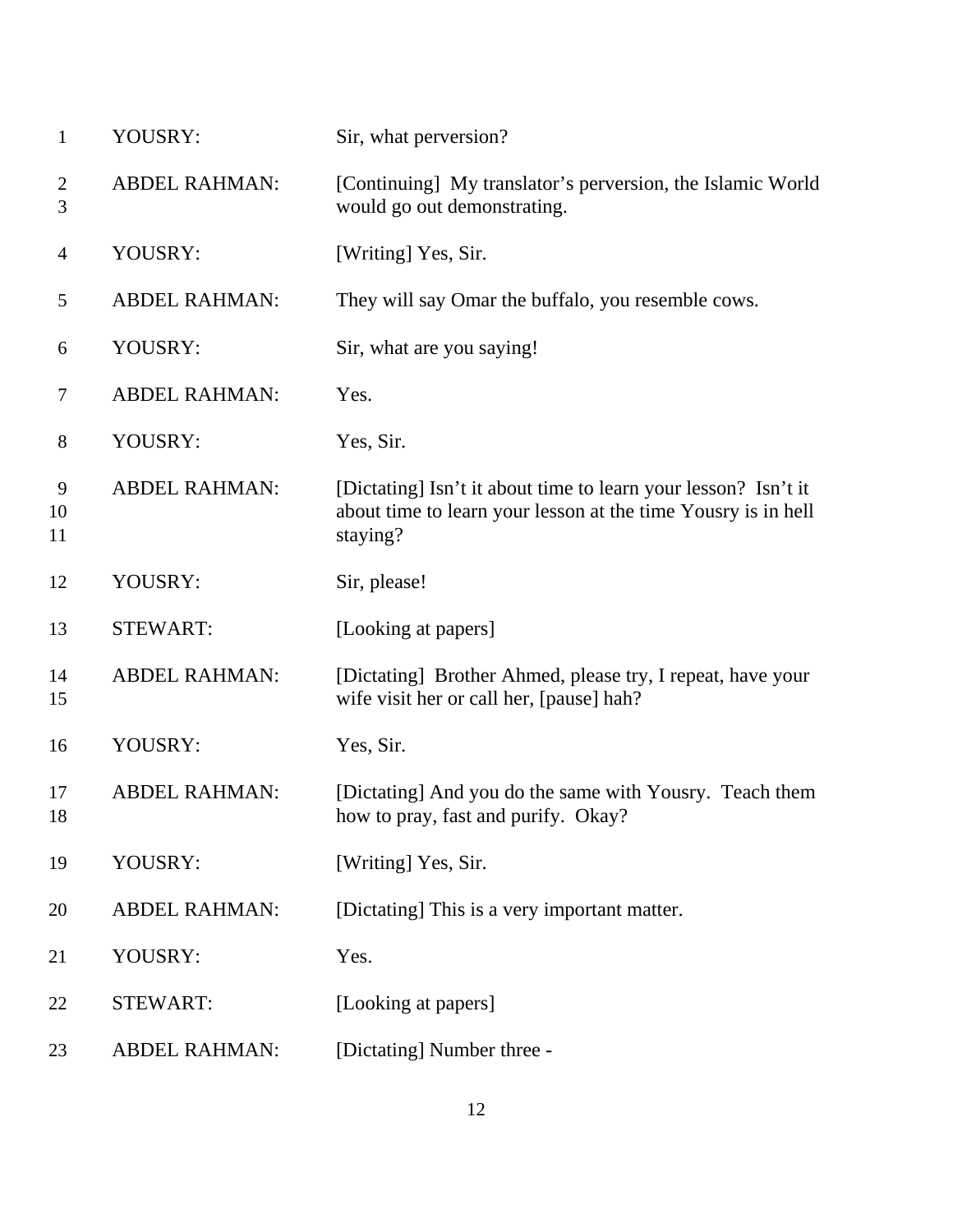| | | |
|---|---|---|
| 1 | YOUSRY: | Sir, what perversion? |
| 2<br>3 | ABDEL RAHMAN: | [Continuing] My translator's perversion, the Islamic World would go out demonstrating. |
| 4 | YOUSRY: | [Writing] Yes, Sir. |
| 5 | ABDEL RAHMAN: | They will say Omar the buffalo, you resemble cows. |
| 6 | YOUSRY: | Sir, what are you saying! |
| 7 | ABDEL RAHMAN: | Yes. |
| 8 | YOUSRY: | Yes, Sir. |
| 9<br>10<br>11 | ABDEL RAHMAN: | [Dictating] Isn't it about time to learn your lesson? Isn't it about time to learn your lesson at the time Yousry is in hell staying? |
| 12 | YOUSRY: | Sir, please! |
| 13 | STEWART: | [Looking at papers] |
| 14<br>15 | ABDEL RAHMAN: | [Dictating] Brother Ahmed, please try, I repeat, have your wife visit her or call her, [pause] hah? |
| 16 | YOUSRY: | Yes, Sir. |
| 17<br>18 | ABDEL RAHMAN: | [Dictating] And you do the same with Yousry. Teach them how to pray, fast and purify. Okay? |
| 19 | YOUSRY: | [Writing] Yes, Sir. |
| 20 | ABDEL RAHMAN: | [Dictating] This is a very important matter. |
| 21 | YOUSRY: | Yes. |
| 22 | STEWART: | [Looking at papers] |
| 23 | ABDEL RAHMAN: | [Dictating] Number three - |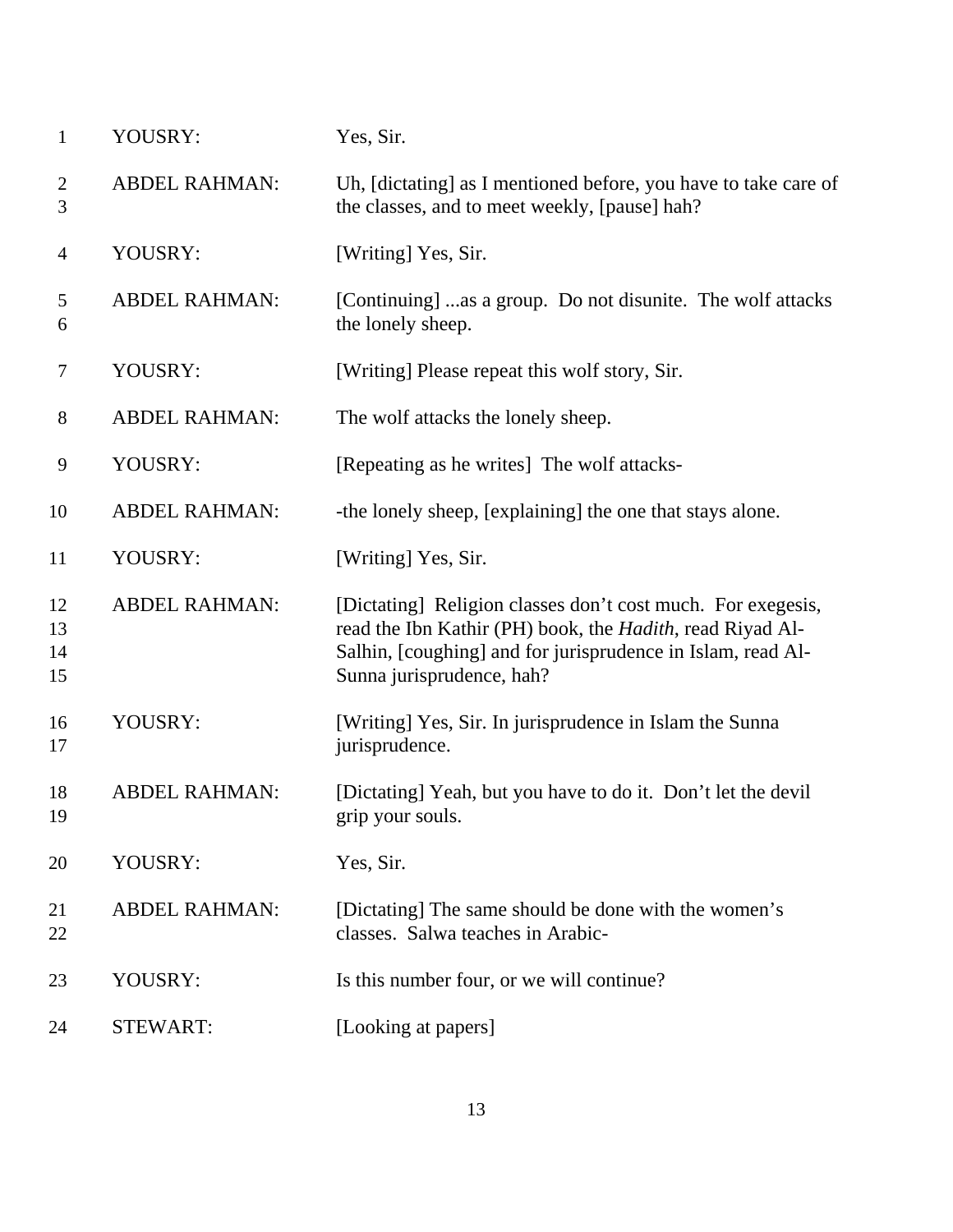| | | |
|---|---|---|
| 1 | YOUSRY: | Yes, Sir. |
| 2<br>3 | ABDEL RAHMAN: | Uh, [dictating] as I mentioned before, you have to take care of the classes, and to meet weekly, [pause] hah? |
| 4 | YOUSRY: | [Writing] Yes, Sir. |
| 5<br>6 | ABDEL RAHMAN: | [Continuing] ...as a group. Do not disunite. The wolf attacks the lonely sheep. |
| 7 | YOUSRY: | [Writing] Please repeat this wolf story, Sir. |
| 8 | ABDEL RAHMAN: | The wolf attacks the lonely sheep. |
| 9 | YOUSRY: | [Repeating as he writes] The wolf attacks- |
| 10 | ABDEL RAHMAN: | -the lonely sheep, [explaining] the one that stays alone. |
| 11 | YOUSRY: | [Writing] Yes, Sir. |
| 12<br>13<br>14<br>15 | ABDEL RAHMAN: | [Dictating] Religion classes don't cost much. For exegesis, read the Ibn Kathir (PH) book, the *Hadith*, read Riyad Al-Salhin, [coughing] and for jurisprudence in Islam, read Al-Sunna jurisprudence, hah? |
| 16<br>17 | YOUSRY: | [Writing] Yes, Sir. In jurisprudence in Islam the Sunna jurisprudence. |
| 18<br>19 | ABDEL RAHMAN: | [Dictating] Yeah, but you have to do it. Don't let the devil grip your souls. |
| 20 | YOUSRY: | Yes, Sir. |
| 21<br>22 | ABDEL RAHMAN: | [Dictating] The same should be done with the women's classes. Salwa teaches in Arabic- |
| 23 | YOUSRY: | Is this number four, or we will continue? |
| 24 | STEWART: | [Looking at papers] |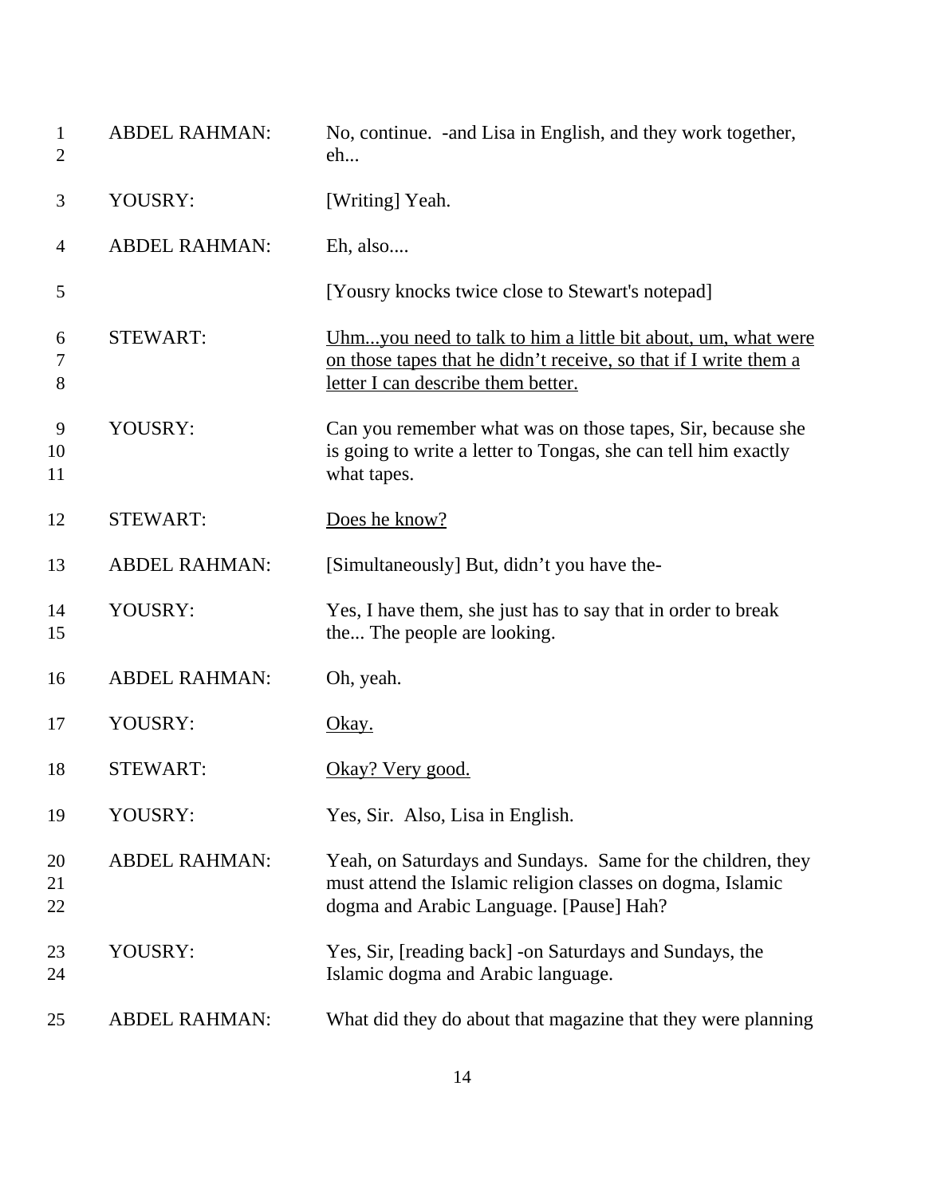| | | |
|---|---|---|
| 1-2 | ABDEL RAHMAN: | No, continue. -and Lisa in English, and they work together, eh... |
| 3 | YOUSRY: | [Writing] Yeah. |
| 4 | ABDEL RAHMAN: | Eh, also.... |
| 5 | | [Yousry knocks twice close to Stewart's notepad] |
| 6-8 | STEWART: | <u>Uhm...you need to talk to him a little bit about, um, what were on those tapes that he didn't receive, so that if I write them a letter I can describe them better.</u> |
| 9-11 | YOUSRY: | Can you remember what was on those tapes, Sir, because she is going to write a letter to Tongas, she can tell him exactly what tapes. |
| 12 | STEWART: | <u>Does he know?</u> |
| 13 | ABDEL RAHMAN: | [Simultaneously] But, didn't you have the- |
| 14-15 | YOUSRY: | Yes, I have them, she just has to say that in order to break the... The people are looking. |
| 16 | ABDEL RAHMAN: | Oh, yeah. |
| 17 | YOUSRY: | <u>Okay.</u> |
| 18 | STEWART: | <u>Okay? Very good.</u> |
| 19 | YOUSRY: | Yes, Sir. Also, Lisa in English. |
| 20-22 | ABDEL RAHMAN: | Yeah, on Saturdays and Sundays. Same for the children, they must attend the Islamic religion classes on dogma, Islamic dogma and Arabic Language. [Pause] Hah? |
| 23-24 | YOUSRY: | Yes, Sir, [reading back] -on Saturdays and Sundays, the Islamic dogma and Arabic language. |
| 25 | ABDEL RAHMAN: | What did they do about that magazine that they were planning |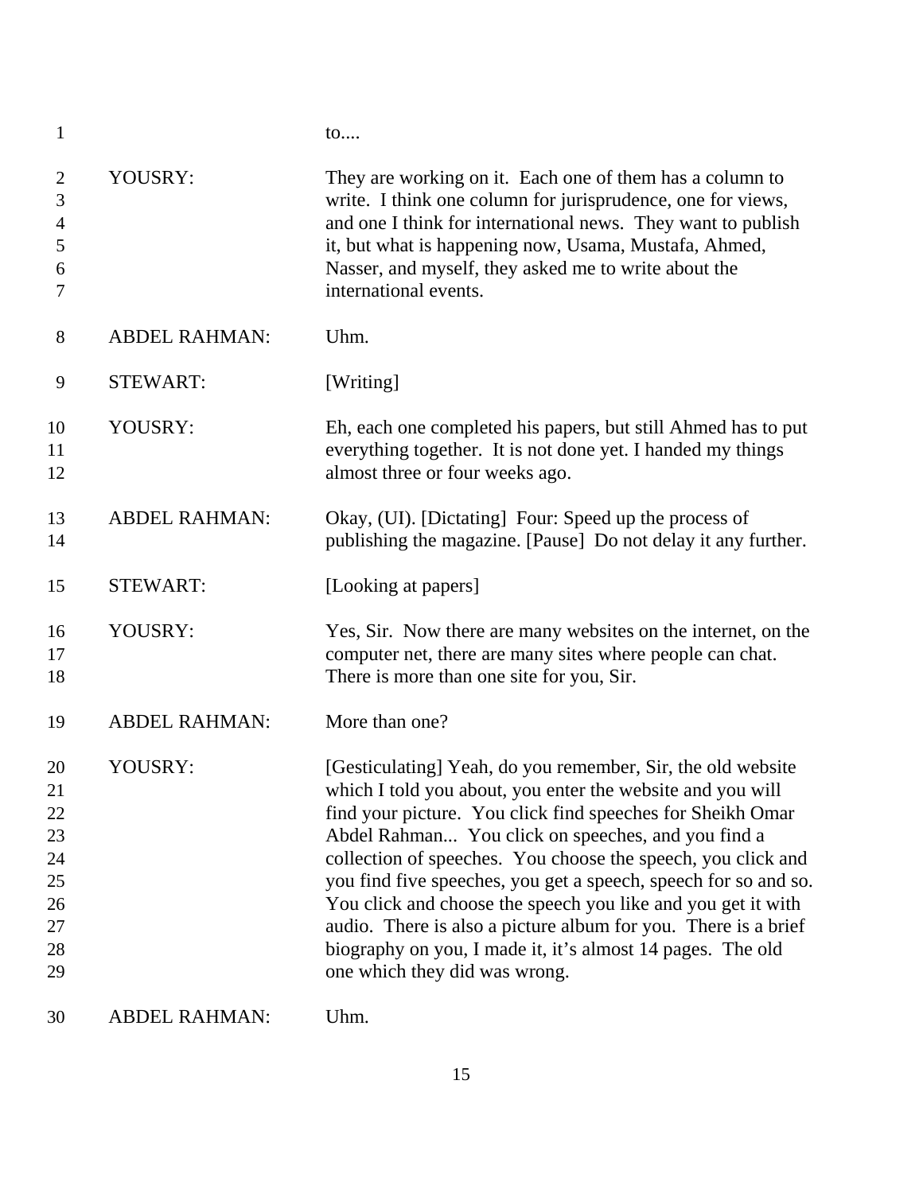1 to....

2 YOUSRY: They are working on it. Each one of them has a column to
3 write. I think one column for jurisprudence, one for views,
4 and one I think for international news. They want to publish
5 it, but what is happening now, Usama, Mustafa, Ahmed,
6 Nasser, and myself, they asked me to write about the
7 international events.

8 ABDEL RAHMAN: Uhm.

9 STEWART: [Writing]

10 YOUSRY: Eh, each one completed his papers, but still Ahmed has to put
11 everything together. It is not done yet. I handed my things
12 almost three or four weeks ago.

13 ABDEL RAHMAN: Okay, (UI). [Dictating] Four: Speed up the process of
14 publishing the magazine. [Pause] Do not delay it any further.

15 STEWART: [Looking at papers]

16 YOUSRY: Yes, Sir. Now there are many websites on the internet, on the
17 computer net, there are many sites where people can chat.
18 There is more than one site for you, Sir.

19 ABDEL RAHMAN: More than one?

20 YOUSRY: [Gesticulating] Yeah, do you remember, Sir, the old website
21 which I told you about, you enter the website and you will
22 find your picture. You click find speeches for Sheikh Omar
23 Abdel Rahman... You click on speeches, and you find a
24 collection of speeches. You choose the speech, you click and
25 you find five speeches, you get a speech, speech for so and so.
26 You click and choose the speech you like and you get it with
27 audio. There is also a picture album for you. There is a brief
28 biography on you, I made it, it's almost 14 pages. The old
29 one which they did was wrong.

30 ABDEL RAHMAN: Uhm.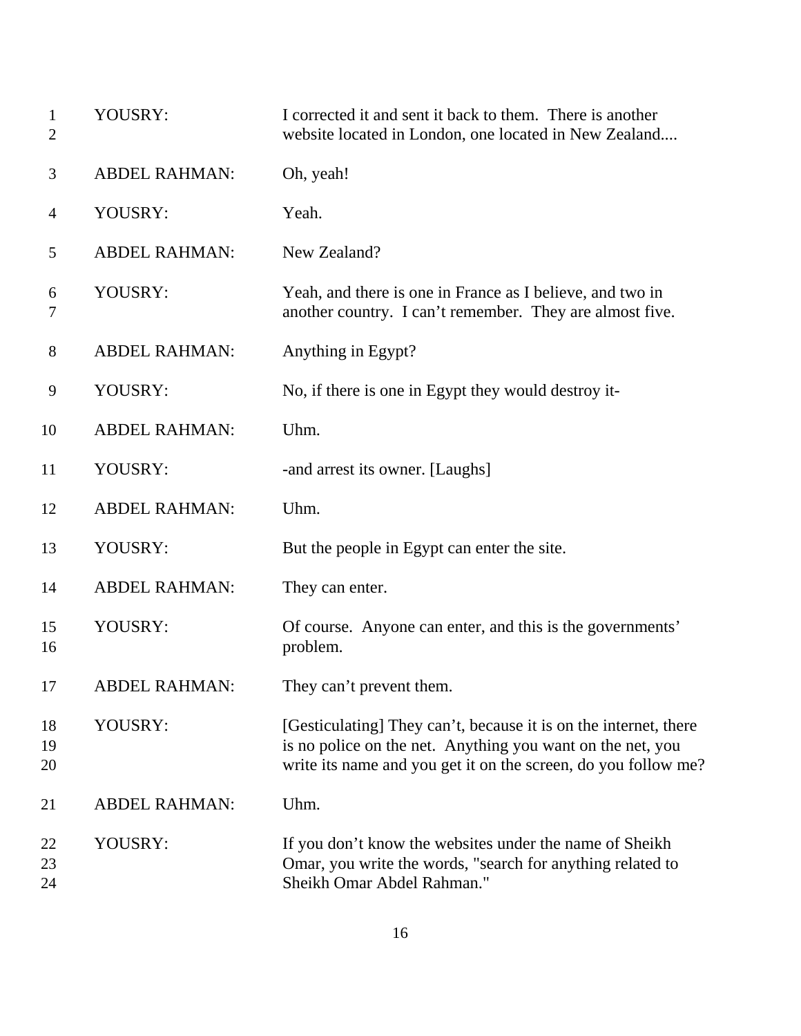YOUSRY: I corrected it and sent it back to them. There is another website located in London, one located in New Zealand....

ABDEL RAHMAN: Oh, yeah!

YOUSRY: Yeah.

ABDEL RAHMAN: New Zealand?

YOUSRY: Yeah, and there is one in France as I believe, and two in another country. I can't remember. They are almost five.

ABDEL RAHMAN: Anything in Egypt?

YOUSRY: No, if there is one in Egypt they would destroy it-

ABDEL RAHMAN: Uhm.

YOUSRY: -and arrest its owner. [Laughs]

ABDEL RAHMAN: Uhm.

YOUSRY: But the people in Egypt can enter the site.

ABDEL RAHMAN: They can enter.

YOUSRY: Of course. Anyone can enter, and this is the governments' problem.

ABDEL RAHMAN: They can't prevent them.

YOUSRY: [Gesticulating] They can't, because it is on the internet, there is no police on the net. Anything you want on the net, you write its name and you get it on the screen, do you follow me?

ABDEL RAHMAN: Uhm.

YOUSRY: If you don't know the websites under the name of Sheikh Omar, you write the words, "search for anything related to Sheikh Omar Abdel Rahman."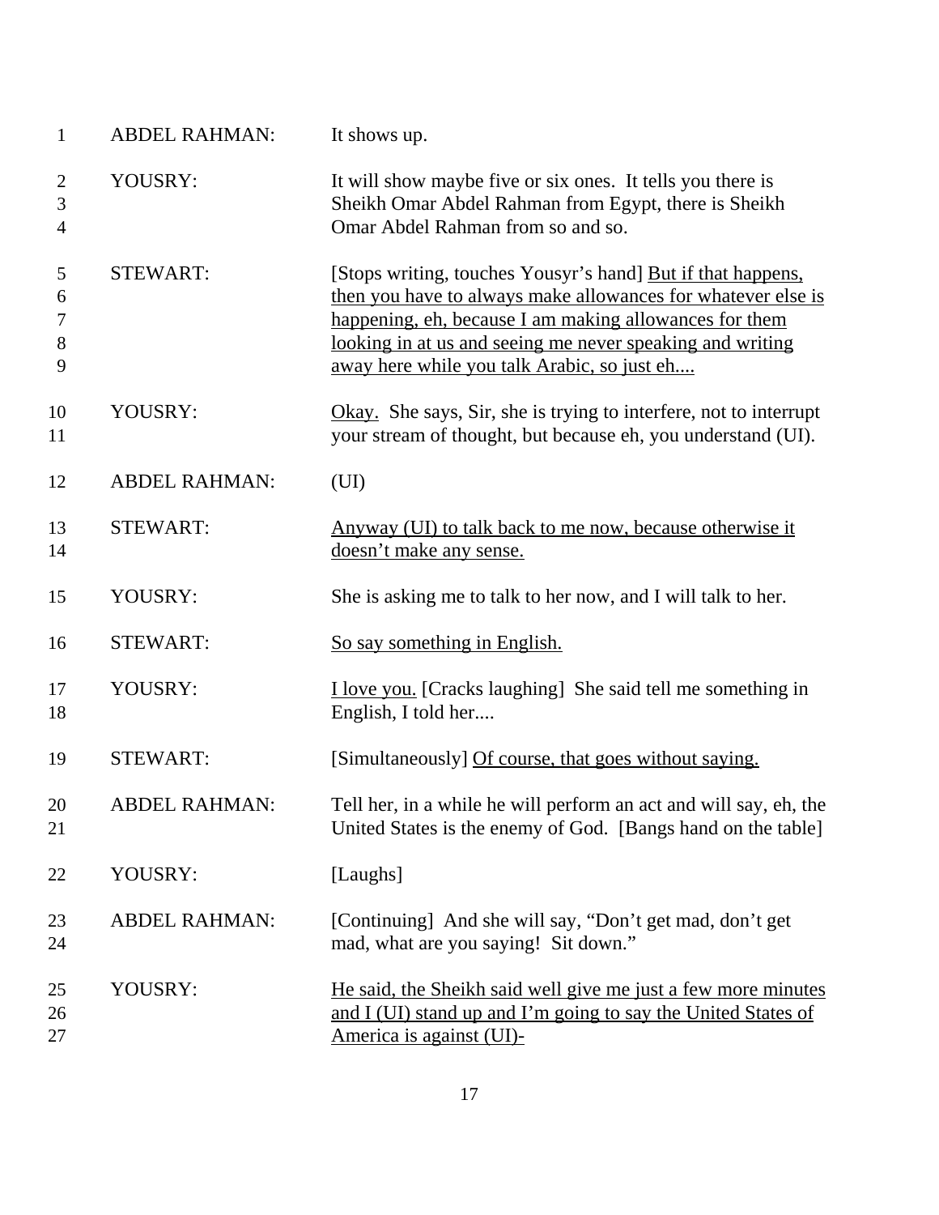| | | |
|---|---|---|
| 1 | ABDEL RAHMAN: | It shows up. |
| 2<br>3<br>4 | YOUSRY: | It will show maybe five or six ones. It tells you there is Sheikh Omar Abdel Rahman from Egypt, there is Sheikh Omar Abdel Rahman from so and so. |
| 5<br>6<br>7<br>8<br>9 | STEWART: | [Stops writing, touches Yousyr's hand] <u>But if that happens, then you have to always make allowances for whatever else is happening, eh, because I am making allowances for them looking in at us and seeing me never speaking and writing away here while you talk Arabic, so just eh....</u> |
| 10<br>11 | YOUSRY: | <u>Okay.</u> She says, Sir, she is trying to interfere, not to interrupt your stream of thought, but because eh, you understand (UI). |
| 12 | ABDEL RAHMAN: | (UI) |
| 13<br>14 | STEWART: | <u>Anyway (UI) to talk back to me now, because otherwise it doesn't make any sense.</u> |
| 15 | YOUSRY: | She is asking me to talk to her now, and I will talk to her. |
| 16 | STEWART: | <u>So say something in English.</u> |
| 17<br>18 | YOUSRY: | <u>I love you.</u> [Cracks laughing] She said tell me something in English, I told her.... |
| 19 | STEWART: | [Simultaneously] <u>Of course, that goes without saying.</u> |
| 20<br>21 | ABDEL RAHMAN: | Tell her, in a while he will perform an act and will say, eh, the United States is the enemy of God. [Bangs hand on the table] |
| 22 | YOUSRY: | [Laughs] |
| 23<br>24 | ABDEL RAHMAN: | [Continuing] And she will say, "Don't get mad, don't get mad, what are you saying! Sit down." |
| 25<br>26<br>27 | YOUSRY: | <u>He said, the Sheikh said well give me just a few more minutes and I (UI) stand up and I'm going to say the United States of America is against (UI)-</u> |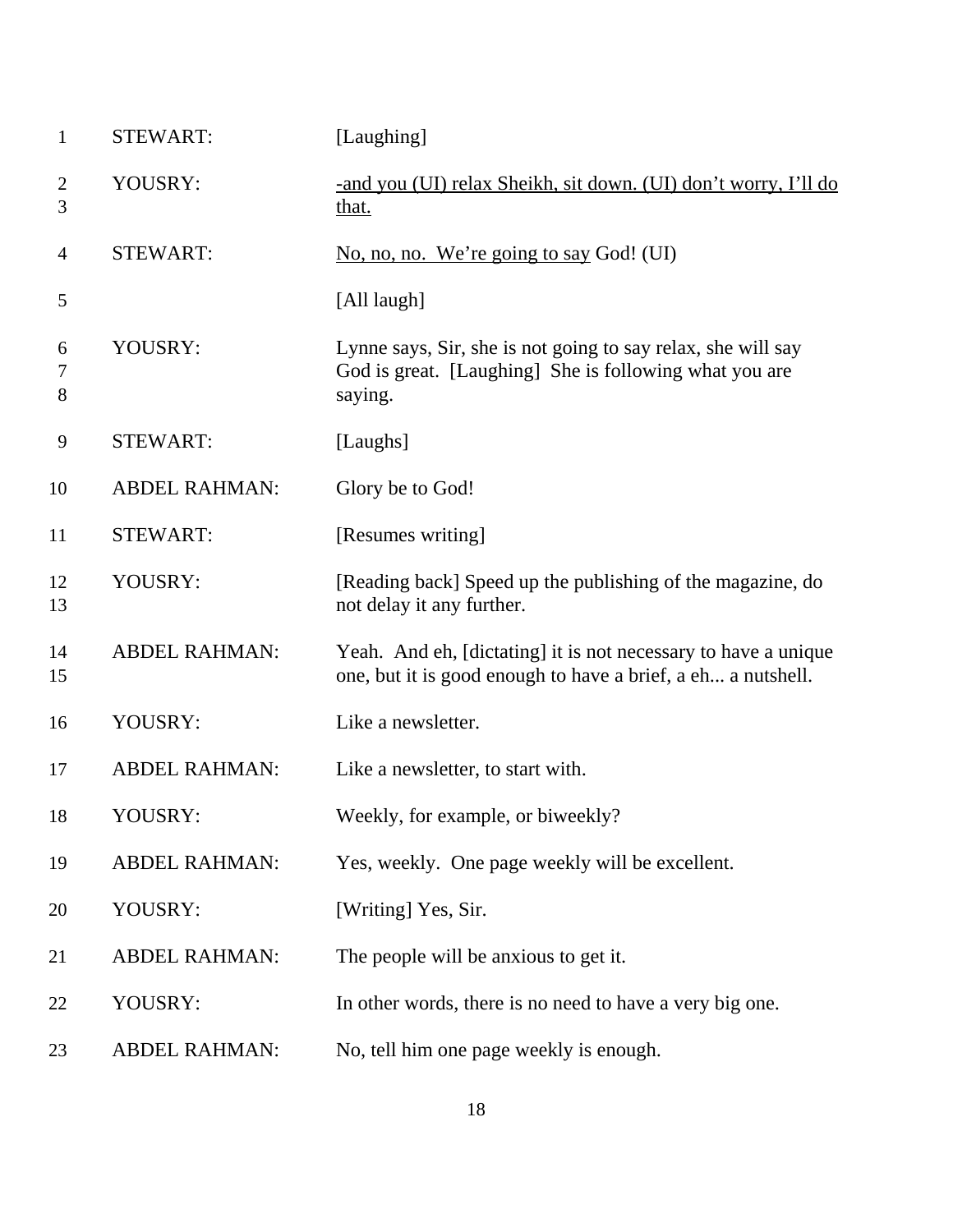| | | |
|---|---|---|
| 1 | STEWART: | [Laughing] |
| 2<br>3 | YOUSRY: | <u>-and you (UI) relax Sheikh, sit down. (UI) don't worry, I'll do that.</u> |
| 4 | STEWART: | <u>No, no, no. We're going to say</u> God! (UI) |
| 5 | | [All laugh] |
| 6<br>7<br>8 | YOUSRY: | Lynne says, Sir, she is not going to say relax, she will say God is great. [Laughing] She is following what you are saying. |
| 9 | STEWART: | [Laughs] |
| 10 | ABDEL RAHMAN: | Glory be to God! |
| 11 | STEWART: | [Resumes writing] |
| 12<br>13 | YOUSRY: | [Reading back] Speed up the publishing of the magazine, do not delay it any further. |
| 14<br>15 | ABDEL RAHMAN: | Yeah. And eh, [dictating] it is not necessary to have a unique one, but it is good enough to have a brief, a eh... a nutshell. |
| 16 | YOUSRY: | Like a newsletter. |
| 17 | ABDEL RAHMAN: | Like a newsletter, to start with. |
| 18 | YOUSRY: | Weekly, for example, or biweekly? |
| 19 | ABDEL RAHMAN: | Yes, weekly. One page weekly will be excellent. |
| 20 | YOUSRY: | [Writing] Yes, Sir. |
| 21 | ABDEL RAHMAN: | The people will be anxious to get it. |
| 22 | YOUSRY: | In other words, there is no need to have a very big one. |
| 23 | ABDEL RAHMAN: | No, tell him one page weekly is enough. |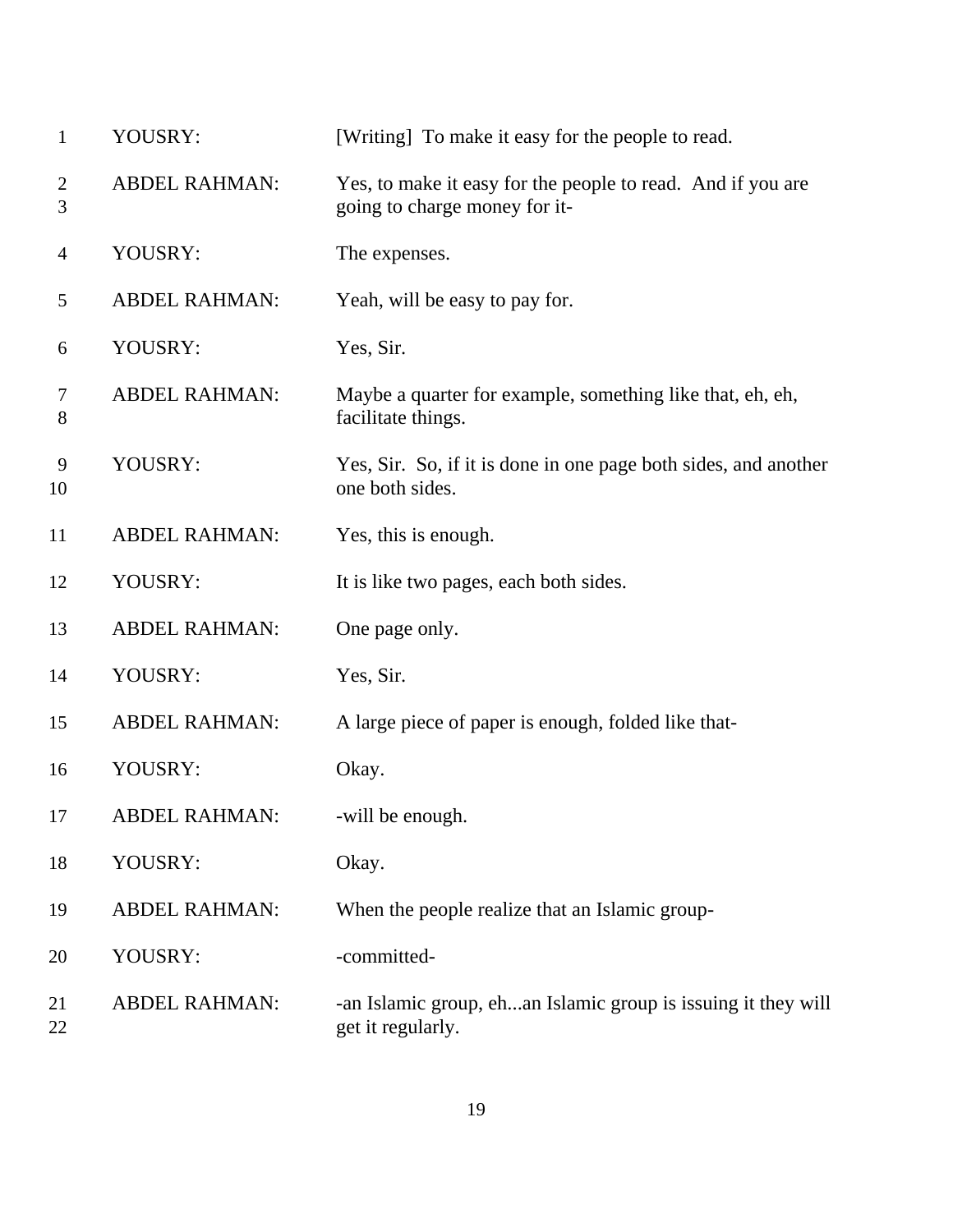1 YOUSRY: [Writing] To make it easy for the people to read.

2 ABDEL RAHMAN: Yes, to make it easy for the people to read. And if you are
3 going to charge money for it-

4 YOUSRY: The expenses.

5 ABDEL RAHMAN: Yeah, will be easy to pay for.

6 YOUSRY: Yes, Sir.

7 ABDEL RAHMAN: Maybe a quarter for example, something like that, eh, eh,
8 facilitate things.

9 YOUSRY: Yes, Sir. So, if it is done in one page both sides, and another
10 one both sides.

11 ABDEL RAHMAN: Yes, this is enough.

12 YOUSRY: It is like two pages, each both sides.

13 ABDEL RAHMAN: One page only.

14 YOUSRY: Yes, Sir.

15 ABDEL RAHMAN: A large piece of paper is enough, folded like that-

16 YOUSRY: Okay.

17 ABDEL RAHMAN: -will be enough.

18 YOUSRY: Okay.

19 ABDEL RAHMAN: When the people realize that an Islamic group-

20 YOUSRY: -committed-

21 ABDEL RAHMAN: -an Islamic group, eh...an Islamic group is issuing it they will
22 get it regularly.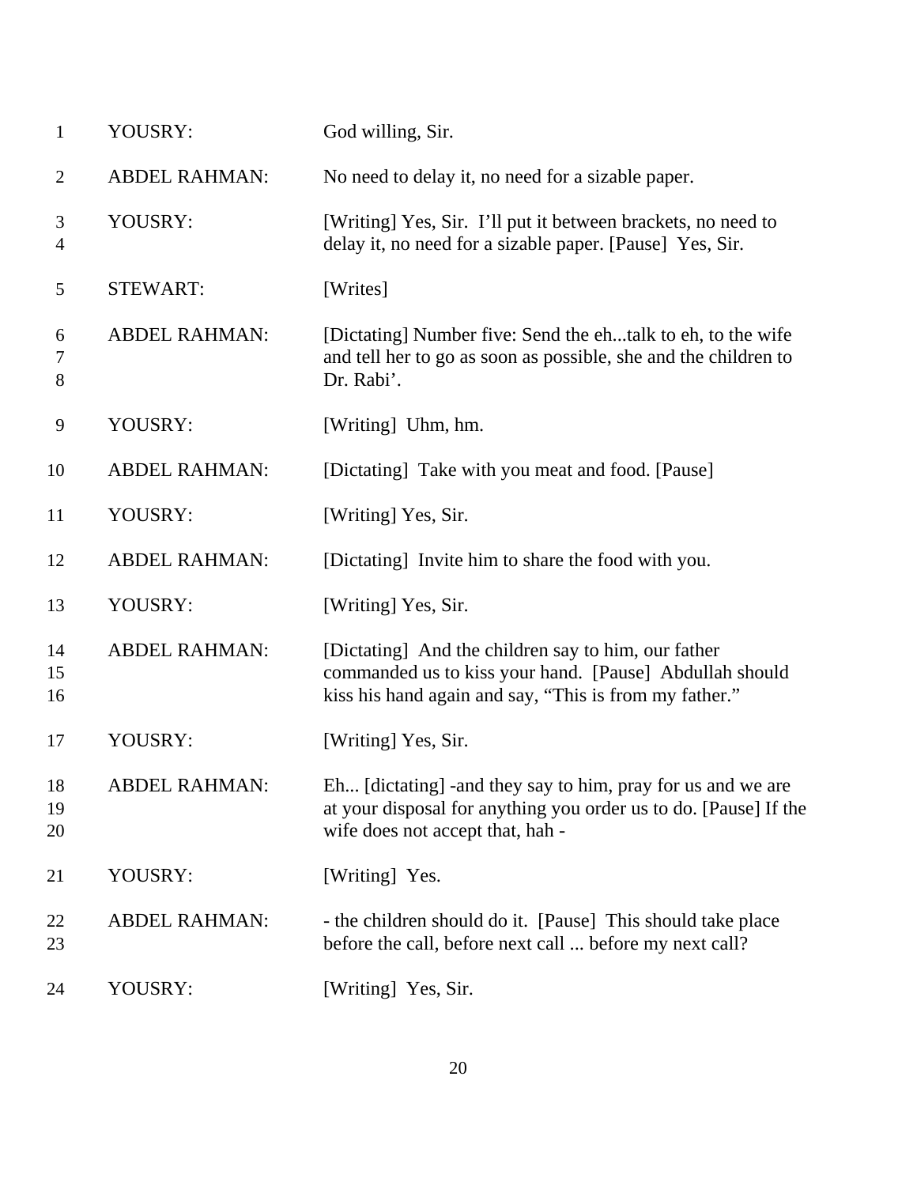| | | |
|---|---|---|
| 1 | YOUSRY: | God willing, Sir. |
| 2 | ABDEL RAHMAN: | No need to delay it, no need for a sizable paper. |
| 3<br>4 | YOUSRY: | [Writing] Yes, Sir. I'll put it between brackets, no need to delay it, no need for a sizable paper. [Pause] Yes, Sir. |
| 5 | STEWART: | [Writes] |
| 6<br>7<br>8 | ABDEL RAHMAN: | [Dictating] Number five: Send the eh...talk to eh, to the wife and tell her to go as soon as possible, she and the children to Dr. Rabi'. |
| 9 | YOUSRY: | [Writing] Uhm, hm. |
| 10 | ABDEL RAHMAN: | [Dictating] Take with you meat and food. [Pause] |
| 11 | YOUSRY: | [Writing] Yes, Sir. |
| 12 | ABDEL RAHMAN: | [Dictating] Invite him to share the food with you. |
| 13 | YOUSRY: | [Writing] Yes, Sir. |
| 14<br>15<br>16 | ABDEL RAHMAN: | [Dictating] And the children say to him, our father commanded us to kiss your hand. [Pause] Abdullah should kiss his hand again and say, "This is from my father." |
| 17 | YOUSRY: | [Writing] Yes, Sir. |
| 18<br>19<br>20 | ABDEL RAHMAN: | Eh... [dictating] -and they say to him, pray for us and we are at your disposal for anything you order us to do. [Pause] If the wife does not accept that, hah - |
| 21 | YOUSRY: | [Writing] Yes. |
| 22<br>23 | ABDEL RAHMAN: | - the children should do it. [Pause] This should take place before the call, before next call ... before my next call? |
| 24 | YOUSRY: | [Writing] Yes, Sir. |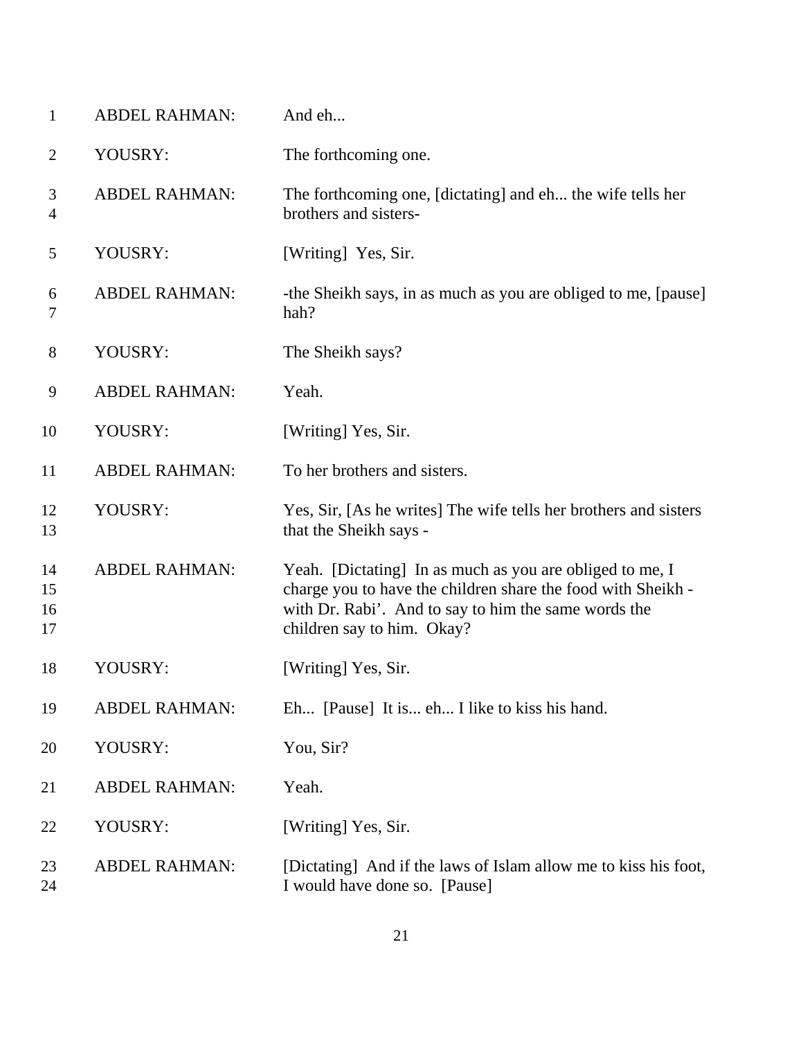| | | |
|---|---|---|
| 1 | ABDEL RAHMAN: | And eh... |
| 2 | YOUSRY: | The forthcoming one. |
| 3<br>4 | ABDEL RAHMAN: | The forthcoming one, [dictating] and eh... the wife tells her brothers and sisters- |
| 5 | YOUSRY: | [Writing] Yes, Sir. |
| 6<br>7 | ABDEL RAHMAN: | -the Sheikh says, in as much as you are obliged to me, [pause] hah? |
| 8 | YOUSRY: | The Sheikh says? |
| 9 | ABDEL RAHMAN: | Yeah. |
| 10 | YOUSRY: | [Writing] Yes, Sir. |
| 11 | ABDEL RAHMAN: | To her brothers and sisters. |
| 12<br>13 | YOUSRY: | Yes, Sir, [As he writes] The wife tells her brothers and sisters that the Sheikh says - |
| 14<br>15<br>16<br>17 | ABDEL RAHMAN: | Yeah. [Dictating] In as much as you are obliged to me, I charge you to have the children share the food with Sheikh - with Dr. Rabi'. And to say to him the same words the children say to him. Okay? |
| 18 | YOUSRY: | [Writing] Yes, Sir. |
| 19 | ABDEL RAHMAN: | Eh... [Pause] It is... eh... I like to kiss his hand. |
| 20 | YOUSRY: | You, Sir? |
| 21 | ABDEL RAHMAN: | Yeah. |
| 22 | YOUSRY: | [Writing] Yes, Sir. |
| 23<br>24 | ABDEL RAHMAN: | [Dictating] And if the laws of Islam allow me to kiss his foot, I would have done so. [Pause] |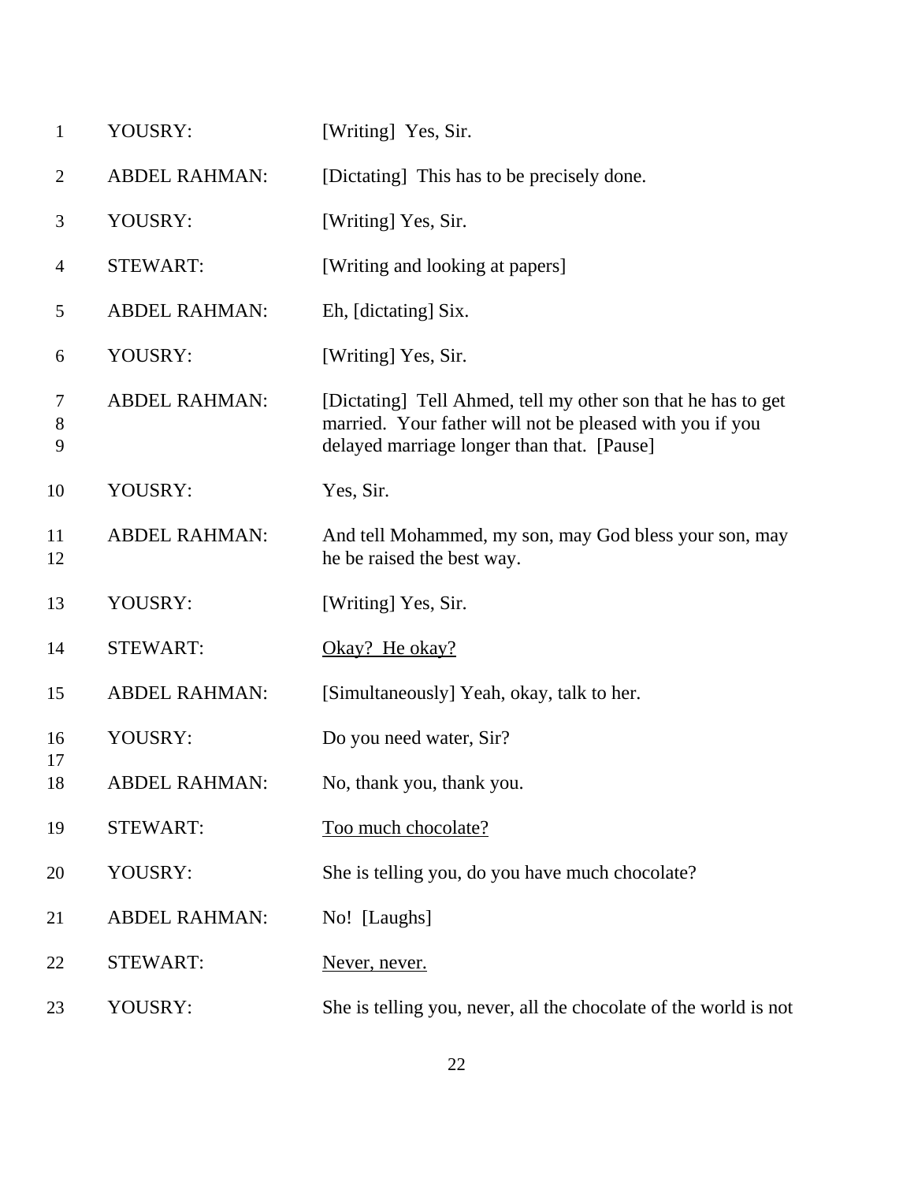| | | |
|---|---|---|
| 1 | YOUSRY: | [Writing] Yes, Sir. |
| 2 | ABDEL RAHMAN: | [Dictating] This has to be precisely done. |
| 3 | YOUSRY: | [Writing] Yes, Sir. |
| 4 | STEWART: | [Writing and looking at papers] |
| 5 | ABDEL RAHMAN: | Eh, [dictating] Six. |
| 6 | YOUSRY: | [Writing] Yes, Sir. |
| 7<br>8<br>9 | ABDEL RAHMAN: | [Dictating] Tell Ahmed, tell my other son that he has to get married. Your father will not be pleased with you if you delayed marriage longer than that. [Pause] |
| 10 | YOUSRY: | Yes, Sir. |
| 11<br>12 | ABDEL RAHMAN: | And tell Mohammed, my son, may God bless your son, may he be raised the best way. |
| 13 | YOUSRY: | [Writing] Yes, Sir. |
| 14 | STEWART: | <u>Okay? He okay?</u> |
| 15 | ABDEL RAHMAN: | [Simultaneously] Yeah, okay, talk to her. |
| 16<br>17 | YOUSRY: | Do you need water, Sir? |
| 18 | ABDEL RAHMAN: | No, thank you, thank you. |
| 19 | STEWART: | <u>Too much chocolate?</u> |
| 20 | YOUSRY: | She is telling you, do you have much chocolate? |
| 21 | ABDEL RAHMAN: | No! [Laughs] |
| 22 | STEWART: | <u>Never, never.</u> |
| 23 | YOUSRY: | She is telling you, never, all the chocolate of the world is not |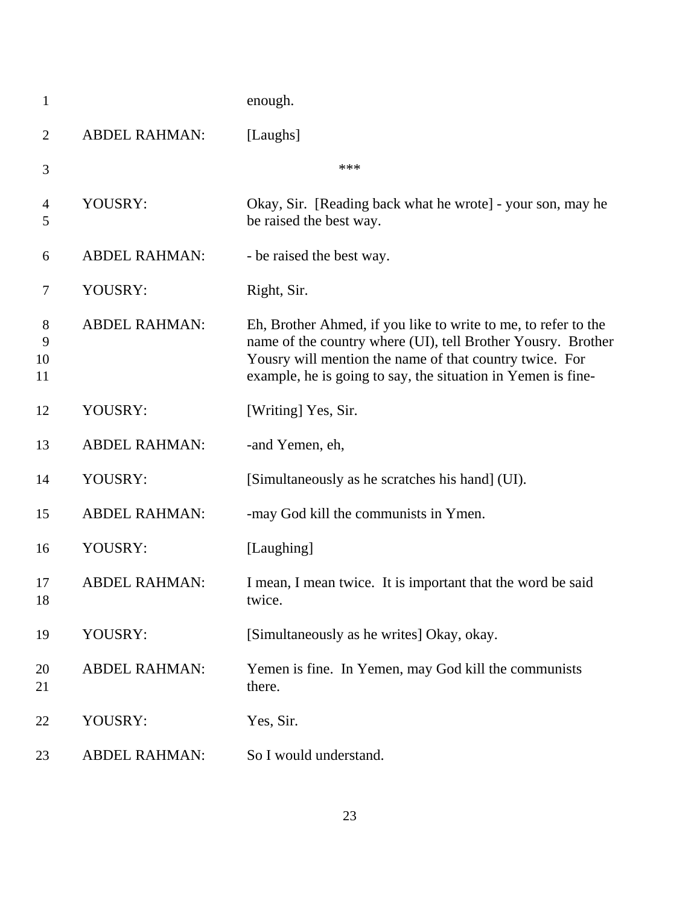enough.

ABDEL RAHMAN: [Laughs]

***

YOUSRY: Okay, Sir. [Reading back what he wrote] - your son, may he be raised the best way.

ABDEL RAHMAN: - be raised the best way.

YOUSRY: Right, Sir.

ABDEL RAHMAN: Eh, Brother Ahmed, if you like to write to me, to refer to the name of the country where (UI), tell Brother Yousry. Brother Yousry will mention the name of that country twice. For example, he is going to say, the situation in Yemen is fine-

YOUSRY: [Writing] Yes, Sir.

ABDEL RAHMAN: -and Yemen, eh,

YOUSRY: [Simultaneously as he scratches his hand] (UI).

ABDEL RAHMAN: -may God kill the communists in Ymen.

YOUSRY: [Laughing]

ABDEL RAHMAN: I mean, I mean twice. It is important that the word be said twice.

YOUSRY: [Simultaneously as he writes] Okay, okay.

ABDEL RAHMAN: Yemen is fine. In Yemen, may God kill the communists there.

YOUSRY: Yes, Sir.

ABDEL RAHMAN: So I would understand.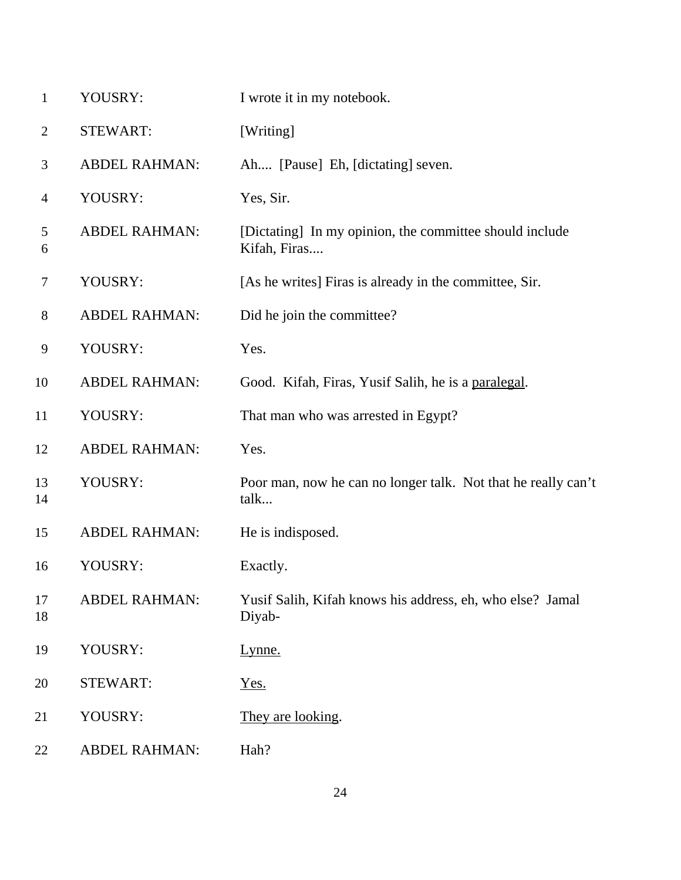| | | |
|---|---|---|
| 1 | YOUSRY: | I wrote it in my notebook. |
| 2 | STEWART: | [Writing] |
| 3 | ABDEL RAHMAN: | Ah.... [Pause] Eh, [dictating] seven. |
| 4 | YOUSRY: | Yes, Sir. |
| 5<br>6 | ABDEL RAHMAN: | [Dictating] In my opinion, the committee should include Kifah, Firas.... |
| 7 | YOUSRY: | [As he writes] Firas is already in the committee, Sir. |
| 8 | ABDEL RAHMAN: | Did he join the committee? |
| 9 | YOUSRY: | Yes. |
| 10 | ABDEL RAHMAN: | Good. Kifah, Firas, Yusif Salih, he is a <u>paralegal</u>. |
| 11 | YOUSRY: | That man who was arrested in Egypt? |
| 12 | ABDEL RAHMAN: | Yes. |
| 13<br>14 | YOUSRY: | Poor man, now he can no longer talk. Not that he really can't talk... |
| 15 | ABDEL RAHMAN: | He is indisposed. |
| 16 | YOUSRY: | Exactly. |
| 17<br>18 | ABDEL RAHMAN: | Yusif Salih, Kifah knows his address, eh, who else? Jamal Diyab- |
| 19 | YOUSRY: | <u>Lynne.</u> |
| 20 | STEWART: | <u>Yes.</u> |
| 21 | YOUSRY: | <u>They are looking</u>. |
| 22 | ABDEL RAHMAN: | Hah? |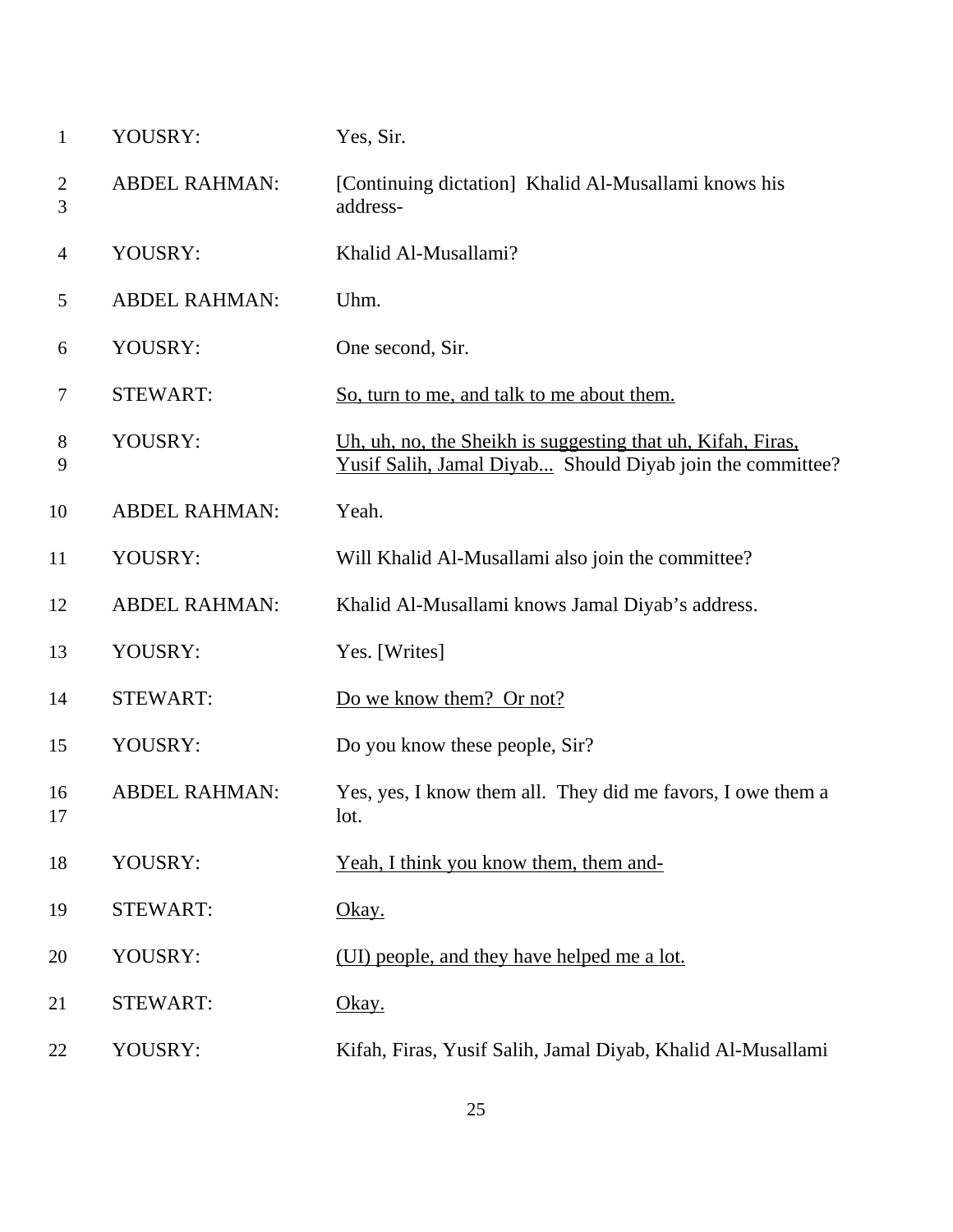| | | |
|---|---|---|
| 1 | YOUSRY: | Yes, Sir. |
| 2<br>3 | ABDEL RAHMAN: | [Continuing dictation] Khalid Al-Musallami knows his address- |
| 4 | YOUSRY: | Khalid Al-Musallami? |
| 5 | ABDEL RAHMAN: | Uhm. |
| 6 | YOUSRY: | One second, Sir. |
| 7 | STEWART: | <u>So, turn to me, and talk to me about them.</u> |
| 8<br>9 | YOUSRY: | <u>Uh, uh, no, the Sheikh is suggesting that uh, Kifah, Firas, Yusif Salih, Jamal Diyab...</u> Should Diyab join the committee? |
| 10 | ABDEL RAHMAN: | Yeah. |
| 11 | YOUSRY: | Will Khalid Al-Musallami also join the committee? |
| 12 | ABDEL RAHMAN: | Khalid Al-Musallami knows Jamal Diyab's address. |
| 13 | YOUSRY: | Yes. [Writes] |
| 14 | STEWART: | <u>Do we know them? Or not?</u> |
| 15 | YOUSRY: | Do you know these people, Sir? |
| 16<br>17 | ABDEL RAHMAN: | Yes, yes, I know them all. They did me favors, I owe them a lot. |
| 18 | YOUSRY: | <u>Yeah, I think you know them, them and-</u> |
| 19 | STEWART: | <u>Okay.</u> |
| 20 | YOUSRY: | <u>(UI) people, and they have helped me a lot.</u> |
| 21 | STEWART: | <u>Okay.</u> |
| 22 | YOUSRY: | Kifah, Firas, Yusif Salih, Jamal Diyab, Khalid Al-Musallami |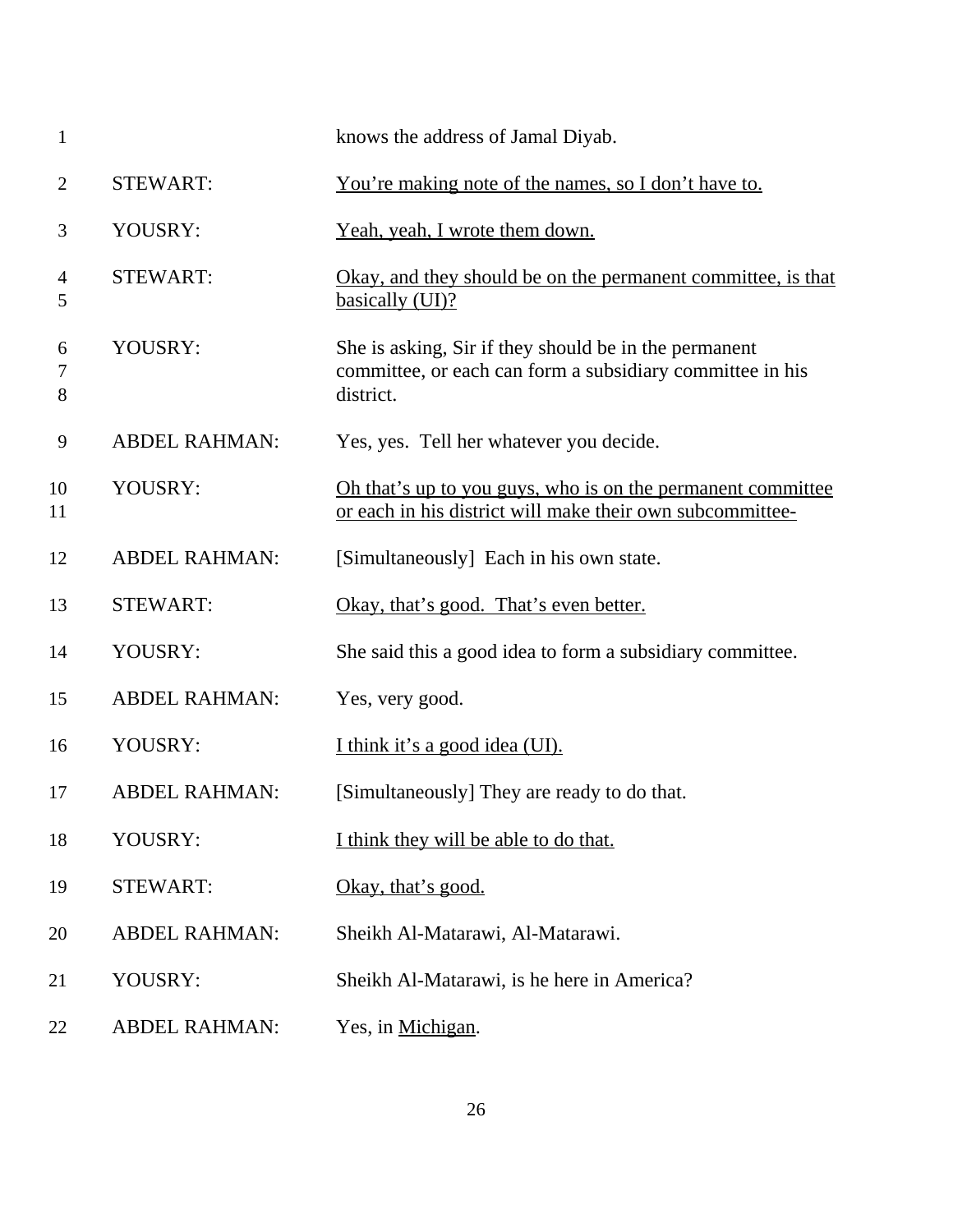| | | |
|---|---|---|
| 1 | | knows the address of Jamal Diyab. |
| 2 | STEWART: | <u>You're making note of the names, so I don't have to.</u> |
| 3 | YOUSRY: | <u>Yeah, yeah, I wrote them down.</u> |
| 4<br>5 | STEWART: | <u>Okay, and they should be on the permanent committee, is that basically (UI)?</u> |
| 6<br>7<br>8 | YOUSRY: | She is asking, Sir if they should be in the permanent committee, or each can form a subsidiary committee in his district. |
| 9 | ABDEL RAHMAN: | Yes, yes. Tell her whatever you decide. |
| 10<br>11 | YOUSRY: | <u>Oh that's up to you guys, who is on the permanent committee or each in his district will make their own subcommittee-</u> |
| 12 | ABDEL RAHMAN: | [Simultaneously] Each in his own state. |
| 13 | STEWART: | <u>Okay, that's good. That's even better.</u> |
| 14 | YOUSRY: | She said this a good idea to form a subsidiary committee. |
| 15 | ABDEL RAHMAN: | Yes, very good. |
| 16 | YOUSRY: | <u>I think it's a good idea (UI).</u> |
| 17 | ABDEL RAHMAN: | [Simultaneously] They are ready to do that. |
| 18 | YOUSRY: | <u>I think they will be able to do that.</u> |
| 19 | STEWART: | <u>Okay, that's good.</u> |
| 20 | ABDEL RAHMAN: | Sheikh Al-Matarawi, Al-Matarawi. |
| 21 | YOUSRY: | Sheikh Al-Matarawi, is he here in America? |
| 22 | ABDEL RAHMAN: | Yes, in <u>Michigan</u>. |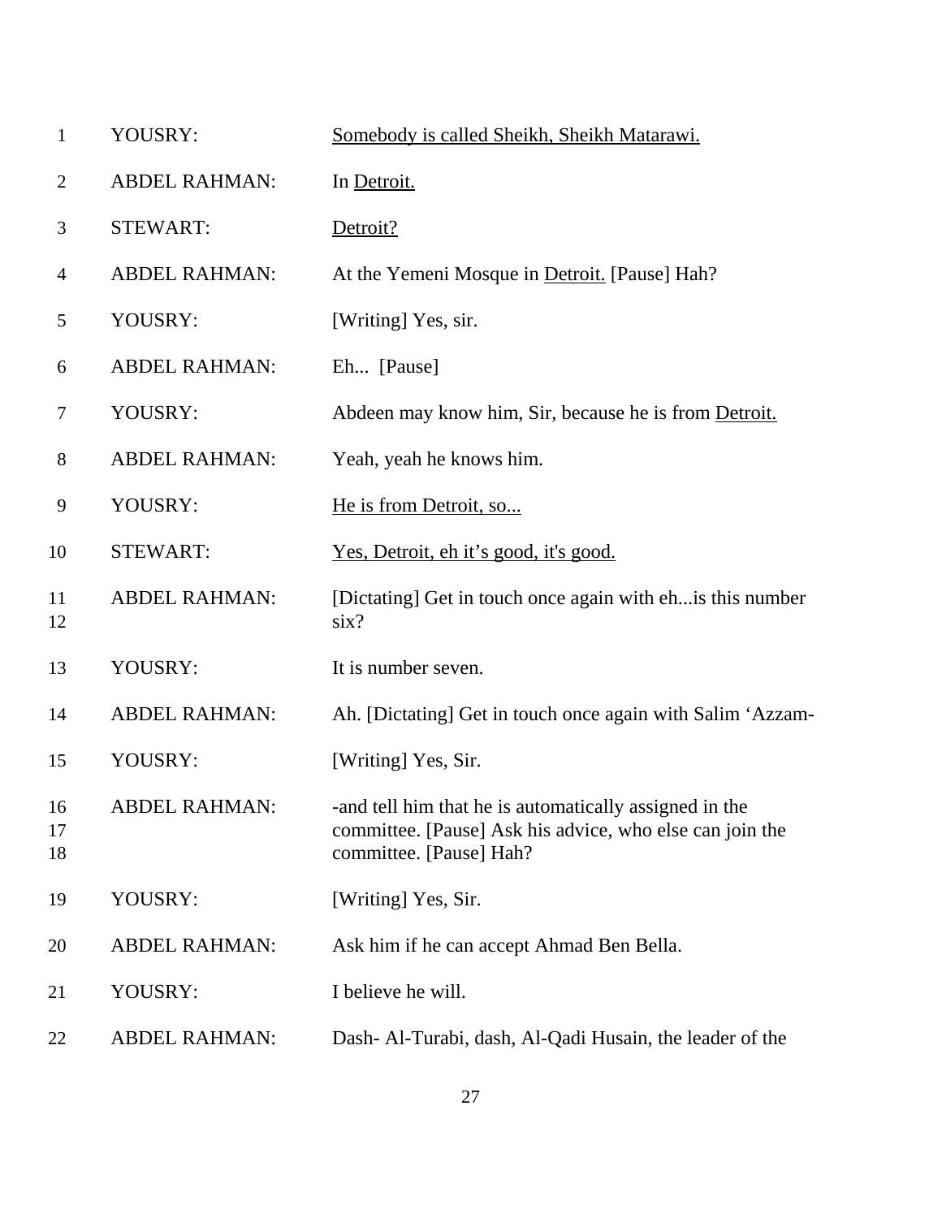| | | |
|---|---|---|
| 1 | YOUSRY: | <u>Somebody is called Sheikh, Sheikh Matarawi.</u> |
| 2 | ABDEL RAHMAN: | In <u>Detroit.</u> |
| 3 | STEWART: | <u>Detroit?</u> |
| 4 | ABDEL RAHMAN: | At the Yemeni Mosque in <u>Detroit.</u> [Pause] Hah? |
| 5 | YOUSRY: | [Writing] Yes, sir. |
| 6 | ABDEL RAHMAN: | Eh... [Pause] |
| 7 | YOUSRY: | Abdeen may know him, Sir, because he is from <u>Detroit.</u> |
| 8 | ABDEL RAHMAN: | Yeah, yeah he knows him. |
| 9 | YOUSRY: | <u>He is from Detroit, so...</u> |
| 10 | STEWART: | <u>Yes, Detroit, eh it's good, it's good.</u> |
| 11<br>12 | ABDEL RAHMAN: | [Dictating] Get in touch once again with eh...is this number six? |
| 13 | YOUSRY: | It is number seven. |
| 14 | ABDEL RAHMAN: | Ah. [Dictating] Get in touch once again with Salim 'Azzam- |
| 15 | YOUSRY: | [Writing] Yes, Sir. |
| 16<br>17<br>18 | ABDEL RAHMAN: | -and tell him that he is automatically assigned in the committee. [Pause] Ask his advice, who else can join the committee. [Pause] Hah? |
| 19 | YOUSRY: | [Writing] Yes, Sir. |
| 20 | ABDEL RAHMAN: | Ask him if he can accept Ahmad Ben Bella. |
| 21 | YOUSRY: | I believe he will. |
| 22 | ABDEL RAHMAN: | Dash- Al-Turabi, dash, Al-Qadi Husain, the leader of the |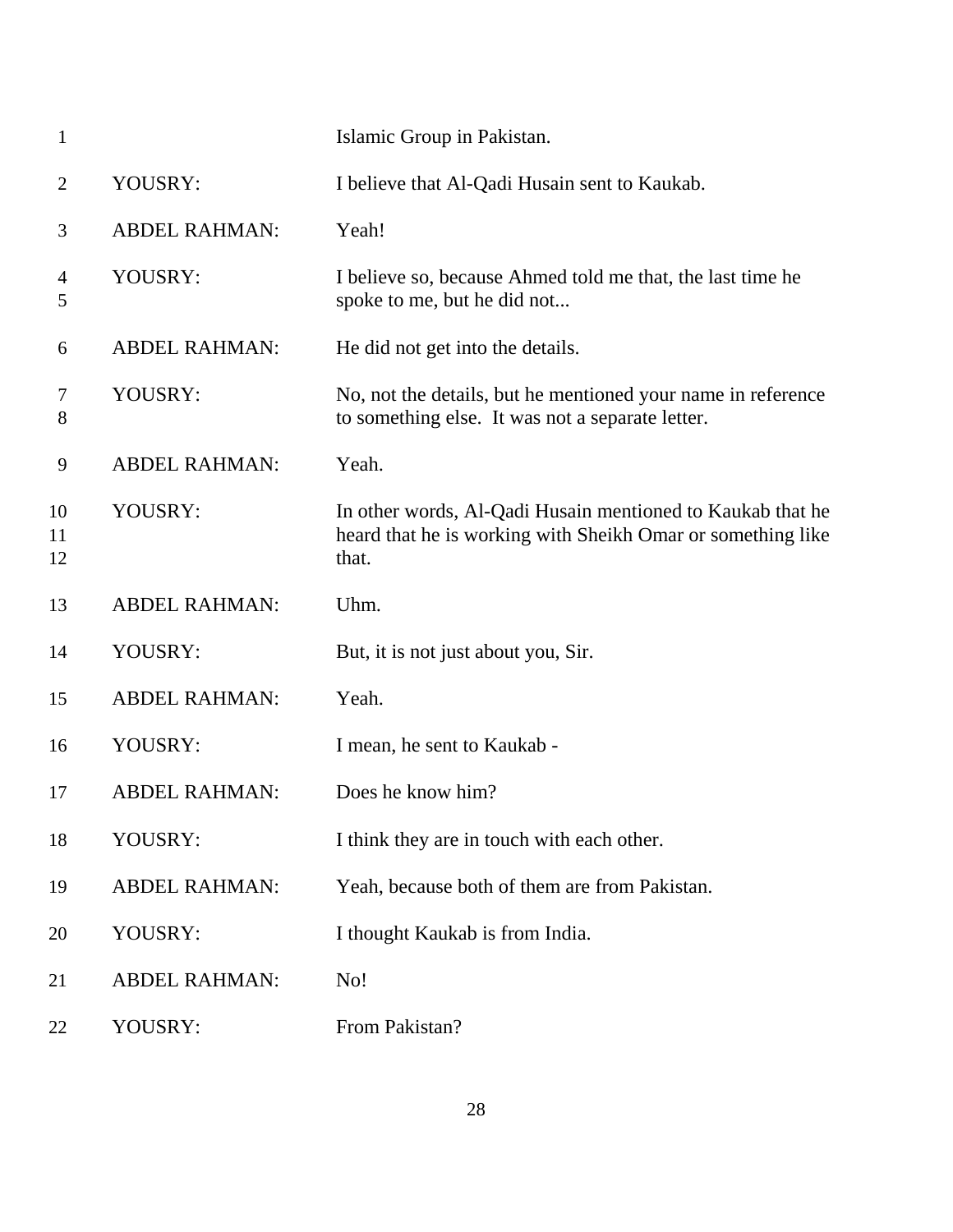Islamic Group in Pakistan.

YOUSRY: I believe that Al-Qadi Husain sent to Kaukab.

ABDEL RAHMAN: Yeah!

YOUSRY: I believe so, because Ahmed told me that, the last time he spoke to me, but he did not...

ABDEL RAHMAN: He did not get into the details.

YOUSRY: No, not the details, but he mentioned your name in reference to something else. It was not a separate letter.

ABDEL RAHMAN: Yeah.

YOUSRY: In other words, Al-Qadi Husain mentioned to Kaukab that he heard that he is working with Sheikh Omar or something like that.

ABDEL RAHMAN: Uhm.

YOUSRY: But, it is not just about you, Sir.

ABDEL RAHMAN: Yeah.

YOUSRY: I mean, he sent to Kaukab -

ABDEL RAHMAN: Does he know him?

YOUSRY: I think they are in touch with each other.

ABDEL RAHMAN: Yeah, because both of them are from Pakistan.

YOUSRY: I thought Kaukab is from India.

ABDEL RAHMAN: No!

YOUSRY: From Pakistan?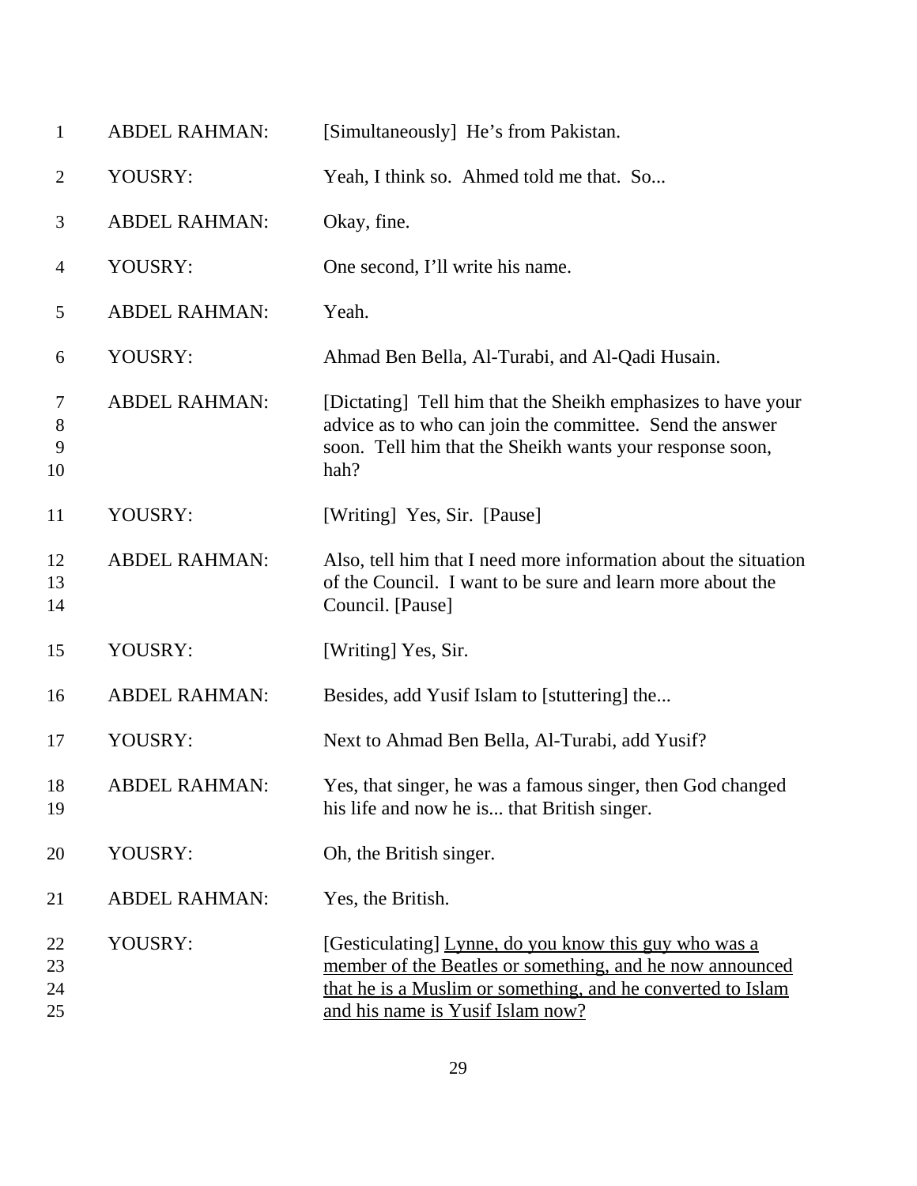| | | |
|---|---|---|
| 1 | ABDEL RAHMAN: | [Simultaneously] He's from Pakistan. |
| 2 | YOUSRY: | Yeah, I think so. Ahmed told me that. So... |
| 3 | ABDEL RAHMAN: | Okay, fine. |
| 4 | YOUSRY: | One second, I'll write his name. |
| 5 | ABDEL RAHMAN: | Yeah. |
| 6 | YOUSRY: | Ahmad Ben Bella, Al-Turabi, and Al-Qadi Husain. |
| 7<br>8<br>9<br>10 | ABDEL RAHMAN: | [Dictating] Tell him that the Sheikh emphasizes to have your advice as to who can join the committee. Send the answer soon. Tell him that the Sheikh wants your response soon, hah? |
| 11 | YOUSRY: | [Writing] Yes, Sir. [Pause] |
| 12<br>13<br>14 | ABDEL RAHMAN: | Also, tell him that I need more information about the situation of the Council. I want to be sure and learn more about the Council. [Pause] |
| 15 | YOUSRY: | [Writing] Yes, Sir. |
| 16 | ABDEL RAHMAN: | Besides, add Yusif Islam to [stuttering] the... |
| 17 | YOUSRY: | Next to Ahmad Ben Bella, Al-Turabi, add Yusif? |
| 18<br>19 | ABDEL RAHMAN: | Yes, that singer, he was a famous singer, then God changed his life and now he is... that British singer. |
| 20 | YOUSRY: | Oh, the British singer. |
| 21 | ABDEL RAHMAN: | Yes, the British. |
| 22<br>23<br>24<br>25 | YOUSRY: | [Gesticulating] <u>Lynne, do you know this guy who was a member of the Beatles or something, and he now announced that he is a Muslim or something, and he converted to Islam and his name is Yusif Islam now?</u> |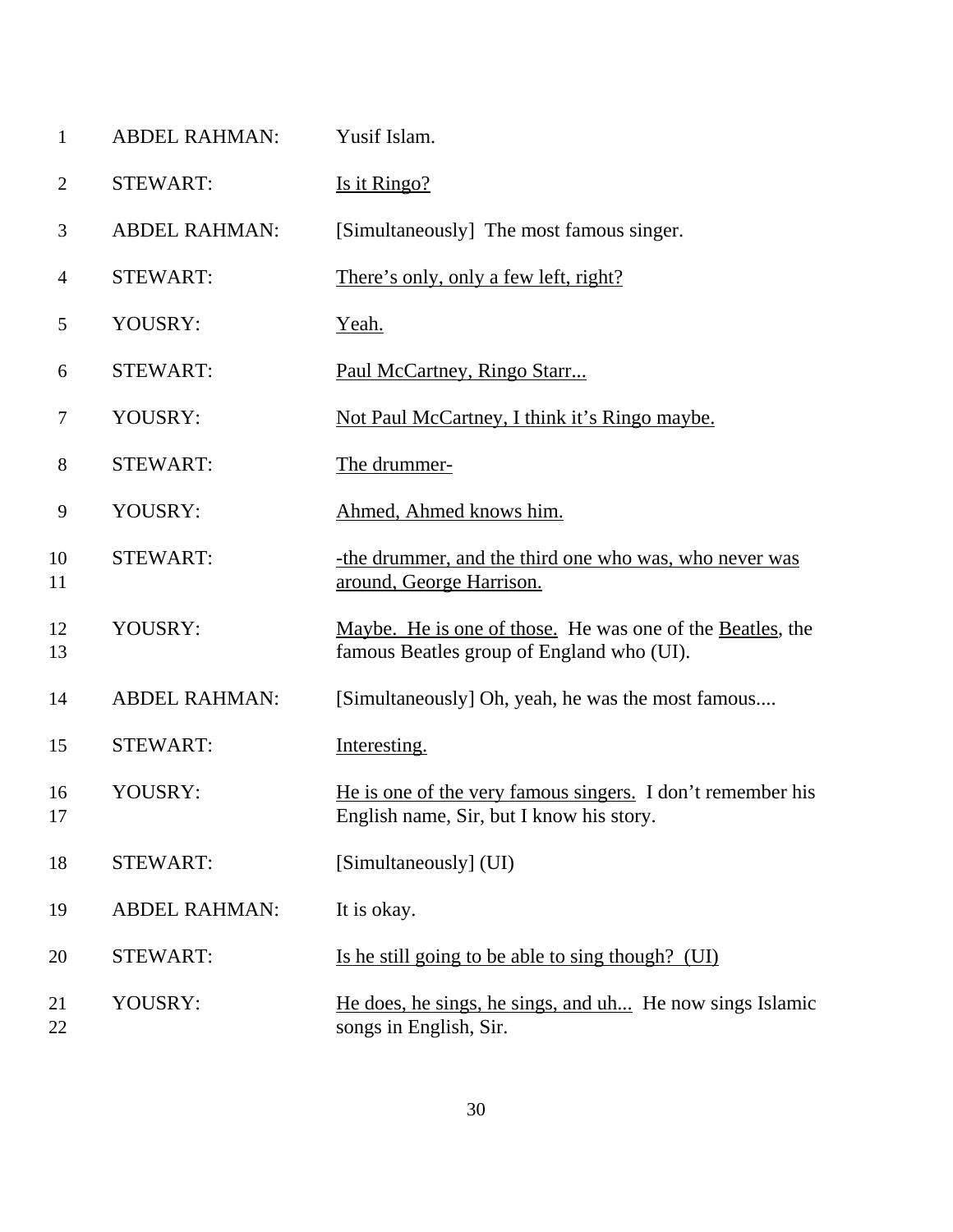| Line | Speaker | Text |
|---|---|---|
| 1 | ABDEL RAHMAN: | Yusif Islam. |
| 2 | STEWART: | <u>Is it Ringo?</u> |
| 3 | ABDEL RAHMAN: | [Simultaneously] The most famous singer. |
| 4 | STEWART: | <u>There's only, only a few left, right?</u> |
| 5 | YOUSRY: | <u>Yeah.</u> |
| 6 | STEWART: | <u>Paul McCartney, Ringo Starr...</u> |
| 7 | YOUSRY: | <u>Not Paul McCartney, I think it's Ringo maybe.</u> |
| 8 | STEWART: | <u>The drummer-</u> |
| 9 | YOUSRY: | <u>Ahmed, Ahmed knows him.</u> |
| 10<br>11 | STEWART: | <u>-the drummer, and the third one who was, who never was around, George Harrison.</u> |
| 12<br>13 | YOUSRY: | <u>Maybe. He is one of those.</u> He was one of the <u>Beatles</u>, the famous Beatles group of England who (UI). |
| 14 | ABDEL RAHMAN: | [Simultaneously] Oh, yeah, he was the most famous.... |
| 15 | STEWART: | <u>Interesting.</u> |
| 16<br>17 | YOUSRY: | <u>He is one of the very famous singers.</u> I don't remember his English name, Sir, but I know his story. |
| 18 | STEWART: | [Simultaneously] (UI) |
| 19 | ABDEL RAHMAN: | It is okay. |
| 20 | STEWART: | <u>Is he still going to be able to sing though? (UI)</u> |
| 21<br>22 | YOUSRY: | <u>He does, he sings, he sings, and uh...</u> He now sings Islamic songs in English, Sir. |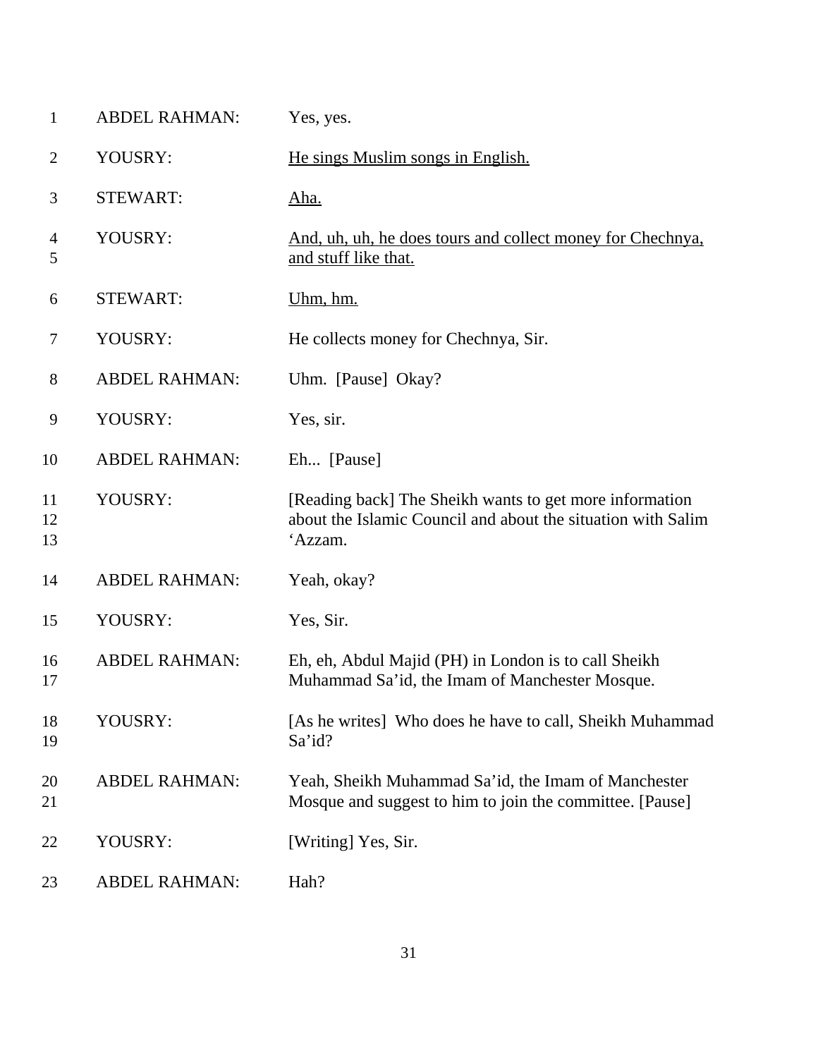| | | |
|---|---|---|
| 1 | ABDEL RAHMAN: | Yes, yes. |
| 2 | YOUSRY: | <u>He sings Muslim songs in English.</u> |
| 3 | STEWART: | <u>Aha.</u> |
| 4<br>5 | YOUSRY: | <u>And, uh, uh, he does tours and collect money for Chechnya, and stuff like that.</u> |
| 6 | STEWART: | <u>Uhm, hm.</u> |
| 7 | YOUSRY: | He collects money for Chechnya, Sir. |
| 8 | ABDEL RAHMAN: | Uhm. [Pause] Okay? |
| 9 | YOUSRY: | Yes, sir. |
| 10 | ABDEL RAHMAN: | Eh... [Pause] |
| 11<br>12<br>13 | YOUSRY: | [Reading back] The Sheikh wants to get more information about the Islamic Council and about the situation with Salim 'Azzam. |
| 14 | ABDEL RAHMAN: | Yeah, okay? |
| 15 | YOUSRY: | Yes, Sir. |
| 16<br>17 | ABDEL RAHMAN: | Eh, eh, Abdul Majid (PH) in London is to call Sheikh Muhammad Sa'id, the Imam of Manchester Mosque. |
| 18<br>19 | YOUSRY: | [As he writes] Who does he have to call, Sheikh Muhammad Sa'id? |
| 20<br>21 | ABDEL RAHMAN: | Yeah, Sheikh Muhammad Sa'id, the Imam of Manchester Mosque and suggest to him to join the committee. [Pause] |
| 22 | YOUSRY: | [Writing] Yes, Sir. |
| 23 | ABDEL RAHMAN: | Hah? |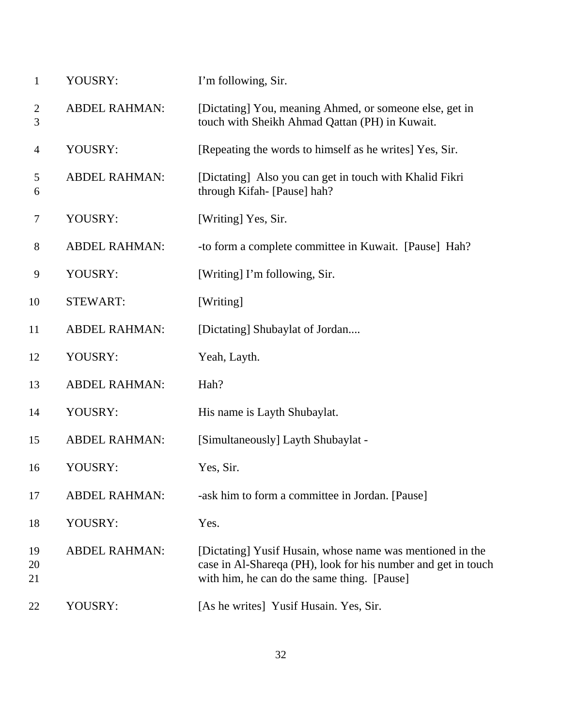| | | |
|---|---|---|
| 1 | YOUSRY: | I'm following, Sir. |
| 2<br>3 | ABDEL RAHMAN: | [Dictating] You, meaning Ahmed, or someone else, get in touch with Sheikh Ahmad Qattan (PH) in Kuwait. |
| 4 | YOUSRY: | [Repeating the words to himself as he writes] Yes, Sir. |
| 5<br>6 | ABDEL RAHMAN: | [Dictating] Also you can get in touch with Khalid Fikri through Kifah- [Pause] hah? |
| 7 | YOUSRY: | [Writing] Yes, Sir. |
| 8 | ABDEL RAHMAN: | -to form a complete committee in Kuwait. [Pause] Hah? |
| 9 | YOUSRY: | [Writing] I'm following, Sir. |
| 10 | STEWART: | [Writing] |
| 11 | ABDEL RAHMAN: | [Dictating] Shubaylat of Jordan.... |
| 12 | YOUSRY: | Yeah, Layth. |
| 13 | ABDEL RAHMAN: | Hah? |
| 14 | YOUSRY: | His name is Layth Shubaylat. |
| 15 | ABDEL RAHMAN: | [Simultaneously] Layth Shubaylat - |
| 16 | YOUSRY: | Yes, Sir. |
| 17 | ABDEL RAHMAN: | -ask him to form a committee in Jordan. [Pause] |
| 18 | YOUSRY: | Yes. |
| 19<br>20<br>21 | ABDEL RAHMAN: | [Dictating] Yusif Husain, whose name was mentioned in the case in Al-Shareqa (PH), look for his number and get in touch with him, he can do the same thing. [Pause] |
| 22 | YOUSRY: | [As he writes] Yusif Husain. Yes, Sir. |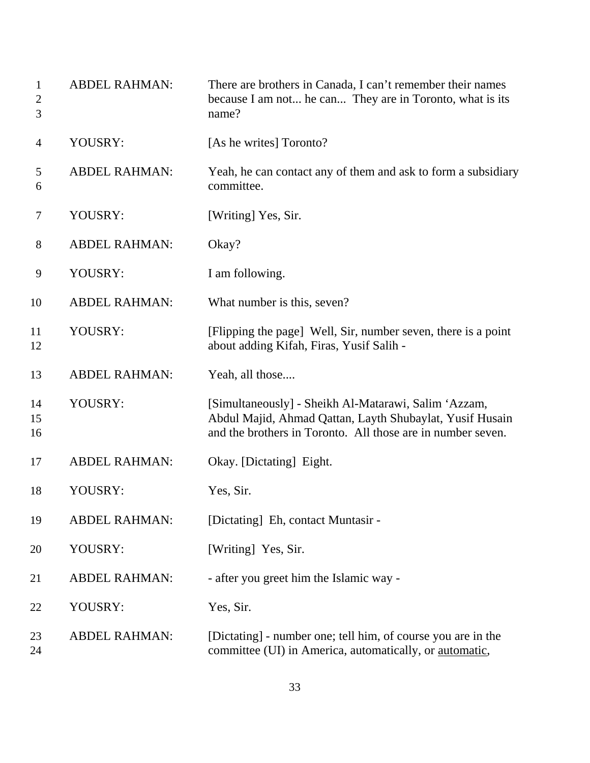| | | |
|---|---|---|
| 1 2 3 | ABDEL RAHMAN: | There are brothers in Canada, I can't remember their names because I am not... he can... They are in Toronto, what is its name? |
| 4 | YOUSRY: | [As he writes] Toronto? |
| 5 6 | ABDEL RAHMAN: | Yeah, he can contact any of them and ask to form a subsidiary committee. |
| 7 | YOUSRY: | [Writing] Yes, Sir. |
| 8 | ABDEL RAHMAN: | Okay? |
| 9 | YOUSRY: | I am following. |
| 10 | ABDEL RAHMAN: | What number is this, seven? |
| 11 12 | YOUSRY: | [Flipping the page] Well, Sir, number seven, there is a point about adding Kifah, Firas, Yusif Salih - |
| 13 | ABDEL RAHMAN: | Yeah, all those.... |
| 14 15 16 | YOUSRY: | [Simultaneously] - Sheikh Al-Matarawi, Salim 'Azzam, Abdul Majid, Ahmad Qattan, Layth Shubaylat, Yusif Husain and the brothers in Toronto. All those are in number seven. |
| 17 | ABDEL RAHMAN: | Okay. [Dictating] Eight. |
| 18 | YOUSRY: | Yes, Sir. |
| 19 | ABDEL RAHMAN: | [Dictating] Eh, contact Muntasir - |
| 20 | YOUSRY: | [Writing] Yes, Sir. |
| 21 | ABDEL RAHMAN: | - after you greet him the Islamic way - |
| 22 | YOUSRY: | Yes, Sir. |
| 23 24 | ABDEL RAHMAN: | [Dictating] - number one; tell him, of course you are in the committee (UI) in America, automatically, or <u>automatic</u>, |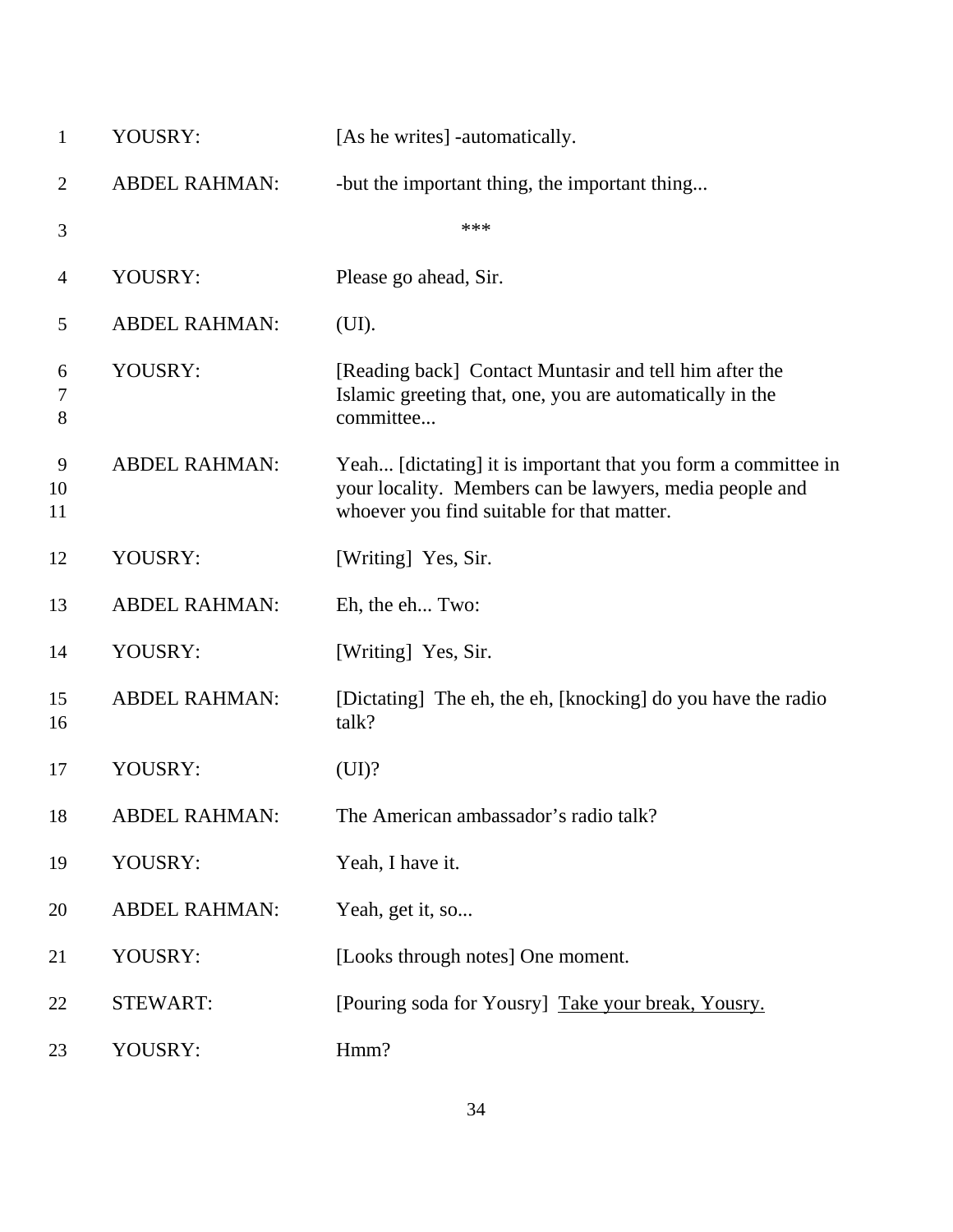| | | |
|---|---|---|
| 1 | YOUSRY: | [As he writes] -automatically. |
| 2 | ABDEL RAHMAN: | -but the important thing, the important thing... |
| 3 | | *** |
| 4 | YOUSRY: | Please go ahead, Sir. |
| 5 | ABDEL RAHMAN: | (UI). |
| 6<br>7<br>8 | YOUSRY: | [Reading back] Contact Muntasir and tell him after the Islamic greeting that, one, you are automatically in the committee... |
| 9<br>10<br>11 | ABDEL RAHMAN: | Yeah... [dictating] it is important that you form a committee in your locality. Members can be lawyers, media people and whoever you find suitable for that matter. |
| 12 | YOUSRY: | [Writing] Yes, Sir. |
| 13 | ABDEL RAHMAN: | Eh, the eh... Two: |
| 14 | YOUSRY: | [Writing] Yes, Sir. |
| 15<br>16 | ABDEL RAHMAN: | [Dictating] The eh, the eh, [knocking] do you have the radio talk? |
| 17 | YOUSRY: | (UI)? |
| 18 | ABDEL RAHMAN: | The American ambassador's radio talk? |
| 19 | YOUSRY: | Yeah, I have it. |
| 20 | ABDEL RAHMAN: | Yeah, get it, so... |
| 21 | YOUSRY: | [Looks through notes] One moment. |
| 22 | STEWART: | [Pouring soda for Yousry] <u>Take your break, Yousry.</u> |
| 23 | YOUSRY: | Hmm? |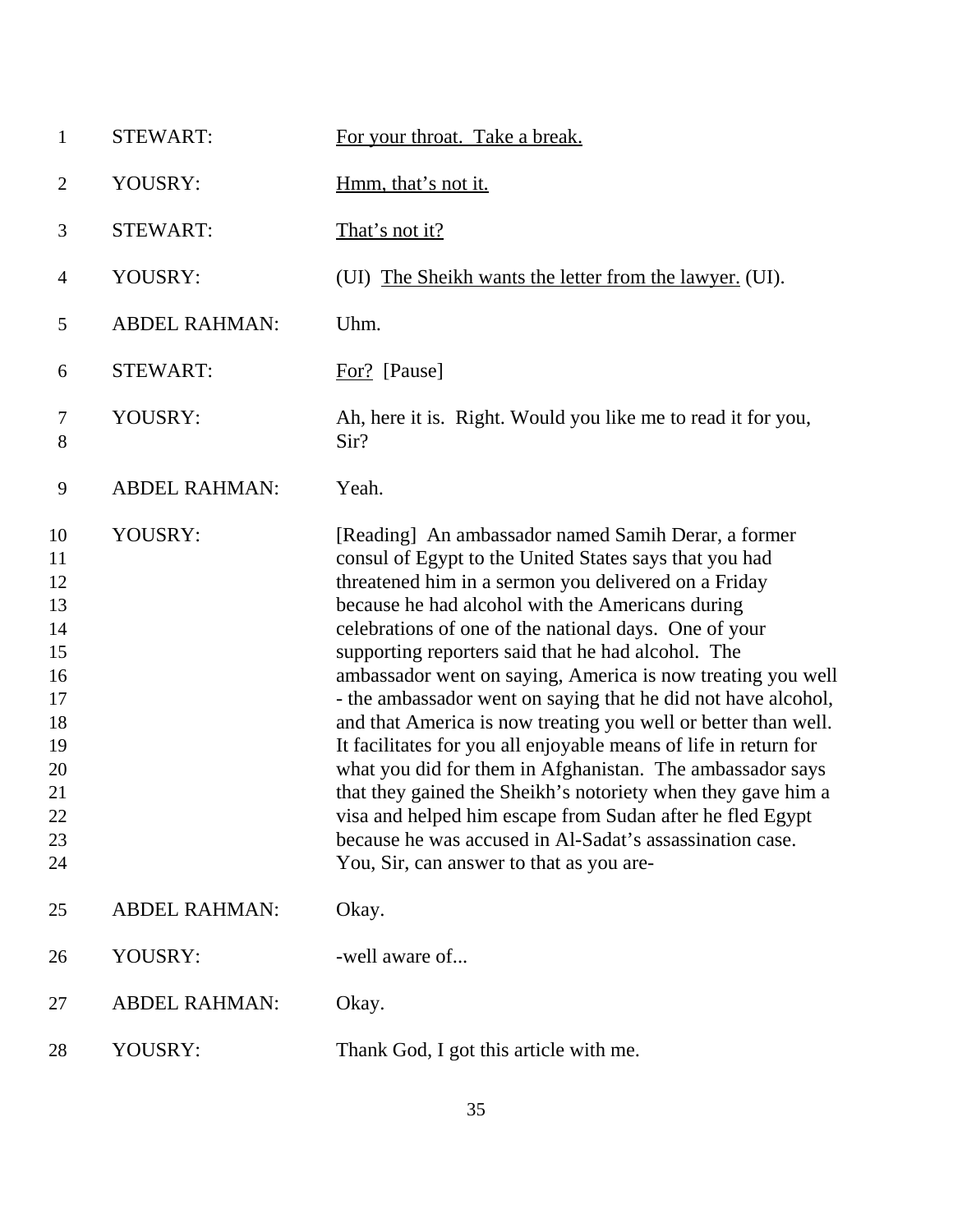| | | |
|---|---|---|
| 1 | STEWART: | <u>For your throat. Take a break.</u> |
| 2 | YOUSRY: | <u>Hmm, that's not it.</u> |
| 3 | STEWART: | <u>That's not it?</u> |
| 4 | YOUSRY: | (UI) <u>The Sheikh wants the letter from the lawyer.</u> (UI). |
| 5 | ABDEL RAHMAN: | Uhm. |
| 6 | STEWART: | <u>For?</u> [Pause] |
| 7<br>8 | YOUSRY: | Ah, here it is. Right. Would you like me to read it for you, Sir? |
| 9 | ABDEL RAHMAN: | Yeah. |
| 10<br>11<br>12<br>13<br>14<br>15<br>16<br>17<br>18<br>19<br>20<br>21<br>22<br>23<br>24 | YOUSRY: | [Reading] An ambassador named Samih Derar, a former consul of Egypt to the United States says that you had threatened him in a sermon you delivered on a Friday because he had alcohol with the Americans during celebrations of one of the national days. One of your supporting reporters said that he had alcohol. The ambassador went on saying, America is now treating you well - the ambassador went on saying that he did not have alcohol, and that America is now treating you well or better than well. It facilitates for you all enjoyable means of life in return for what you did for them in Afghanistan. The ambassador says that they gained the Sheikh's notoriety when they gave him a visa and helped him escape from Sudan after he fled Egypt because he was accused in Al-Sadat's assassination case. You, Sir, can answer to that as you are- |
| 25 | ABDEL RAHMAN: | Okay. |
| 26 | YOUSRY: | -well aware of... |
| 27 | ABDEL RAHMAN: | Okay. |
| 28 | YOUSRY: | Thank God, I got this article with me. |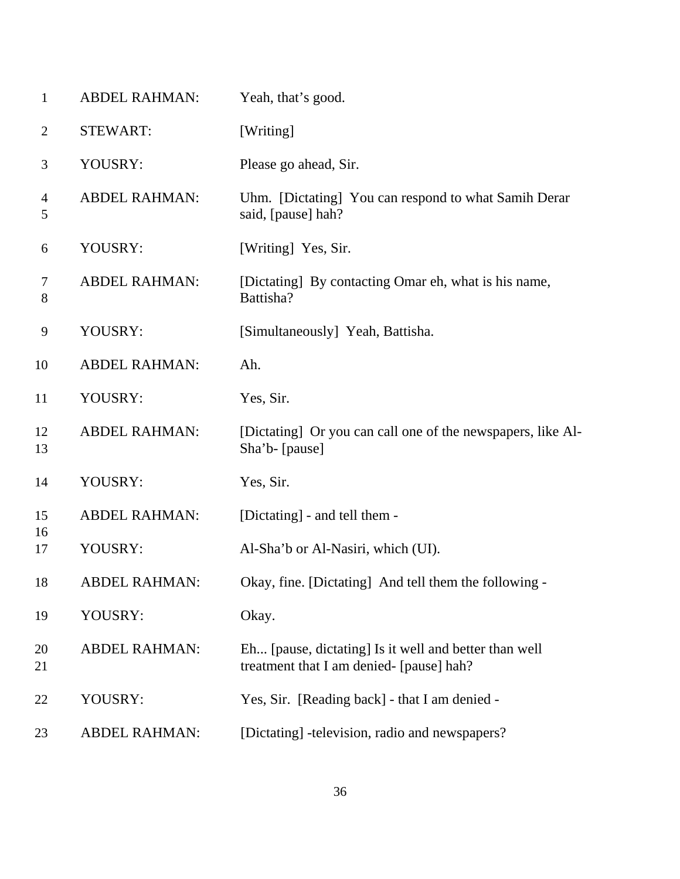| | | |
|---|---|---|
| 1 | ABDEL RAHMAN: | Yeah, that's good. |
| 2 | STEWART: | [Writing] |
| 3 | YOUSRY: | Please go ahead, Sir. |
| 4<br>5 | ABDEL RAHMAN: | Uhm. [Dictating] You can respond to what Samih Derar said, [pause] hah? |
| 6 | YOUSRY: | [Writing] Yes, Sir. |
| 7<br>8 | ABDEL RAHMAN: | [Dictating] By contacting Omar eh, what is his name, Battisha? |
| 9 | YOUSRY: | [Simultaneously] Yeah, Battisha. |
| 10 | ABDEL RAHMAN: | Ah. |
| 11 | YOUSRY: | Yes, Sir. |
| 12<br>13 | ABDEL RAHMAN: | [Dictating] Or you can call one of the newspapers, like Al-Sha'b- [pause] |
| 14 | YOUSRY: | Yes, Sir. |
| 15<br>16 | ABDEL RAHMAN: | [Dictating] - and tell them - |
| 17 | YOUSRY: | Al-Sha'b or Al-Nasiri, which (UI). |
| 18 | ABDEL RAHMAN: | Okay, fine. [Dictating] And tell them the following - |
| 19 | YOUSRY: | Okay. |
| 20<br>21 | ABDEL RAHMAN: | Eh... [pause, dictating] Is it well and better than well treatment that I am denied- [pause] hah? |
| 22 | YOUSRY: | Yes, Sir. [Reading back] - that I am denied - |
| 23 | ABDEL RAHMAN: | [Dictating] -television, radio and newspapers? |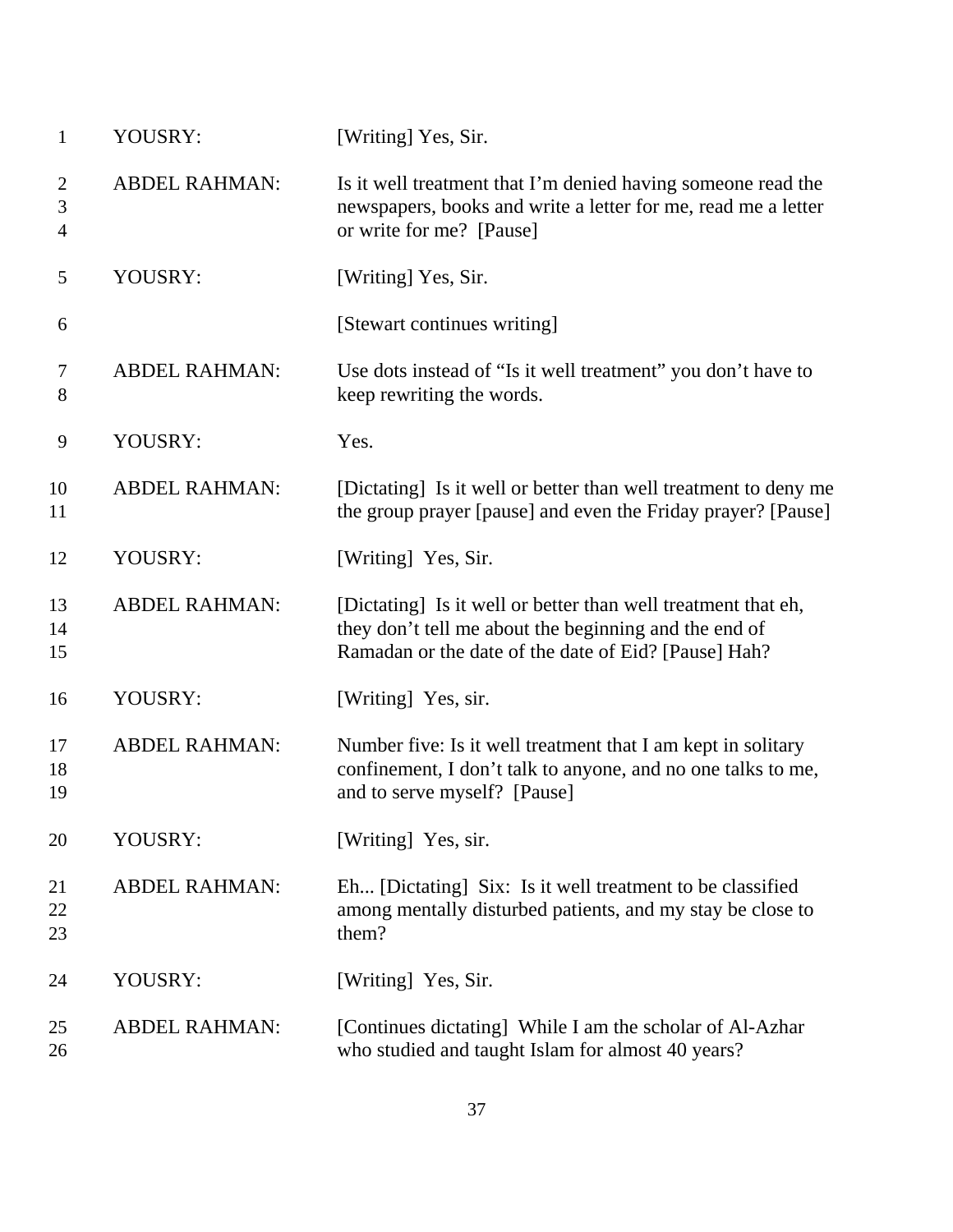| | | |
|---|---|---|
| 1 | YOUSRY: | [Writing] Yes, Sir. |
| 2<br>3<br>4 | ABDEL RAHMAN: | Is it well treatment that I'm denied having someone read the newspapers, books and write a letter for me, read me a letter or write for me? [Pause] |
| 5 | YOUSRY: | [Writing] Yes, Sir. |
| 6 | | [Stewart continues writing] |
| 7<br>8 | ABDEL RAHMAN: | Use dots instead of "Is it well treatment" you don't have to keep rewriting the words. |
| 9 | YOUSRY: | Yes. |
| 10<br>11 | ABDEL RAHMAN: | [Dictating] Is it well or better than well treatment to deny me the group prayer [pause] and even the Friday prayer? [Pause] |
| 12 | YOUSRY: | [Writing] Yes, Sir. |
| 13<br>14<br>15 | ABDEL RAHMAN: | [Dictating] Is it well or better than well treatment that eh, they don't tell me about the beginning and the end of Ramadan or the date of the date of Eid? [Pause] Hah? |
| 16 | YOUSRY: | [Writing] Yes, sir. |
| 17<br>18<br>19 | ABDEL RAHMAN: | Number five: Is it well treatment that I am kept in solitary confinement, I don't talk to anyone, and no one talks to me, and to serve myself? [Pause] |
| 20 | YOUSRY: | [Writing] Yes, sir. |
| 21<br>22<br>23 | ABDEL RAHMAN: | Eh... [Dictating] Six: Is it well treatment to be classified among mentally disturbed patients, and my stay be close to them? |
| 24 | YOUSRY: | [Writing] Yes, Sir. |
| 25<br>26 | ABDEL RAHMAN: | [Continues dictating] While I am the scholar of Al-Azhar who studied and taught Islam for almost 40 years? |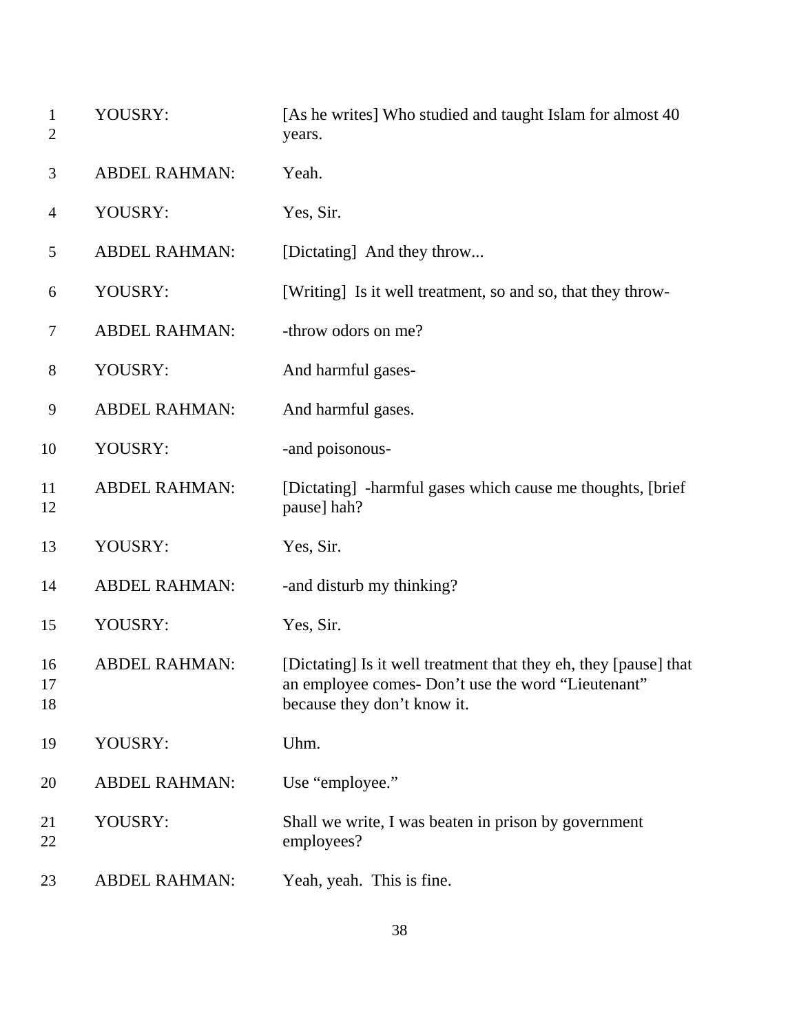1 YOUSRY: [As he writes] Who studied and taught Islam for almost 40
2 years.

3 ABDEL RAHMAN: Yeah.

4 YOUSRY: Yes, Sir.

5 ABDEL RAHMAN: [Dictating] And they throw...

6 YOUSRY: [Writing] Is it well treatment, so and so, that they throw-

7 ABDEL RAHMAN: -throw odors on me?

8 YOUSRY: And harmful gases-

9 ABDEL RAHMAN: And harmful gases.

10 YOUSRY: -and poisonous-

11 ABDEL RAHMAN: [Dictating] -harmful gases which cause me thoughts, [brief
12 pause] hah?

13 YOUSRY: Yes, Sir.

14 ABDEL RAHMAN: -and disturb my thinking?

15 YOUSRY: Yes, Sir.

16 ABDEL RAHMAN: [Dictating] Is it well treatment that they eh, they [pause] that
17 an employee comes- Don't use the word "Lieutenant"
18 because they don't know it.

19 YOUSRY: Uhm.

20 ABDEL RAHMAN: Use "employee."

21 YOUSRY: Shall we write, I was beaten in prison by government
22 employees?

23 ABDEL RAHMAN: Yeah, yeah. This is fine.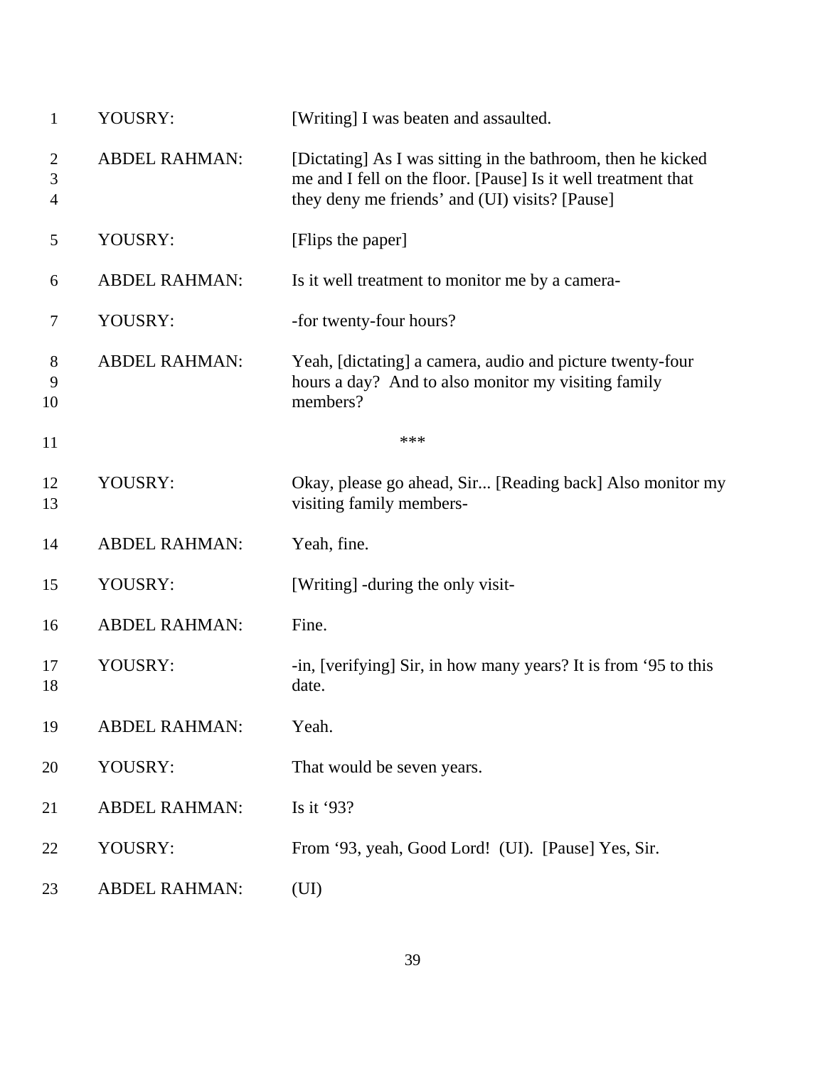| | | |
|---|---|---|
| 1 | YOUSRY: | [Writing] I was beaten and assaulted. |
| 2<br>3<br>4 | ABDEL RAHMAN: | [Dictating] As I was sitting in the bathroom, then he kicked me and I fell on the floor. [Pause] Is it well treatment that they deny me friends' and (UI) visits? [Pause] |
| 5 | YOUSRY: | [Flips the paper] |
| 6 | ABDEL RAHMAN: | Is it well treatment to monitor me by a camera- |
| 7 | YOUSRY: | -for twenty-four hours? |
| 8<br>9<br>10 | ABDEL RAHMAN: | Yeah, [dictating] a camera, audio and picture twenty-four hours a day? And to also monitor my visiting family members? |
| 11 | | *** |
| 12<br>13 | YOUSRY: | Okay, please go ahead, Sir... [Reading back] Also monitor my visiting family members- |
| 14 | ABDEL RAHMAN: | Yeah, fine. |
| 15 | YOUSRY: | [Writing] -during the only visit- |
| 16 | ABDEL RAHMAN: | Fine. |
| 17<br>18 | YOUSRY: | -in, [verifying] Sir, in how many years? It is from '95 to this date. |
| 19 | ABDEL RAHMAN: | Yeah. |
| 20 | YOUSRY: | That would be seven years. |
| 21 | ABDEL RAHMAN: | Is it '93? |
| 22 | YOUSRY: | From '93, yeah, Good Lord! (UI). [Pause] Yes, Sir. |
| 23 | ABDEL RAHMAN: | (UI) |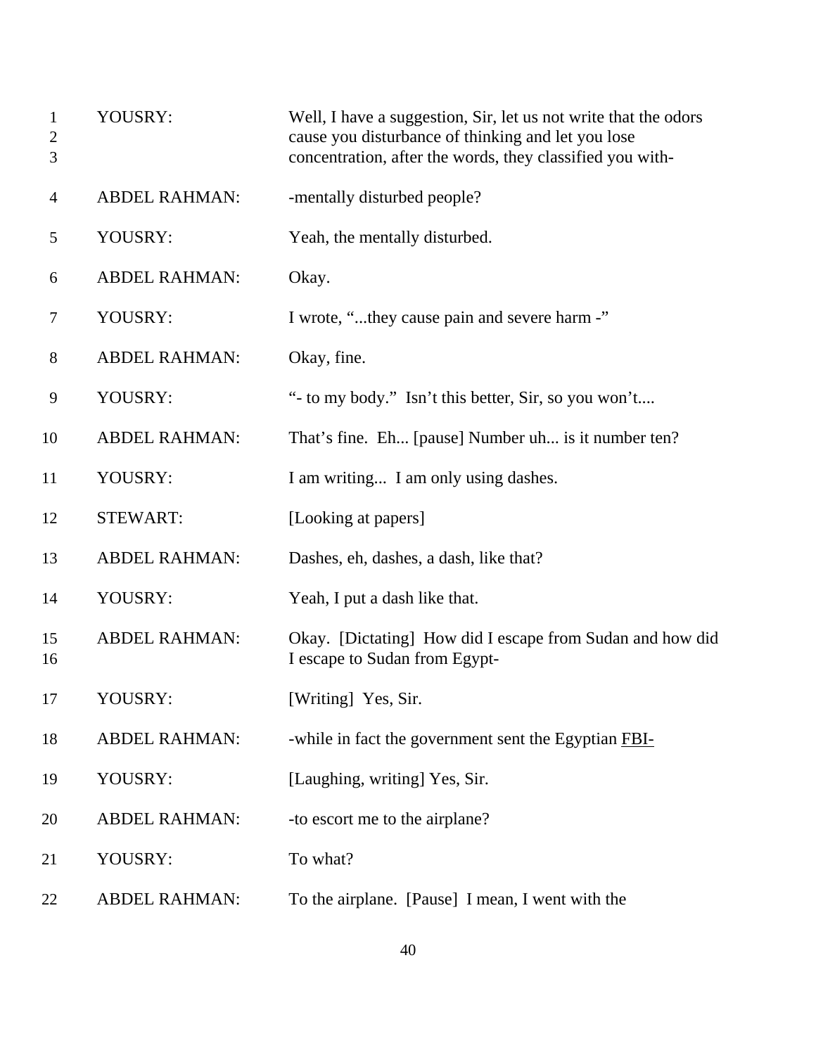1 YOUSRY: Well, I have a suggestion, Sir, let us not write that the odors
2 cause you disturbance of thinking and let you lose
3 concentration, after the words, they classified you with-

4 ABDEL RAHMAN: -mentally disturbed people?

5 YOUSRY: Yeah, the mentally disturbed.

6 ABDEL RAHMAN: Okay.

7 YOUSRY: I wrote, "...they cause pain and severe harm -"

8 ABDEL RAHMAN: Okay, fine.

9 YOUSRY: "- to my body." Isn't this better, Sir, so you won't....

10 ABDEL RAHMAN: That's fine. Eh... [pause] Number uh... is it number ten?

11 YOUSRY: I am writing... I am only using dashes.

12 STEWART: [Looking at papers]

13 ABDEL RAHMAN: Dashes, eh, dashes, a dash, like that?

14 YOUSRY: Yeah, I put a dash like that.

15 ABDEL RAHMAN: Okay. [Dictating] How did I escape from Sudan and how did
16 I escape to Sudan from Egypt-

17 YOUSRY: [Writing] Yes, Sir.

18 ABDEL RAHMAN: -while in fact the government sent the Egyptian <u>FBI-</u>

19 YOUSRY: [Laughing, writing] Yes, Sir.

20 ABDEL RAHMAN: -to escort me to the airplane?

21 YOUSRY: To what?

22 ABDEL RAHMAN: To the airplane. [Pause] I mean, I went with the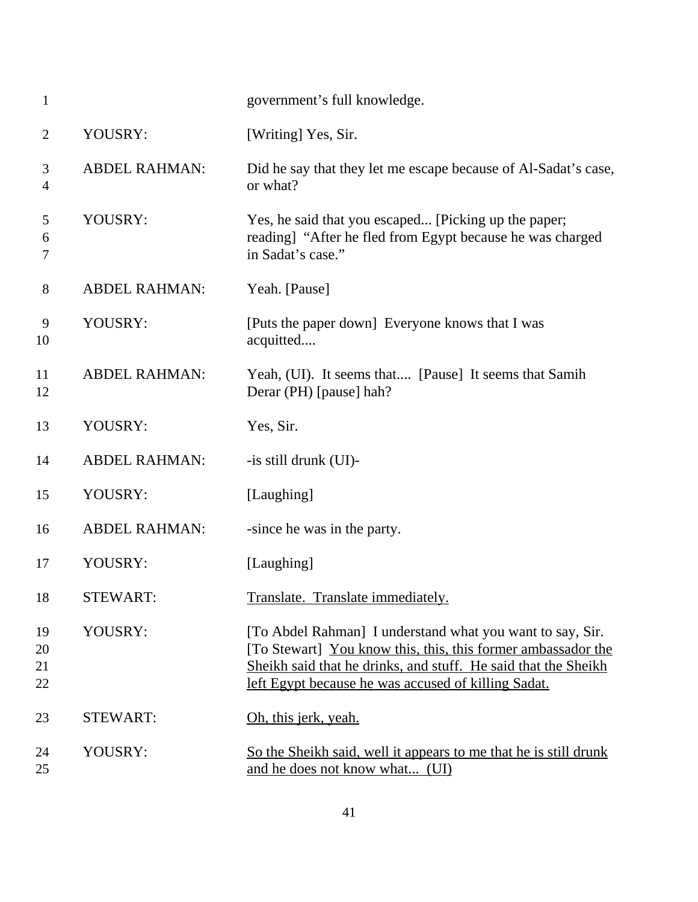| | | |
|---|---|---|
| 1 | | government's full knowledge. |
| 2 | YOUSRY: | [Writing] Yes, Sir. |
| 3<br>4 | ABDEL RAHMAN: | Did he say that they let me escape because of Al-Sadat's case, or what? |
| 5<br>6<br>7 | YOUSRY: | Yes, he said that you escaped... [Picking up the paper; reading] "After he fled from Egypt because he was charged in Sadat's case." |
| 8 | ABDEL RAHMAN: | Yeah. [Pause] |
| 9<br>10 | YOUSRY: | [Puts the paper down] Everyone knows that I was acquitted.... |
| 11<br>12 | ABDEL RAHMAN: | Yeah, (UI). It seems that.... [Pause] It seems that Samih Derar (PH) [pause] hah? |
| 13 | YOUSRY: | Yes, Sir. |
| 14 | ABDEL RAHMAN: | -is still drunk (UI)- |
| 15 | YOUSRY: | [Laughing] |
| 16 | ABDEL RAHMAN: | -since he was in the party. |
| 17 | YOUSRY: | [Laughing] |
| 18 | STEWART: | <u>Translate. Translate immediately.</u> |
| 19<br>20<br>21<br>22 | YOUSRY: | [To Abdel Rahman] I understand what you want to say, Sir. [To Stewart] <u>You know this, this, this former ambassador the Sheikh said that he drinks, and stuff. He said that the Sheikh left Egypt because he was accused of killing Sadat.</u> |
| 23 | STEWART: | <u>Oh, this jerk, yeah.</u> |
| 24<br>25 | YOUSRY: | <u>So the Sheikh said, well it appears to me that he is still drunk and he does not know what... (UI)</u> |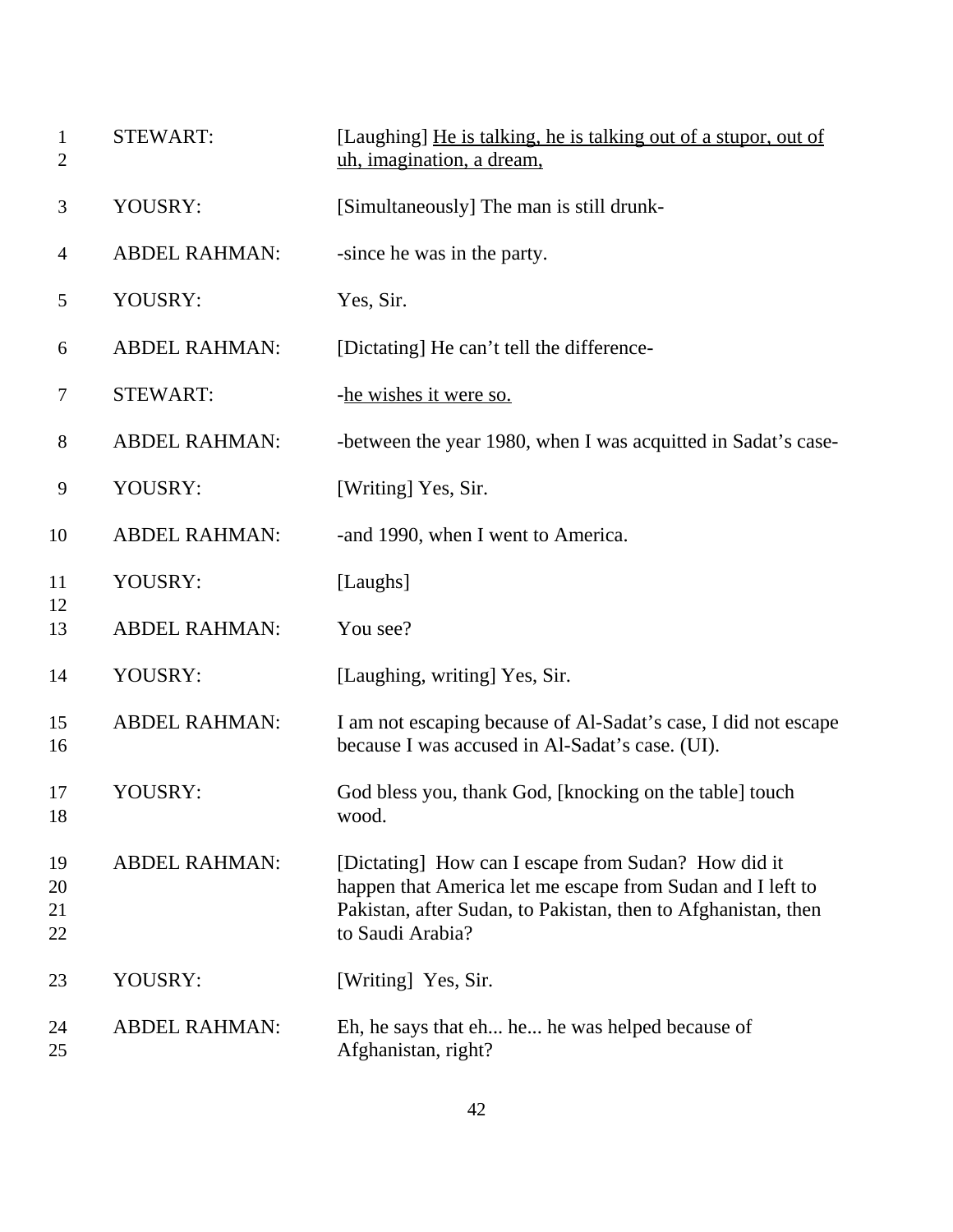| | | |
|---|---|---|
| 1<br>2 | STEWART: | [Laughing] <u>He is talking, he is talking out of a stupor, out of uh, imagination, a dream,</u> |
| 3 | YOUSRY: | [Simultaneously] The man is still drunk- |
| 4 | ABDEL RAHMAN: | -since he was in the party. |
| 5 | YOUSRY: | Yes, Sir. |
| 6 | ABDEL RAHMAN: | [Dictating] He can't tell the difference- |
| 7 | STEWART: | -<u>he wishes it were so.</u> |
| 8 | ABDEL RAHMAN: | -between the year 1980, when I was acquitted in Sadat's case- |
| 9 | YOUSRY: | [Writing] Yes, Sir. |
| 10 | ABDEL RAHMAN: | -and 1990, when I went to America. |
| 11<br>12 | YOUSRY: | [Laughs] |
| 13 | ABDEL RAHMAN: | You see? |
| 14 | YOUSRY: | [Laughing, writing] Yes, Sir. |
| 15<br>16 | ABDEL RAHMAN: | I am not escaping because of Al-Sadat's case, I did not escape because I was accused in Al-Sadat's case. (UI). |
| 17<br>18 | YOUSRY: | God bless you, thank God, [knocking on the table] touch wood. |
| 19<br>20<br>21<br>22 | ABDEL RAHMAN: | [Dictating] How can I escape from Sudan? How did it happen that America let me escape from Sudan and I left to Pakistan, after Sudan, to Pakistan, then to Afghanistan, then to Saudi Arabia? |
| 23 | YOUSRY: | [Writing] Yes, Sir. |
| 24<br>25 | ABDEL RAHMAN: | Eh, he says that eh... he... he was helped because of Afghanistan, right? |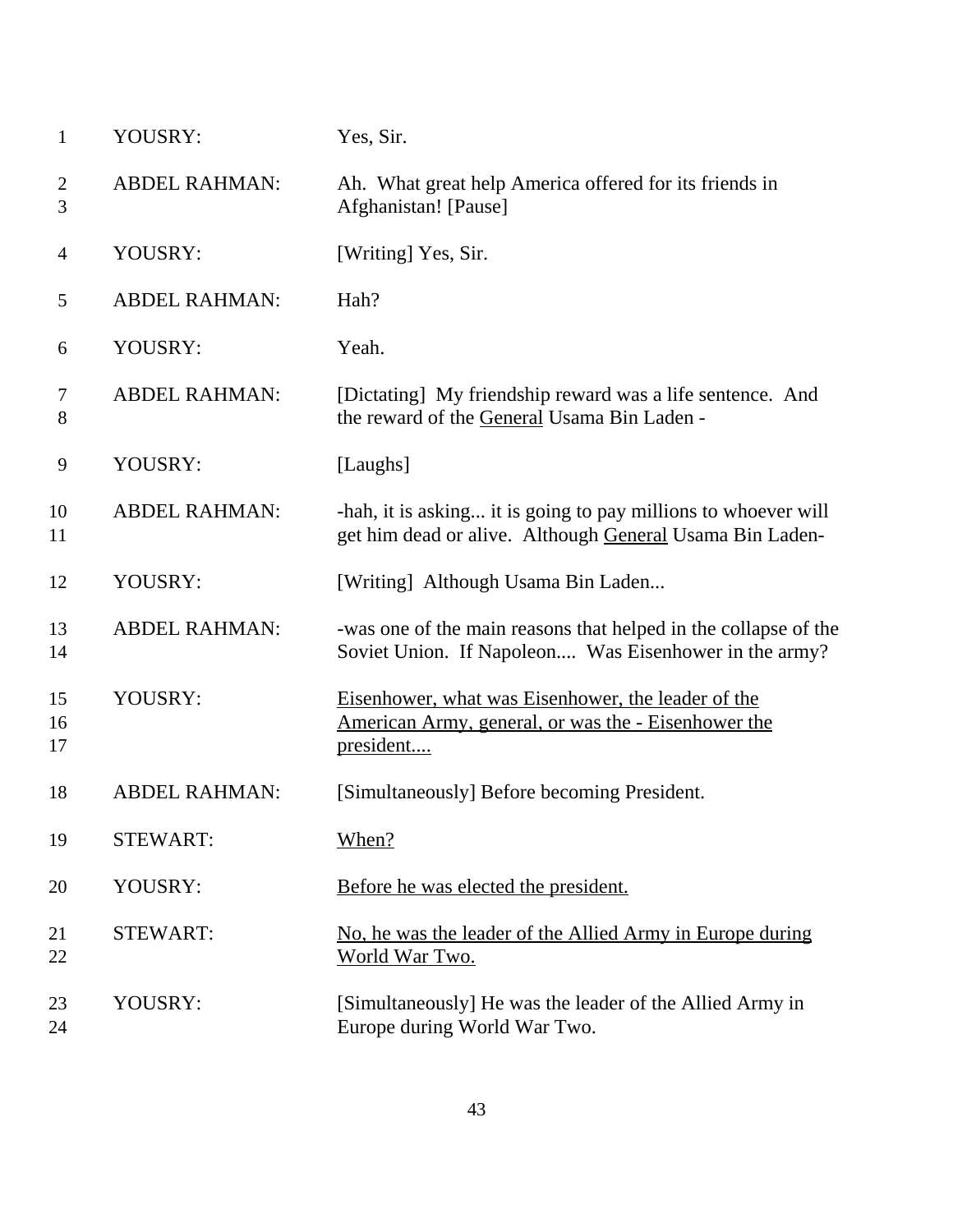| | | |
|---|---|---|
| 1 | YOUSRY: | Yes, Sir. |
| 2<br>3 | ABDEL RAHMAN: | Ah. What great help America offered for its friends in Afghanistan! [Pause] |
| 4 | YOUSRY: | [Writing] Yes, Sir. |
| 5 | ABDEL RAHMAN: | Hah? |
| 6 | YOUSRY: | Yeah. |
| 7<br>8 | ABDEL RAHMAN: | [Dictating] My friendship reward was a life sentence. And the reward of the <u>General</u> Usama Bin Laden - |
| 9 | YOUSRY: | [Laughs] |
| 10<br>11 | ABDEL RAHMAN: | -hah, it is asking... it is going to pay millions to whoever will get him dead or alive. Although <u>General</u> Usama Bin Laden- |
| 12 | YOUSRY: | [Writing] Although Usama Bin Laden... |
| 13<br>14 | ABDEL RAHMAN: | -was one of the main reasons that helped in the collapse of the Soviet Union. If Napoleon.... Was Eisenhower in the army? |
| 15<br>16<br>17 | YOUSRY: | <u>Eisenhower, what was Eisenhower, the leader of the American Army, general, or was the - Eisenhower the president....</u> |
| 18 | ABDEL RAHMAN: | [Simultaneously] Before becoming President. |
| 19 | STEWART: | <u>When?</u> |
| 20 | YOUSRY: | <u>Before he was elected the president.</u> |
| 21<br>22 | STEWART: | <u>No, he was the leader of the Allied Army in Europe during World War Two.</u> |
| 23<br>24 | YOUSRY: | [Simultaneously] He was the leader of the Allied Army in Europe during World War Two. |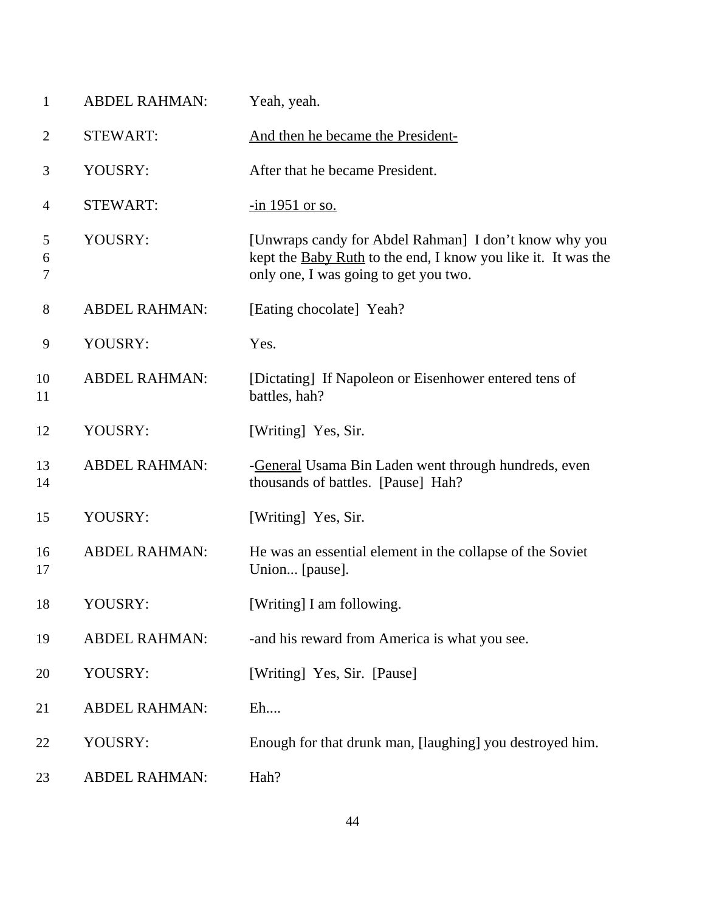| | | |
|---|---|---|
| 1 | ABDEL RAHMAN: | Yeah, yeah. |
| 2 | STEWART: | <u>And then he became the President-</u> |
| 3 | YOUSRY: | After that he became President. |
| 4 | STEWART: | <u>-in 1951 or so.</u> |
| 5<br>6<br>7 | YOUSRY: | [Unwraps candy for Abdel Rahman] I don't know why you kept the <u>Baby Ruth</u> to the end, I know you like it. It was the only one, I was going to get you two. |
| 8 | ABDEL RAHMAN: | [Eating chocolate] Yeah? |
| 9 | YOUSRY: | Yes. |
| 10<br>11 | ABDEL RAHMAN: | [Dictating] If Napoleon or Eisenhower entered tens of battles, hah? |
| 12 | YOUSRY: | [Writing] Yes, Sir. |
| 13<br>14 | ABDEL RAHMAN: | -<u>General</u> Usama Bin Laden went through hundreds, even thousands of battles. [Pause] Hah? |
| 15 | YOUSRY: | [Writing] Yes, Sir. |
| 16<br>17 | ABDEL RAHMAN: | He was an essential element in the collapse of the Soviet Union... [pause]. |
| 18 | YOUSRY: | [Writing] I am following. |
| 19 | ABDEL RAHMAN: | -and his reward from America is what you see. |
| 20 | YOUSRY: | [Writing] Yes, Sir. [Pause] |
| 21 | ABDEL RAHMAN: | Eh.... |
| 22 | YOUSRY: | Enough for that drunk man, [laughing] you destroyed him. |
| 23 | ABDEL RAHMAN: | Hah? |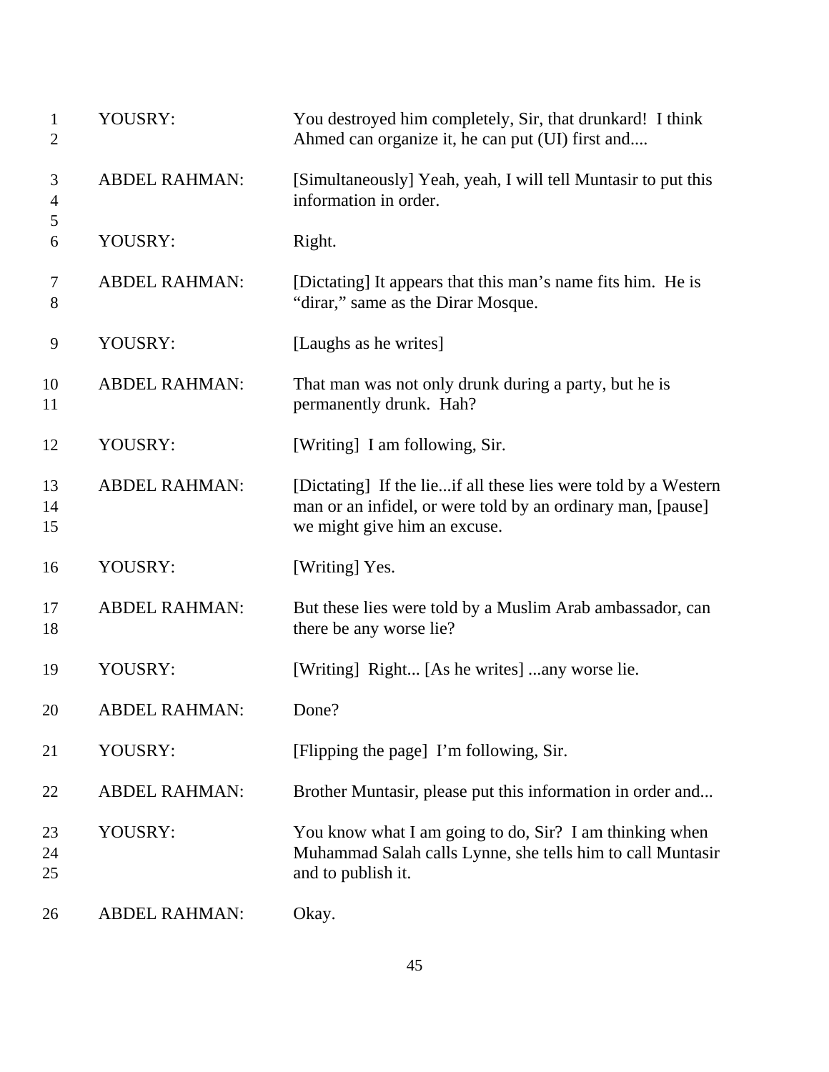| | | |
|---|---|---|
| 1<br>2 | YOUSRY: | You destroyed him completely, Sir, that drunkard! I think Ahmed can organize it, he can put (UI) first and.... |
| 3<br>4<br>5 | ABDEL RAHMAN: | [Simultaneously] Yeah, yeah, I will tell Muntasir to put this information in order. |
| 6 | YOUSRY: | Right. |
| 7<br>8 | ABDEL RAHMAN: | [Dictating] It appears that this man's name fits him. He is "dirar," same as the Dirar Mosque. |
| 9 | YOUSRY: | [Laughs as he writes] |
| 10<br>11 | ABDEL RAHMAN: | That man was not only drunk during a party, but he is permanently drunk. Hah? |
| 12 | YOUSRY: | [Writing] I am following, Sir. |
| 13<br>14<br>15 | ABDEL RAHMAN: | [Dictating] If the lie...if all these lies were told by a Western man or an infidel, or were told by an ordinary man, [pause] we might give him an excuse. |
| 16 | YOUSRY: | [Writing] Yes. |
| 17<br>18 | ABDEL RAHMAN: | But these lies were told by a Muslim Arab ambassador, can there be any worse lie? |
| 19 | YOUSRY: | [Writing] Right... [As he writes] ...any worse lie. |
| 20 | ABDEL RAHMAN: | Done? |
| 21 | YOUSRY: | [Flipping the page] I'm following, Sir. |
| 22 | ABDEL RAHMAN: | Brother Muntasir, please put this information in order and... |
| 23<br>24<br>25 | YOUSRY: | You know what I am going to do, Sir? I am thinking when Muhammad Salah calls Lynne, she tells him to call Muntasir and to publish it. |
| 26 | ABDEL RAHMAN: | Okay. |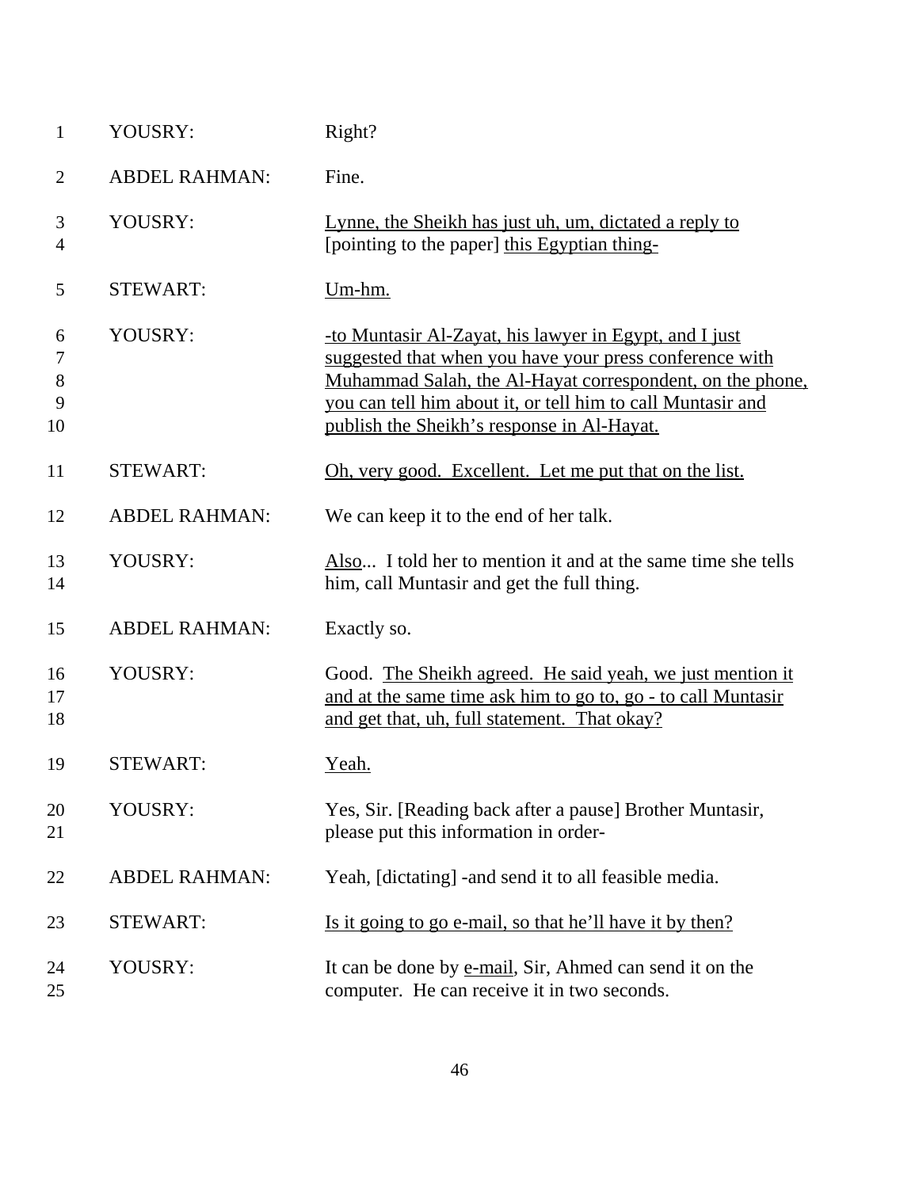| | | |
|---|---|---|
| 1 | YOUSRY: | Right? |
| 2 | ABDEL RAHMAN: | Fine. |
| 3<br>4 | YOUSRY: | <u>Lynne, the Sheikh has just uh, um, dictated a reply to</u> [pointing to the paper] <u>this Egyptian thing-</u> |
| 5 | STEWART: | <u>Um-hm.</u> |
| 6<br>7<br>8<br>9<br>10 | YOUSRY: | <u>-to Muntasir Al-Zayat, his lawyer in Egypt, and I just suggested that when you have your press conference with Muhammad Salah, the Al-Hayat correspondent, on the phone, you can tell him about it, or tell him to call Muntasir and publish the Sheikh's response in Al-Hayat.</u> |
| 11 | STEWART: | <u>Oh, very good. Excellent. Let me put that on the list.</u> |
| 12 | ABDEL RAHMAN: | We can keep it to the end of her talk. |
| 13<br>14 | YOUSRY: | <u>Also</u>... I told her to mention it and at the same time she tells him, call Muntasir and get the full thing. |
| 15 | ABDEL RAHMAN: | Exactly so. |
| 16<br>17<br>18 | YOUSRY: | Good. <u>The Sheikh agreed. He said yeah, we just mention it and at the same time ask him to go to, go - to call Muntasir and get that, uh, full statement. That okay?</u> |
| 19 | STEWART: | <u>Yeah.</u> |
| 20<br>21 | YOUSRY: | Yes, Sir. [Reading back after a pause] Brother Muntasir, please put this information in order- |
| 22 | ABDEL RAHMAN: | Yeah, [dictating] -and send it to all feasible media. |
| 23 | STEWART: | <u>Is it going to go e-mail, so that he'll have it by then?</u> |
| 24<br>25 | YOUSRY: | It can be done by <u>e-mail</u>, Sir, Ahmed can send it on the computer. He can receive it in two seconds. |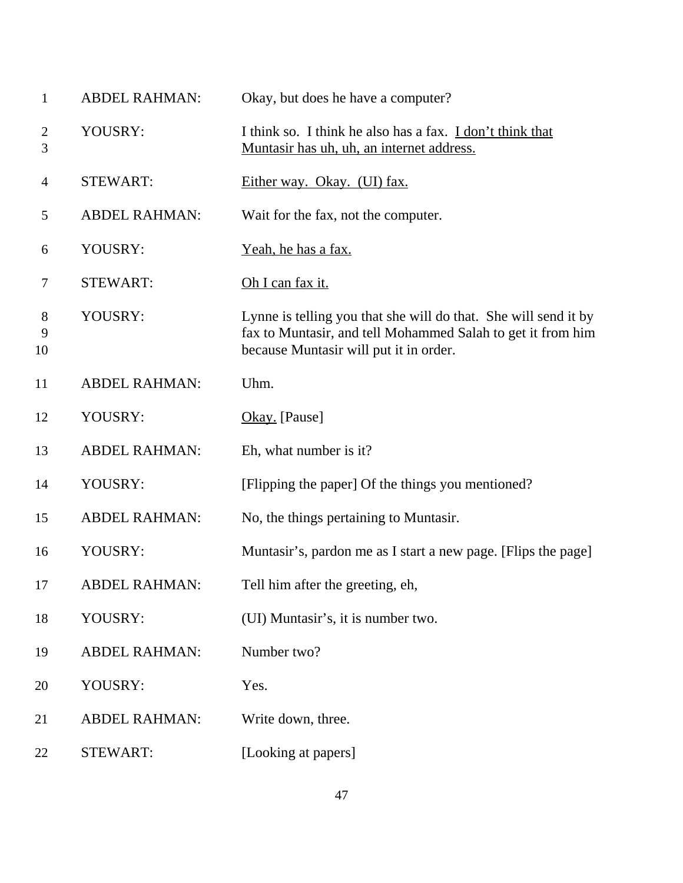| | | |
|---|---|---|
| 1 | ABDEL RAHMAN: | Okay, but does he have a computer? |
| 2<br>3 | YOUSRY: | I think so. I think he also has a fax. <u>I don't think that Muntasir has uh, uh, an internet address.</u> |
| 4 | STEWART: | <u>Either way. Okay. (UI) fax.</u> |
| 5 | ABDEL RAHMAN: | Wait for the fax, not the computer. |
| 6 | YOUSRY: | <u>Yeah, he has a fax.</u> |
| 7 | STEWART: | <u>Oh I can fax it.</u> |
| 8<br>9<br>10 | YOUSRY: | Lynne is telling you that she will do that. She will send it by fax to Muntasir, and tell Mohammed Salah to get it from him because Muntasir will put it in order. |
| 11 | ABDEL RAHMAN: | Uhm. |
| 12 | YOUSRY: | <u>Okay.</u> [Pause] |
| 13 | ABDEL RAHMAN: | Eh, what number is it? |
| 14 | YOUSRY: | [Flipping the paper] Of the things you mentioned? |
| 15 | ABDEL RAHMAN: | No, the things pertaining to Muntasir. |
| 16 | YOUSRY: | Muntasir's, pardon me as I start a new page. [Flips the page] |
| 17 | ABDEL RAHMAN: | Tell him after the greeting, eh, |
| 18 | YOUSRY: | (UI) Muntasir's, it is number two. |
| 19 | ABDEL RAHMAN: | Number two? |
| 20 | YOUSRY: | Yes. |
| 21 | ABDEL RAHMAN: | Write down, three. |
| 22 | STEWART: | [Looking at papers] |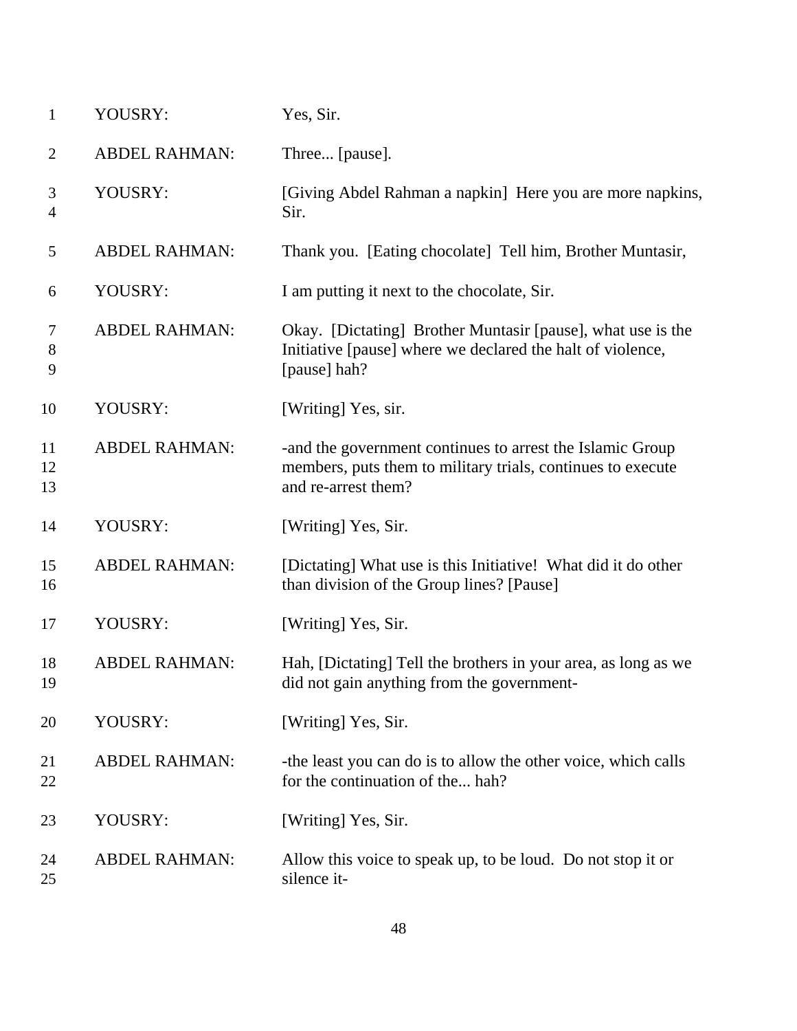| | | |
|---|---|---|
| 1 | YOUSRY: | Yes, Sir. |
| 2 | ABDEL RAHMAN: | Three... [pause]. |
| 3<br>4 | YOUSRY: | [Giving Abdel Rahman a napkin] Here you are more napkins, Sir. |
| 5 | ABDEL RAHMAN: | Thank you. [Eating chocolate] Tell him, Brother Muntasir, |
| 6 | YOUSRY: | I am putting it next to the chocolate, Sir. |
| 7<br>8<br>9 | ABDEL RAHMAN: | Okay. [Dictating] Brother Muntasir [pause], what use is the Initiative [pause] where we declared the halt of violence, [pause] hah? |
| 10 | YOUSRY: | [Writing] Yes, sir. |
| 11<br>12<br>13 | ABDEL RAHMAN: | -and the government continues to arrest the Islamic Group members, puts them to military trials, continues to execute and re-arrest them? |
| 14 | YOUSRY: | [Writing] Yes, Sir. |
| 15<br>16 | ABDEL RAHMAN: | [Dictating] What use is this Initiative! What did it do other than division of the Group lines? [Pause] |
| 17 | YOUSRY: | [Writing] Yes, Sir. |
| 18<br>19 | ABDEL RAHMAN: | Hah, [Dictating] Tell the brothers in your area, as long as we did not gain anything from the government- |
| 20 | YOUSRY: | [Writing] Yes, Sir. |
| 21<br>22 | ABDEL RAHMAN: | -the least you can do is to allow the other voice, which calls for the continuation of the... hah? |
| 23 | YOUSRY: | [Writing] Yes, Sir. |
| 24<br>25 | ABDEL RAHMAN: | Allow this voice to speak up, to be loud. Do not stop it or silence it- |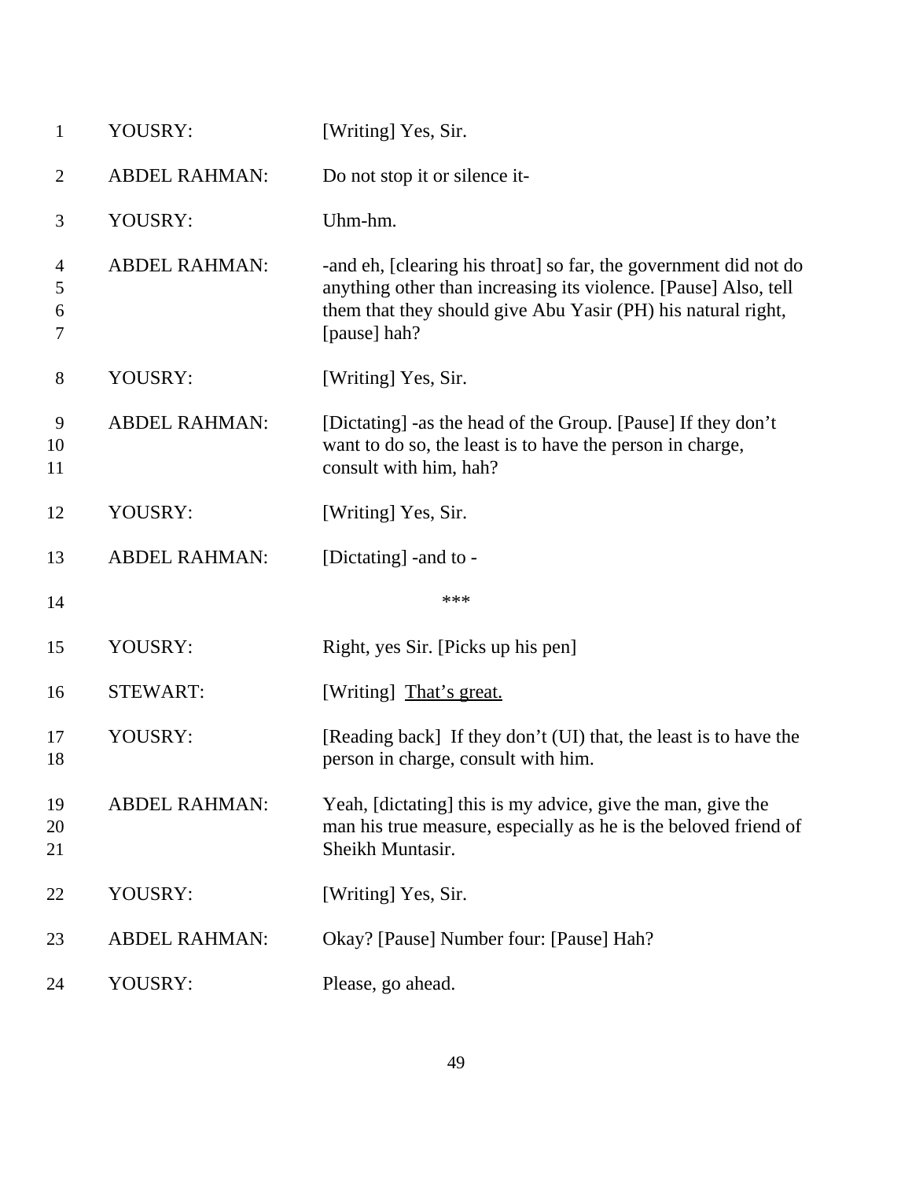1 YOUSRY: [Writing] Yes, Sir.

2 ABDEL RAHMAN: Do not stop it or silence it-

3 YOUSRY: Uhm-hm.

4 ABDEL RAHMAN: -and eh, [clearing his throat] so far, the government did not do
5 anything other than increasing its violence. [Pause] Also, tell
6 them that they should give Abu Yasir (PH) his natural right,
7 [pause] hah?

8 YOUSRY: [Writing] Yes, Sir.

9 ABDEL RAHMAN: [Dictating] -as the head of the Group. [Pause] If they don't
10 want to do so, the least is to have the person in charge,
11 consult with him, hah?

12 YOUSRY: [Writing] Yes, Sir.

13 ABDEL RAHMAN: [Dictating] -and to -

14 ***

15 YOUSRY: Right, yes Sir. [Picks up his pen]

16 STEWART: [Writing] <u>That's great.</u>

17 YOUSRY: [Reading back] If they don't (UI) that, the least is to have the
18 person in charge, consult with him.

19 ABDEL RAHMAN: Yeah, [dictating] this is my advice, give the man, give the
20 man his true measure, especially as he is the beloved friend of
21 Sheikh Muntasir.

22 YOUSRY: [Writing] Yes, Sir.

23 ABDEL RAHMAN: Okay? [Pause] Number four: [Pause] Hah?

24 YOUSRY: Please, go ahead.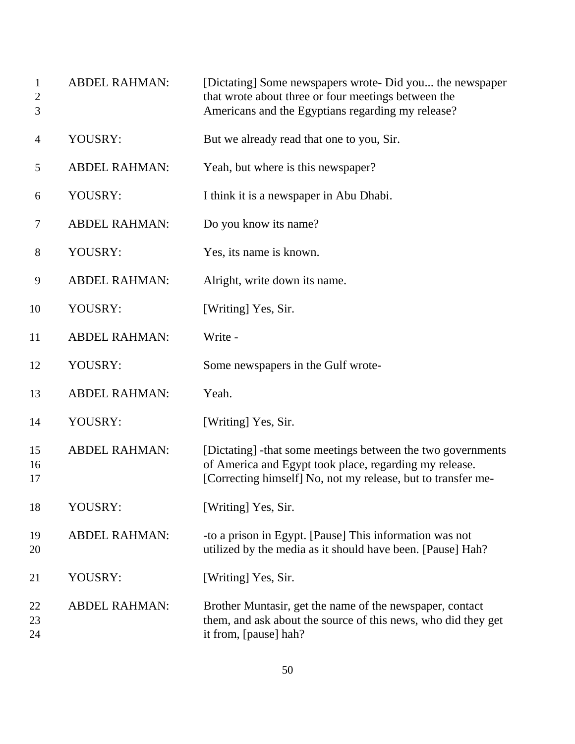ABDEL RAHMAN: [Dictating] Some newspapers wrote- Did you... the newspaper that wrote about three or four meetings between the Americans and the Egyptians regarding my release?

YOUSRY: But we already read that one to you, Sir.

ABDEL RAHMAN: Yeah, but where is this newspaper?

YOUSRY: I think it is a newspaper in Abu Dhabi.

ABDEL RAHMAN: Do you know its name?

YOUSRY: Yes, its name is known.

ABDEL RAHMAN: Alright, write down its name.

YOUSRY: [Writing] Yes, Sir.

ABDEL RAHMAN: Write -

YOUSRY: Some newspapers in the Gulf wrote-

ABDEL RAHMAN: Yeah.

YOUSRY: [Writing] Yes, Sir.

ABDEL RAHMAN: [Dictating] -that some meetings between the two governments of America and Egypt took place, regarding my release. [Correcting himself] No, not my release, but to transfer me-

YOUSRY: [Writing] Yes, Sir.

ABDEL RAHMAN: -to a prison in Egypt. [Pause] This information was not utilized by the media as it should have been. [Pause] Hah?

YOUSRY: [Writing] Yes, Sir.

ABDEL RAHMAN: Brother Muntasir, get the name of the newspaper, contact them, and ask about the source of this news, who did they get it from, [pause] hah?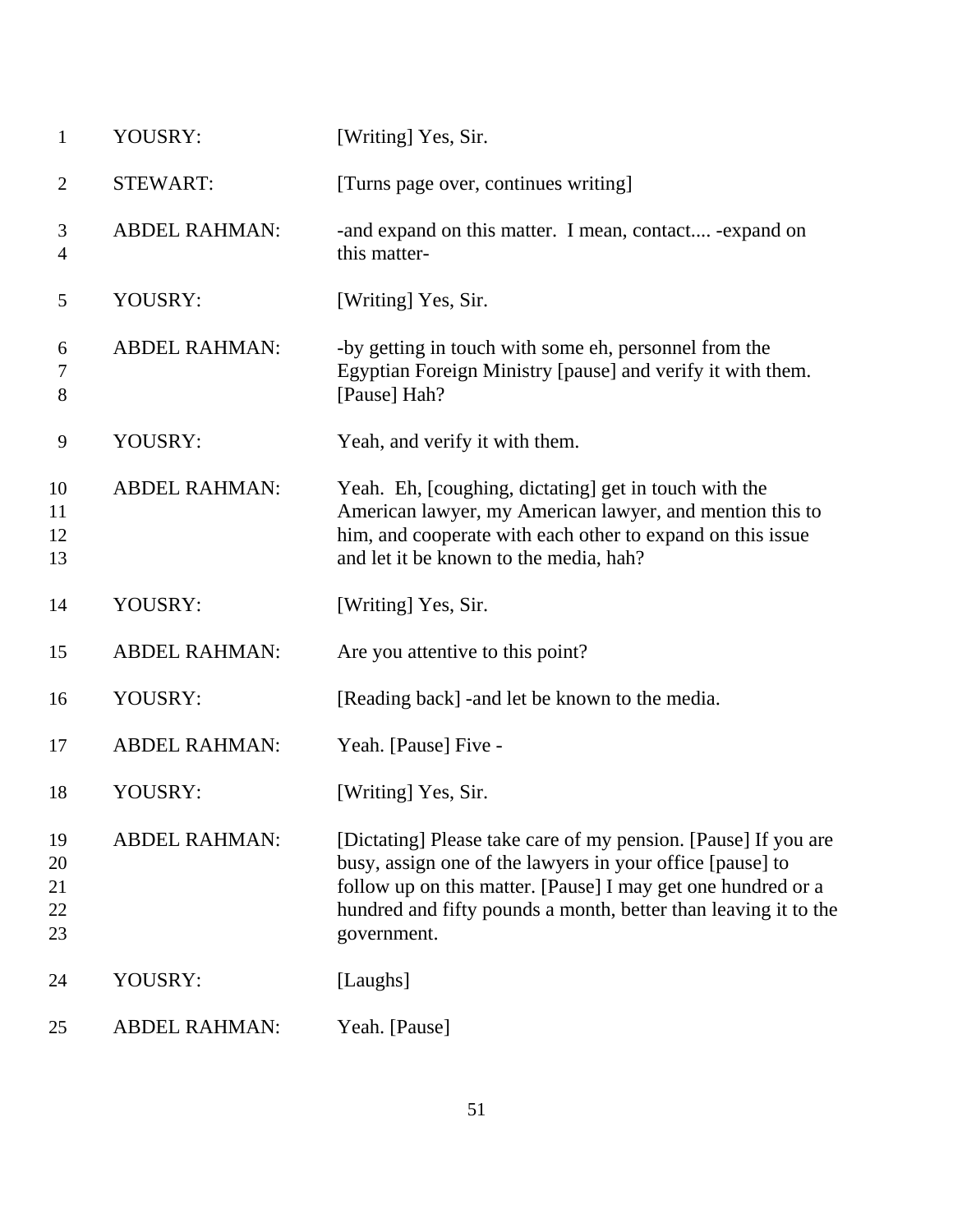| | | |
|---|---|---|
| 1 | YOUSRY: | [Writing] Yes, Sir. |
| 2 | STEWART: | [Turns page over, continues writing] |
| 3<br>4 | ABDEL RAHMAN: | -and expand on this matter. I mean, contact.... -expand on this matter- |
| 5 | YOUSRY: | [Writing] Yes, Sir. |
| 6<br>7<br>8 | ABDEL RAHMAN: | -by getting in touch with some eh, personnel from the Egyptian Foreign Ministry [pause] and verify it with them. [Pause] Hah? |
| 9 | YOUSRY: | Yeah, and verify it with them. |
| 10<br>11<br>12<br>13 | ABDEL RAHMAN: | Yeah. Eh, [coughing, dictating] get in touch with the American lawyer, my American lawyer, and mention this to him, and cooperate with each other to expand on this issue and let it be known to the media, hah? |
| 14 | YOUSRY: | [Writing] Yes, Sir. |
| 15 | ABDEL RAHMAN: | Are you attentive to this point? |
| 16 | YOUSRY: | [Reading back] -and let be known to the media. |
| 17 | ABDEL RAHMAN: | Yeah. [Pause] Five - |
| 18 | YOUSRY: | [Writing] Yes, Sir. |
| 19<br>20<br>21<br>22<br>23 | ABDEL RAHMAN: | [Dictating] Please take care of my pension. [Pause] If you are busy, assign one of the lawyers in your office [pause] to follow up on this matter. [Pause] I may get one hundred or a hundred and fifty pounds a month, better than leaving it to the government. |
| 24 | YOUSRY: | [Laughs] |
| 25 | ABDEL RAHMAN: | Yeah. [Pause] |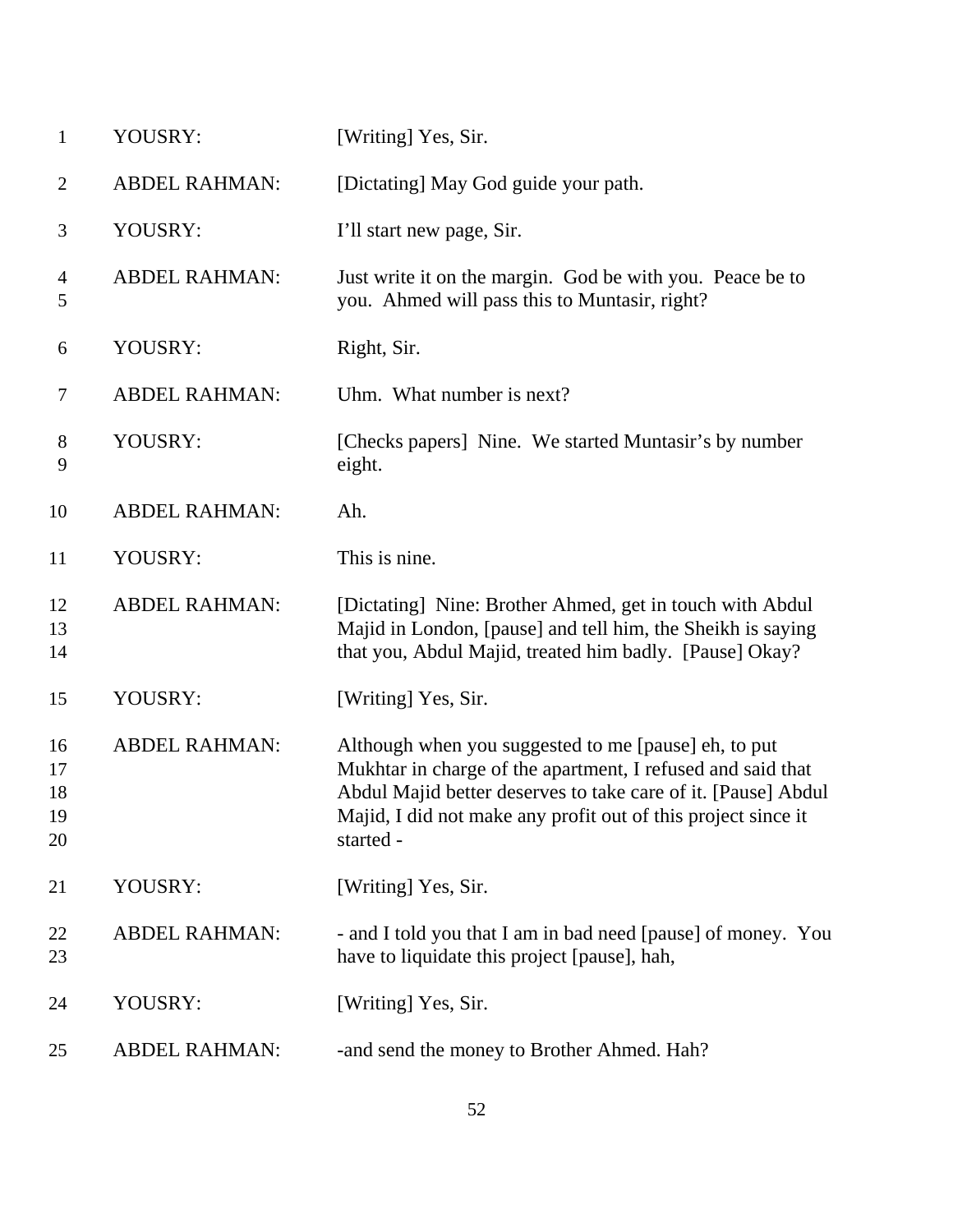| | | |
|---|---|---|
| 1 | YOUSRY: | [Writing] Yes, Sir. |
| 2 | ABDEL RAHMAN: | [Dictating] May God guide your path. |
| 3 | YOUSRY: | I'll start new page, Sir. |
| 4<br>5 | ABDEL RAHMAN: | Just write it on the margin. God be with you. Peace be to you. Ahmed will pass this to Muntasir, right? |
| 6 | YOUSRY: | Right, Sir. |
| 7 | ABDEL RAHMAN: | Uhm. What number is next? |
| 8<br>9 | YOUSRY: | [Checks papers] Nine. We started Muntasir's by number eight. |
| 10 | ABDEL RAHMAN: | Ah. |
| 11 | YOUSRY: | This is nine. |
| 12<br>13<br>14 | ABDEL RAHMAN: | [Dictating] Nine: Brother Ahmed, get in touch with Abdul Majid in London, [pause] and tell him, the Sheikh is saying that you, Abdul Majid, treated him badly. [Pause] Okay? |
| 15 | YOUSRY: | [Writing] Yes, Sir. |
| 16<br>17<br>18<br>19<br>20 | ABDEL RAHMAN: | Although when you suggested to me [pause] eh, to put Mukhtar in charge of the apartment, I refused and said that Abdul Majid better deserves to take care of it. [Pause] Abdul Majid, I did not make any profit out of this project since it started - |
| 21 | YOUSRY: | [Writing] Yes, Sir. |
| 22<br>23 | ABDEL RAHMAN: | - and I told you that I am in bad need [pause] of money. You have to liquidate this project [pause], hah, |
| 24 | YOUSRY: | [Writing] Yes, Sir. |
| 25 | ABDEL RAHMAN: | -and send the money to Brother Ahmed. Hah? |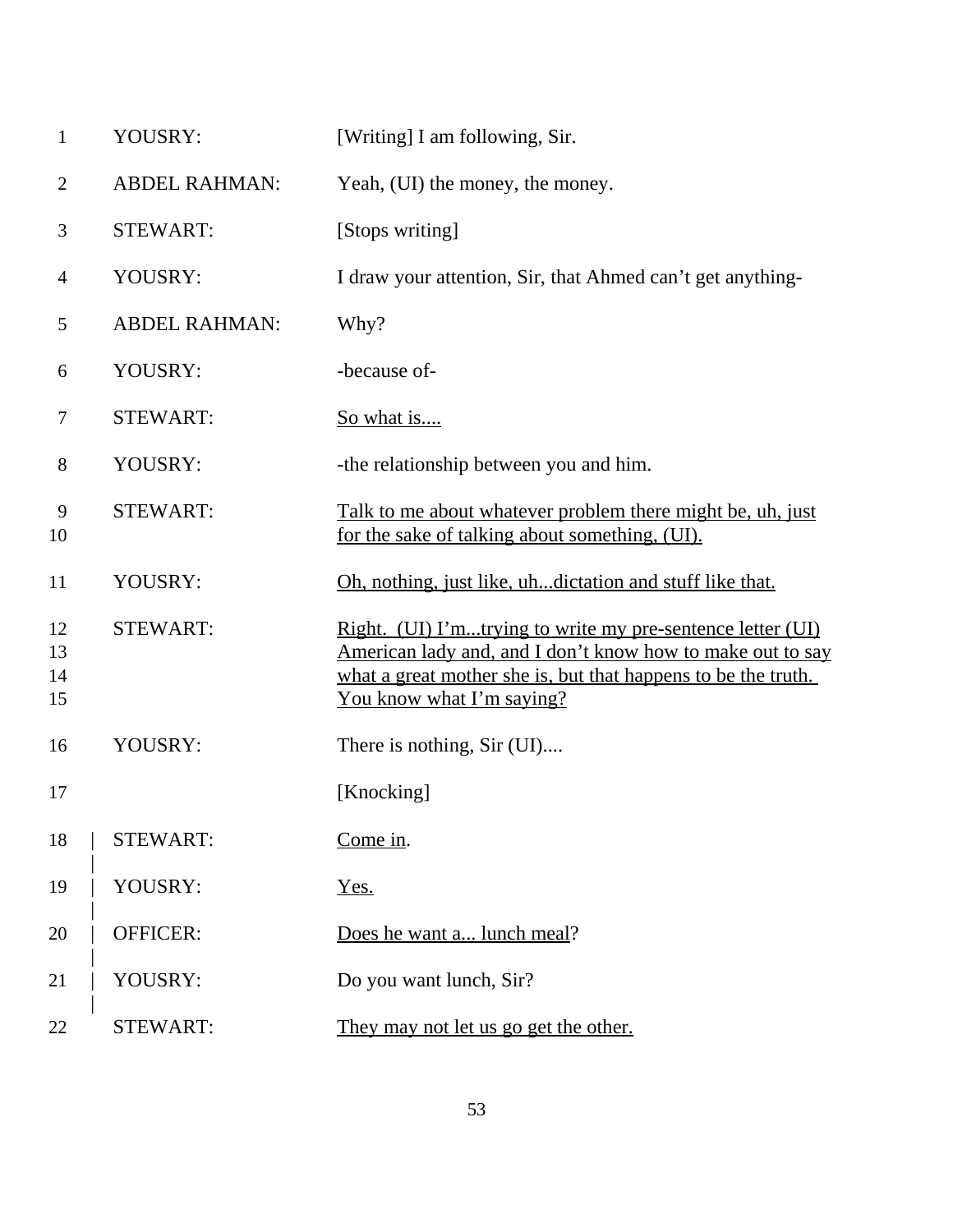| | | |
|---|---|---|
| 1 | YOUSRY: | [Writing] I am following, Sir. |
| 2 | ABDEL RAHMAN: | Yeah, (UI) the money, the money. |
| 3 | STEWART: | [Stops writing] |
| 4 | YOUSRY: | I draw your attention, Sir, that Ahmed can't get anything- |
| 5 | ABDEL RAHMAN: | Why? |
| 6 | YOUSRY: | -because of- |
| 7 | STEWART: | <u>So what is....</u> |
| 8 | YOUSRY: | -the relationship between you and him. |
| 9<br>10 | STEWART: | <u>Talk to me about whatever problem there might be, uh, just for the sake of talking about something, (UI).</u> |
| 11 | YOUSRY: | <u>Oh, nothing, just like, uh...dictation and stuff like that.</u> |
| 12<br>13<br>14<br>15 | STEWART: | <u>Right. (UI) I'm...trying to write my pre-sentence letter (UI) American lady and, and I don't know how to make out to say what a great mother she is, but that happens to be the truth. You know what I'm saying?</u> |
| 16 | YOUSRY: | There is nothing, Sir (UI).... |
| 17 | | [Knocking] |
| 18 | STEWART: | <u>Come in</u>. |
| 19 | YOUSRY: | <u>Yes.</u> |
| 20 | OFFICER: | <u>Does he want a... lunch meal</u>? |
| 21 | YOUSRY: | Do you want lunch, Sir? |
| 22 | STEWART: | <u>They may not let us go get the other.</u> |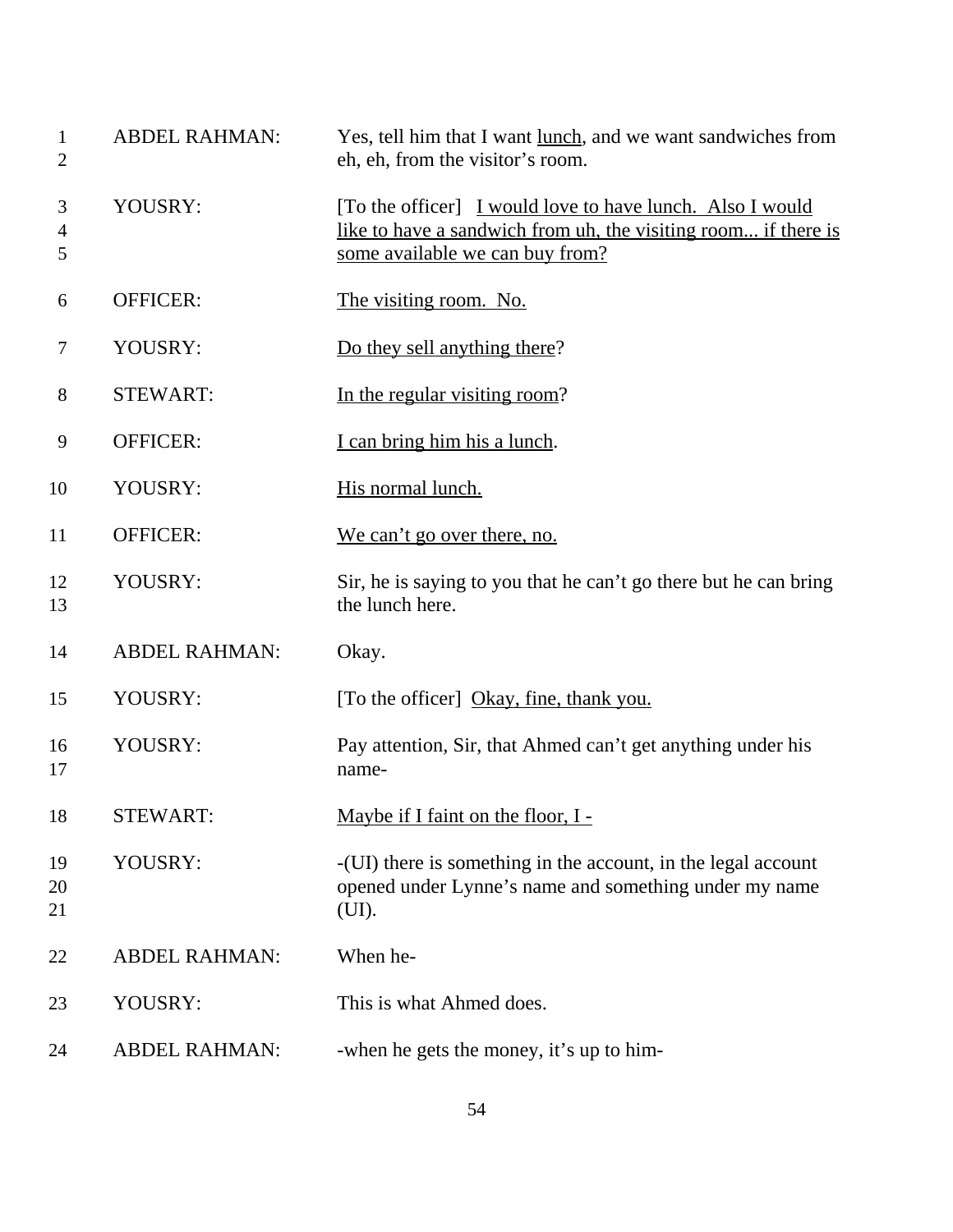| | | |
|---|---|---|
| 1<br>2 | ABDEL RAHMAN: | Yes, tell him that I want <u>lunch</u>, and we want sandwiches from eh, eh, from the visitor's room. |
| 3<br>4<br>5 | YOUSRY: | [To the officer] <u>I would love to have lunch. Also I would like to have a sandwich from uh, the visiting room... if there is some available we can buy from?</u> |
| 6 | OFFICER: | <u>The visiting room. No.</u> |
| 7 | YOUSRY: | <u>Do they sell anything there</u>? |
| 8 | STEWART: | <u>In the regular visiting room</u>? |
| 9 | OFFICER: | <u>I can bring him his a lunch</u>. |
| 10 | YOUSRY: | <u>His normal lunch.</u> |
| 11 | OFFICER: | <u>We can't go over there, no.</u> |
| 12<br>13 | YOUSRY: | Sir, he is saying to you that he can't go there but he can bring the lunch here. |
| 14 | ABDEL RAHMAN: | Okay. |
| 15 | YOUSRY: | [To the officer] <u>Okay, fine, thank you.</u> |
| 16<br>17 | YOUSRY: | Pay attention, Sir, that Ahmed can't get anything under his name- |
| 18 | STEWART: | <u>Maybe if I faint on the floor, I -</u> |
| 19<br>20<br>21 | YOUSRY: | -(UI) there is something in the account, in the legal account opened under Lynne's name and something under my name (UI). |
| 22 | ABDEL RAHMAN: | When he- |
| 23 | YOUSRY: | This is what Ahmed does. |
| 24 | ABDEL RAHMAN: | -when he gets the money, it's up to him- |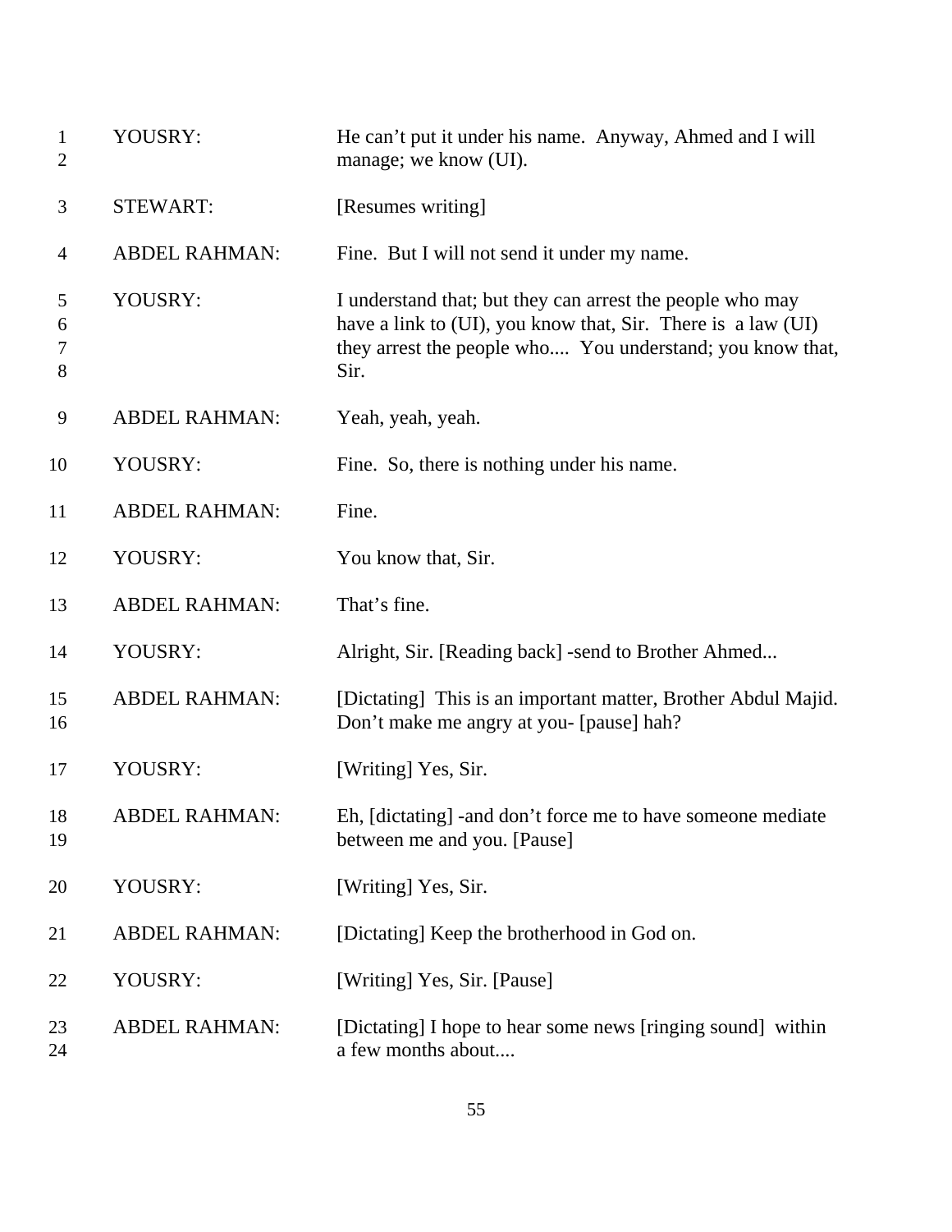| | | |
|---|---|---|
| 1<br>2 | YOUSRY: | He can't put it under his name. Anyway, Ahmed and I will manage; we know (UI). |
| 3 | STEWART: | [Resumes writing] |
| 4 | ABDEL RAHMAN: | Fine. But I will not send it under my name. |
| 5<br>6<br>7<br>8 | YOUSRY: | I understand that; but they can arrest the people who may have a link to (UI), you know that, Sir. There is a law (UI) they arrest the people who.... You understand; you know that, Sir. |
| 9 | ABDEL RAHMAN: | Yeah, yeah, yeah. |
| 10 | YOUSRY: | Fine. So, there is nothing under his name. |
| 11 | ABDEL RAHMAN: | Fine. |
| 12 | YOUSRY: | You know that, Sir. |
| 13 | ABDEL RAHMAN: | That's fine. |
| 14 | YOUSRY: | Alright, Sir. [Reading back] -send to Brother Ahmed... |
| 15<br>16 | ABDEL RAHMAN: | [Dictating] This is an important matter, Brother Abdul Majid. Don't make me angry at you- [pause] hah? |
| 17 | YOUSRY: | [Writing] Yes, Sir. |
| 18<br>19 | ABDEL RAHMAN: | Eh, [dictating] -and don't force me to have someone mediate between me and you. [Pause] |
| 20 | YOUSRY: | [Writing] Yes, Sir. |
| 21 | ABDEL RAHMAN: | [Dictating] Keep the brotherhood in God on. |
| 22 | YOUSRY: | [Writing] Yes, Sir. [Pause] |
| 23<br>24 | ABDEL RAHMAN: | [Dictating] I hope to hear some news [ringing sound] within a few months about.... |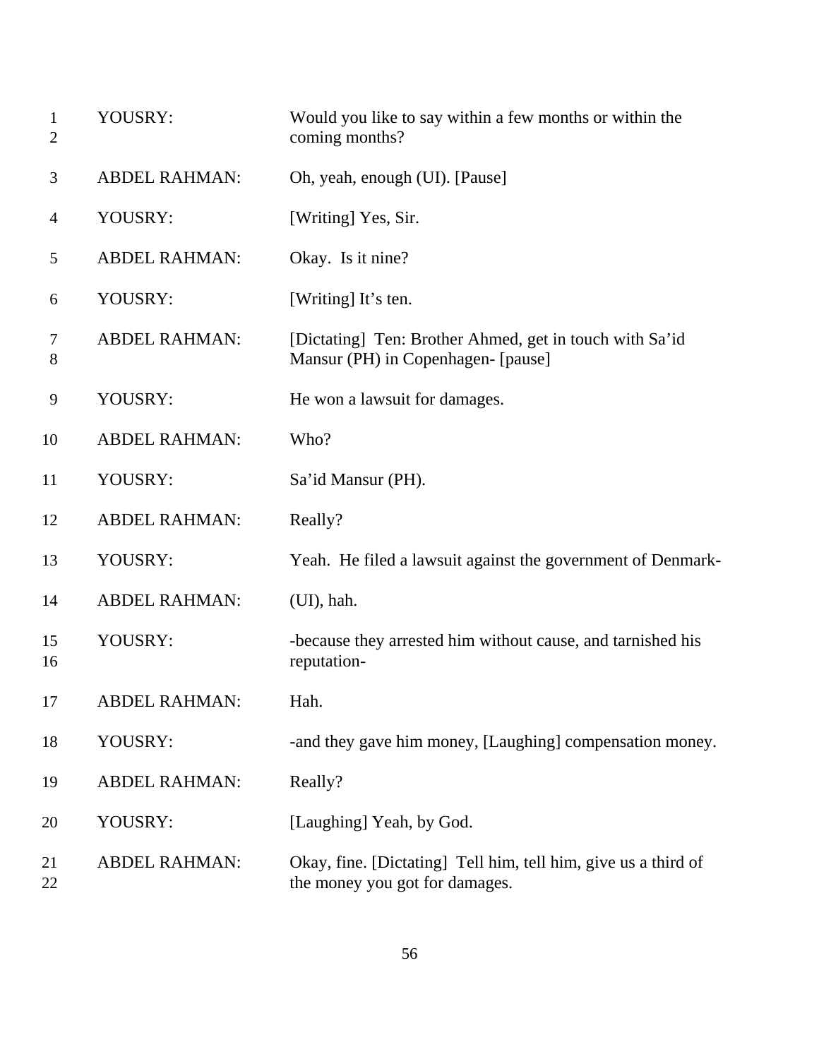| | | |
|---|---|---|
| 1<br>2 | YOUSRY: | Would you like to say within a few months or within the coming months? |
| 3 | ABDEL RAHMAN: | Oh, yeah, enough (UI). [Pause] |
| 4 | YOUSRY: | [Writing] Yes, Sir. |
| 5 | ABDEL RAHMAN: | Okay. Is it nine? |
| 6 | YOUSRY: | [Writing] It's ten. |
| 7<br>8 | ABDEL RAHMAN: | [Dictating] Ten: Brother Ahmed, get in touch with Sa'id Mansur (PH) in Copenhagen- [pause] |
| 9 | YOUSRY: | He won a lawsuit for damages. |
| 10 | ABDEL RAHMAN: | Who? |
| 11 | YOUSRY: | Sa'id Mansur (PH). |
| 12 | ABDEL RAHMAN: | Really? |
| 13 | YOUSRY: | Yeah. He filed a lawsuit against the government of Denmark- |
| 14 | ABDEL RAHMAN: | (UI), hah. |
| 15<br>16 | YOUSRY: | -because they arrested him without cause, and tarnished his reputation- |
| 17 | ABDEL RAHMAN: | Hah. |
| 18 | YOUSRY: | -and they gave him money, [Laughing] compensation money. |
| 19 | ABDEL RAHMAN: | Really? |
| 20 | YOUSRY: | [Laughing] Yeah, by God. |
| 21<br>22 | ABDEL RAHMAN: | Okay, fine. [Dictating] Tell him, tell him, give us a third of the money you got for damages. |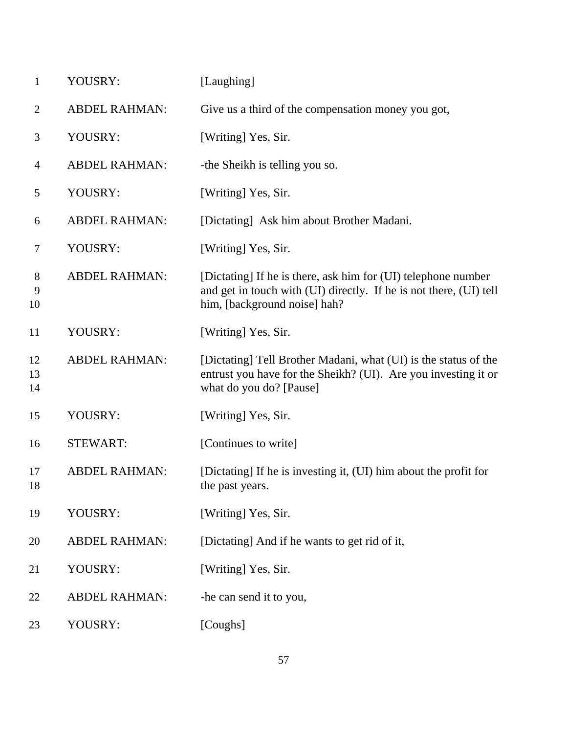| | | |
|---|---|---|
| 1 | YOUSRY: | [Laughing] |
| 2 | ABDEL RAHMAN: | Give us a third of the compensation money you got, |
| 3 | YOUSRY: | [Writing] Yes, Sir. |
| 4 | ABDEL RAHMAN: | -the Sheikh is telling you so. |
| 5 | YOUSRY: | [Writing] Yes, Sir. |
| 6 | ABDEL RAHMAN: | [Dictating] Ask him about Brother Madani. |
| 7 | YOUSRY: | [Writing] Yes, Sir. |
| 8<br>9<br>10 | ABDEL RAHMAN: | [Dictating] If he is there, ask him for (UI) telephone number and get in touch with (UI) directly. If he is not there, (UI) tell him, [background noise] hah? |
| 11 | YOUSRY: | [Writing] Yes, Sir. |
| 12<br>13<br>14 | ABDEL RAHMAN: | [Dictating] Tell Brother Madani, what (UI) is the status of the entrust you have for the Sheikh? (UI). Are you investing it or what do you do? [Pause] |
| 15 | YOUSRY: | [Writing] Yes, Sir. |
| 16 | STEWART: | [Continues to write] |
| 17<br>18 | ABDEL RAHMAN: | [Dictating] If he is investing it, (UI) him about the profit for the past years. |
| 19 | YOUSRY: | [Writing] Yes, Sir. |
| 20 | ABDEL RAHMAN: | [Dictating] And if he wants to get rid of it, |
| 21 | YOUSRY: | [Writing] Yes, Sir. |
| 22 | ABDEL RAHMAN: | -he can send it to you, |
| 23 | YOUSRY: | [Coughs] |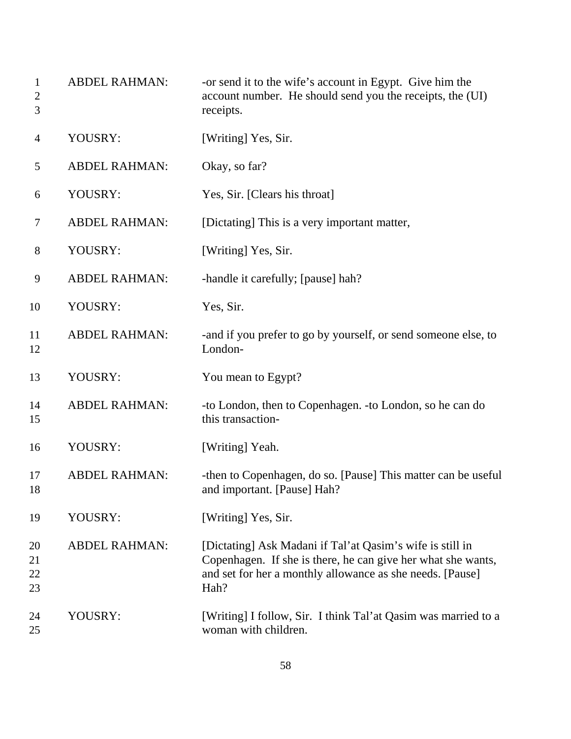1 ABDEL RAHMAN: -or send it to the wife's account in Egypt. Give him the
2 account number. He should send you the receipts, the (UI)
3 receipts.

4 YOUSRY: [Writing] Yes, Sir.

5 ABDEL RAHMAN: Okay, so far?

6 YOUSRY: Yes, Sir. [Clears his throat]

7 ABDEL RAHMAN: [Dictating] This is a very important matter,

8 YOUSRY: [Writing] Yes, Sir.

9 ABDEL RAHMAN: -handle it carefully; [pause] hah?

10 YOUSRY: Yes, Sir.

11 ABDEL RAHMAN: -and if you prefer to go by yourself, or send someone else, to
12 London-

13 YOUSRY: You mean to Egypt?

14 ABDEL RAHMAN: -to London, then to Copenhagen. -to London, so he can do
15 this transaction-

16 YOUSRY: [Writing] Yeah.

17 ABDEL RAHMAN: -then to Copenhagen, do so. [Pause] This matter can be useful
18 and important. [Pause] Hah?

19 YOUSRY: [Writing] Yes, Sir.

20 ABDEL RAHMAN: [Dictating] Ask Madani if Tal'at Qasim's wife is still in
21 Copenhagen. If she is there, he can give her what she wants,
22 and set for her a monthly allowance as she needs. [Pause]
23 Hah?

24 YOUSRY: [Writing] I follow, Sir. I think Tal'at Qasim was married to a
25 woman with children.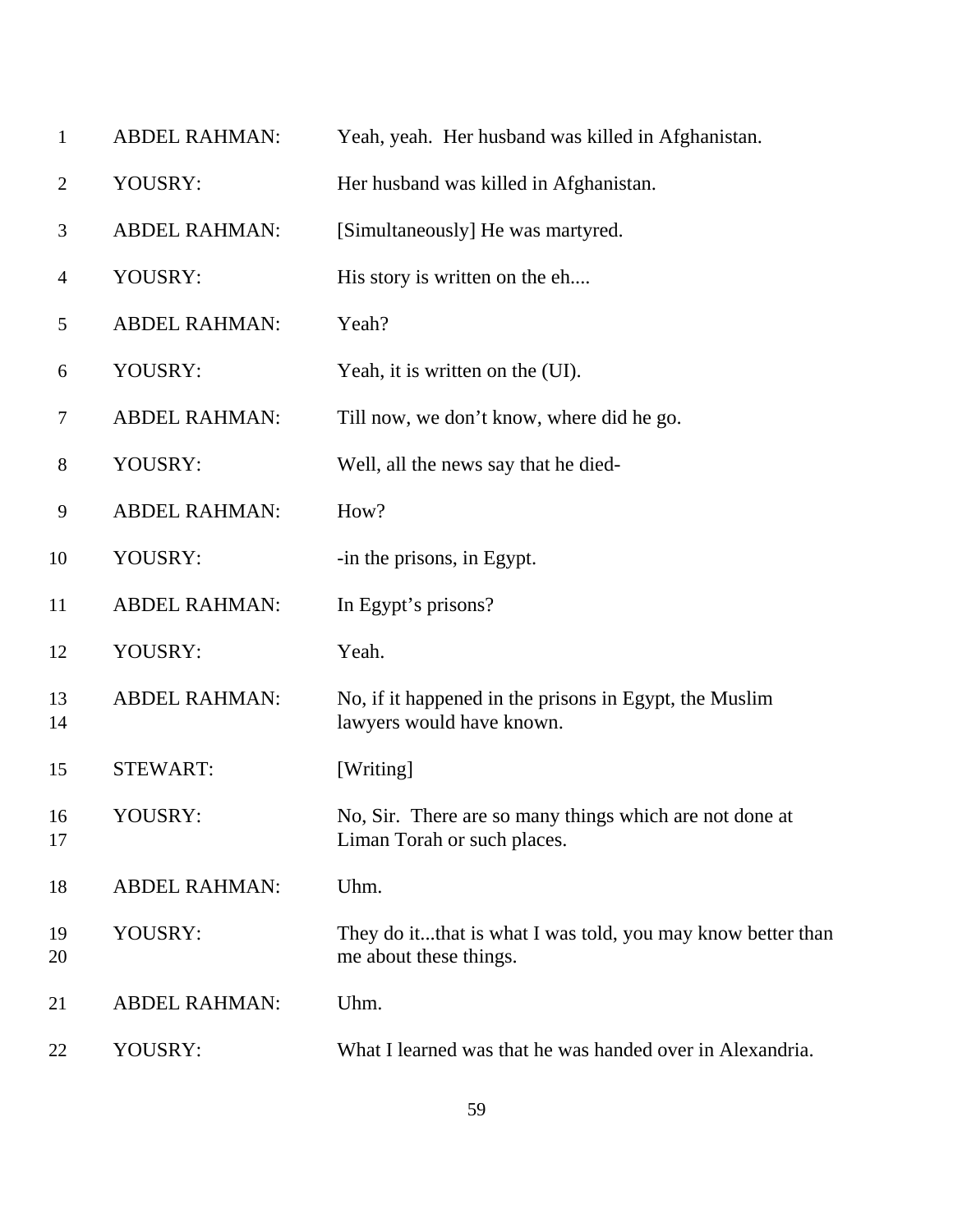| | | |
|---|---|---|
| 1 | ABDEL RAHMAN: | Yeah, yeah. Her husband was killed in Afghanistan. |
| 2 | YOUSRY: | Her husband was killed in Afghanistan. |
| 3 | ABDEL RAHMAN: | [Simultaneously] He was martyred. |
| 4 | YOUSRY: | His story is written on the eh.... |
| 5 | ABDEL RAHMAN: | Yeah? |
| 6 | YOUSRY: | Yeah, it is written on the (UI). |
| 7 | ABDEL RAHMAN: | Till now, we don't know, where did he go. |
| 8 | YOUSRY: | Well, all the news say that he died- |
| 9 | ABDEL RAHMAN: | How? |
| 10 | YOUSRY: | -in the prisons, in Egypt. |
| 11 | ABDEL RAHMAN: | In Egypt's prisons? |
| 12 | YOUSRY: | Yeah. |
| 13<br>14 | ABDEL RAHMAN: | No, if it happened in the prisons in Egypt, the Muslim lawyers would have known. |
| 15 | STEWART: | [Writing] |
| 16<br>17 | YOUSRY: | No, Sir. There are so many things which are not done at Liman Torah or such places. |
| 18 | ABDEL RAHMAN: | Uhm. |
| 19<br>20 | YOUSRY: | They do it...that is what I was told, you may know better than me about these things. |
| 21 | ABDEL RAHMAN: | Uhm. |
| 22 | YOUSRY: | What I learned was that he was handed over in Alexandria. |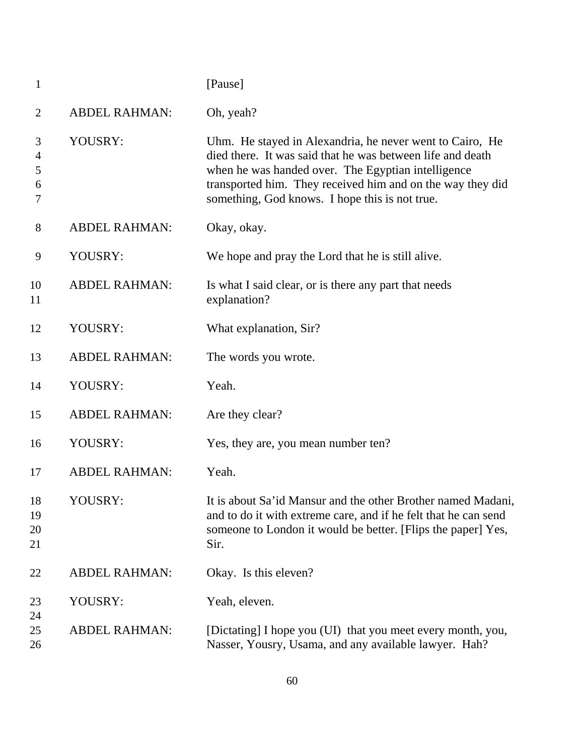[Pause]

ABDEL RAHMAN: Oh, yeah?

YOUSRY: Uhm. He stayed in Alexandria, he never went to Cairo, He died there. It was said that he was between life and death when he was handed over. The Egyptian intelligence transported him. They received him and on the way they did something, God knows. I hope this is not true.

ABDEL RAHMAN: Okay, okay.

YOUSRY: We hope and pray the Lord that he is still alive.

ABDEL RAHMAN: Is what I said clear, or is there any part that needs explanation?

YOUSRY: What explanation, Sir?

ABDEL RAHMAN: The words you wrote.

YOUSRY: Yeah.

ABDEL RAHMAN: Are they clear?

YOUSRY: Yes, they are, you mean number ten?

ABDEL RAHMAN: Yeah.

YOUSRY: It is about Sa'id Mansur and the other Brother named Madani, and to do it with extreme care, and if he felt that he can send someone to London it would be better. [Flips the paper] Yes, Sir.

ABDEL RAHMAN: Okay. Is this eleven?

YOUSRY: Yeah, eleven.

ABDEL RAHMAN: [Dictating] I hope you (UI) that you meet every month, you, Nasser, Yousry, Usama, and any available lawyer. Hah?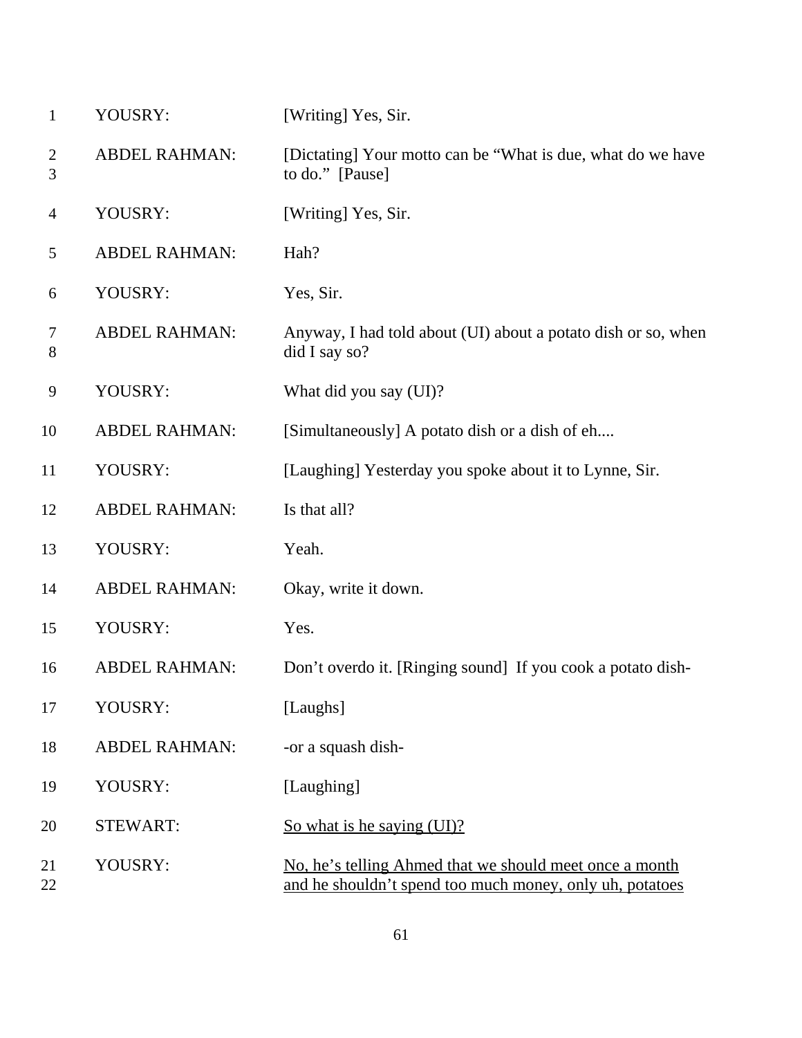| | | |
|---|---|---|
| 1 | YOUSRY: | [Writing] Yes, Sir. |
| 2<br>3 | ABDEL RAHMAN: | [Dictating] Your motto can be "What is due, what do we have to do." [Pause] |
| 4 | YOUSRY: | [Writing] Yes, Sir. |
| 5 | ABDEL RAHMAN: | Hah? |
| 6 | YOUSRY: | Yes, Sir. |
| 7<br>8 | ABDEL RAHMAN: | Anyway, I had told about (UI) about a potato dish or so, when did I say so? |
| 9 | YOUSRY: | What did you say (UI)? |
| 10 | ABDEL RAHMAN: | [Simultaneously] A potato dish or a dish of eh.... |
| 11 | YOUSRY: | [Laughing] Yesterday you spoke about it to Lynne, Sir. |
| 12 | ABDEL RAHMAN: | Is that all? |
| 13 | YOUSRY: | Yeah. |
| 14 | ABDEL RAHMAN: | Okay, write it down. |
| 15 | YOUSRY: | Yes. |
| 16 | ABDEL RAHMAN: | Don't overdo it. [Ringing sound] If you cook a potato dish- |
| 17 | YOUSRY: | [Laughs] |
| 18 | ABDEL RAHMAN: | -or a squash dish- |
| 19 | YOUSRY: | [Laughing] |
| 20 | STEWART: | <u>So what is he saying (UI)?</u> |
| 21<br>22 | YOUSRY: | <u>No, he's telling Ahmed that we should meet once a month and he shouldn't spend too much money, only uh, potatoes</u> |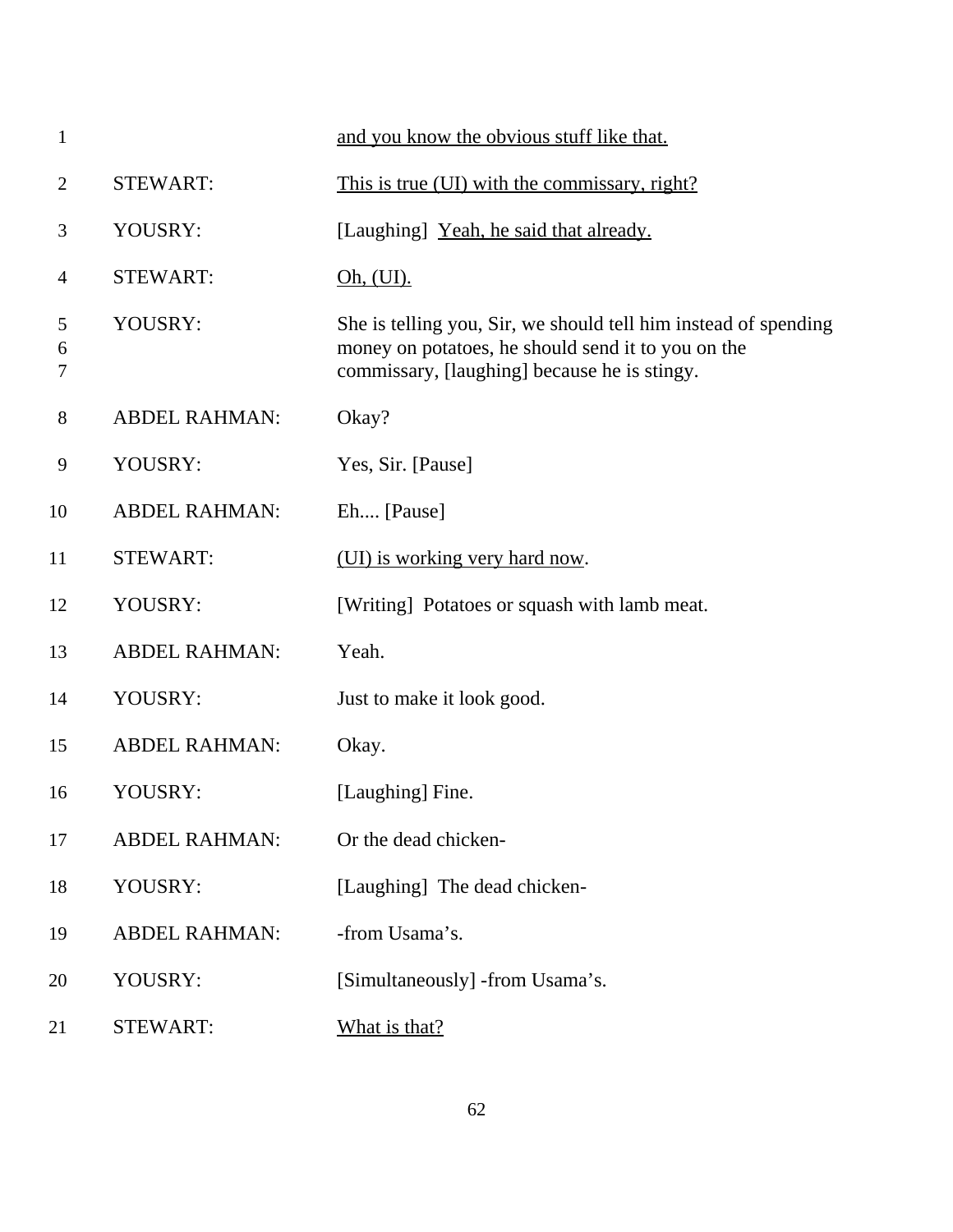| | | |
|---|---|---|
| 1 | | <u>and you know the obvious stuff like that.</u> |
| 2 | STEWART: | <u>This is true (UI) with the commissary, right?</u> |
| 3 | YOUSRY: | [Laughing] <u>Yeah, he said that already.</u> |
| 4 | STEWART: | <u>Oh, (UI).</u> |
| 5 6 7 | YOUSRY: | She is telling you, Sir, we should tell him instead of spending money on potatoes, he should send it to you on the commissary, [laughing] because he is stingy. |
| 8 | ABDEL RAHMAN: | Okay? |
| 9 | YOUSRY: | Yes, Sir. [Pause] |
| 10 | ABDEL RAHMAN: | Eh.... [Pause] |
| 11 | STEWART: | <u>(UI) is working very hard now</u>. |
| 12 | YOUSRY: | [Writing] Potatoes or squash with lamb meat. |
| 13 | ABDEL RAHMAN: | Yeah. |
| 14 | YOUSRY: | Just to make it look good. |
| 15 | ABDEL RAHMAN: | Okay. |
| 16 | YOUSRY: | [Laughing] Fine. |
| 17 | ABDEL RAHMAN: | Or the dead chicken- |
| 18 | YOUSRY: | [Laughing] The dead chicken- |
| 19 | ABDEL RAHMAN: | -from Usama's. |
| 20 | YOUSRY: | [Simultaneously] -from Usama's. |
| 21 | STEWART: | <u>What is that?</u> |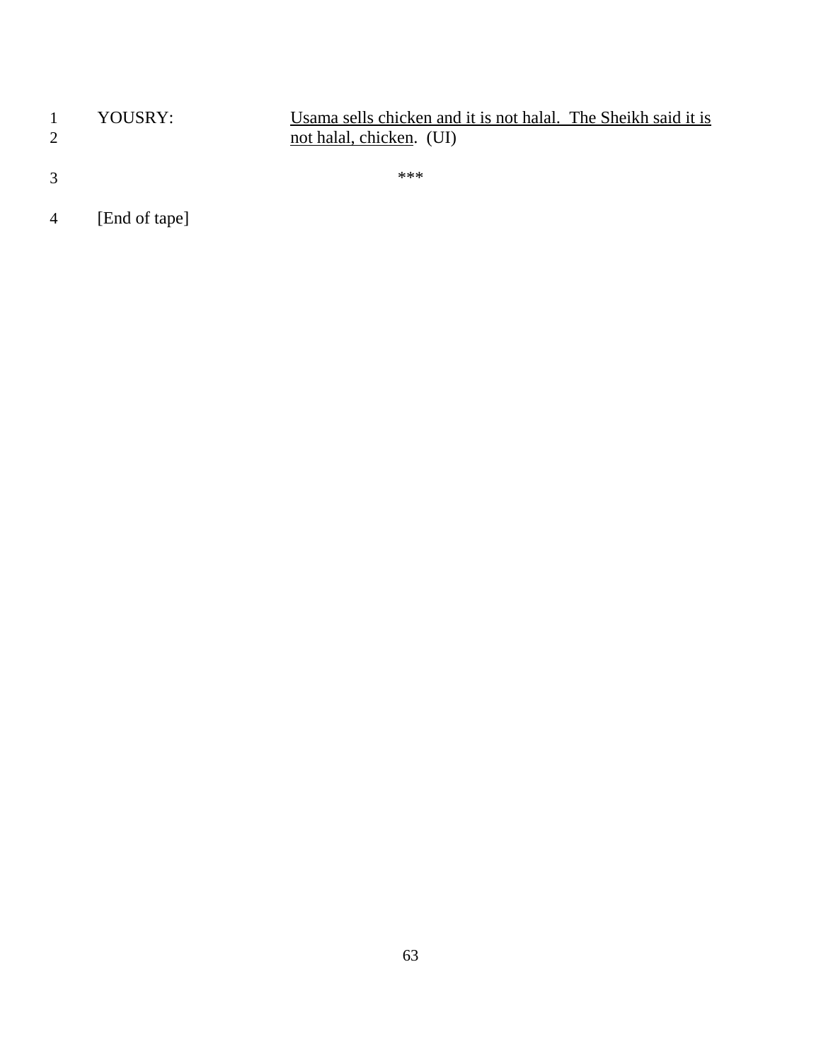YOUSRY: <u>Usama sells chicken and it is not halal. The Sheikh said it is not halal, chicken</u>. (UI)

***

[End of tape]